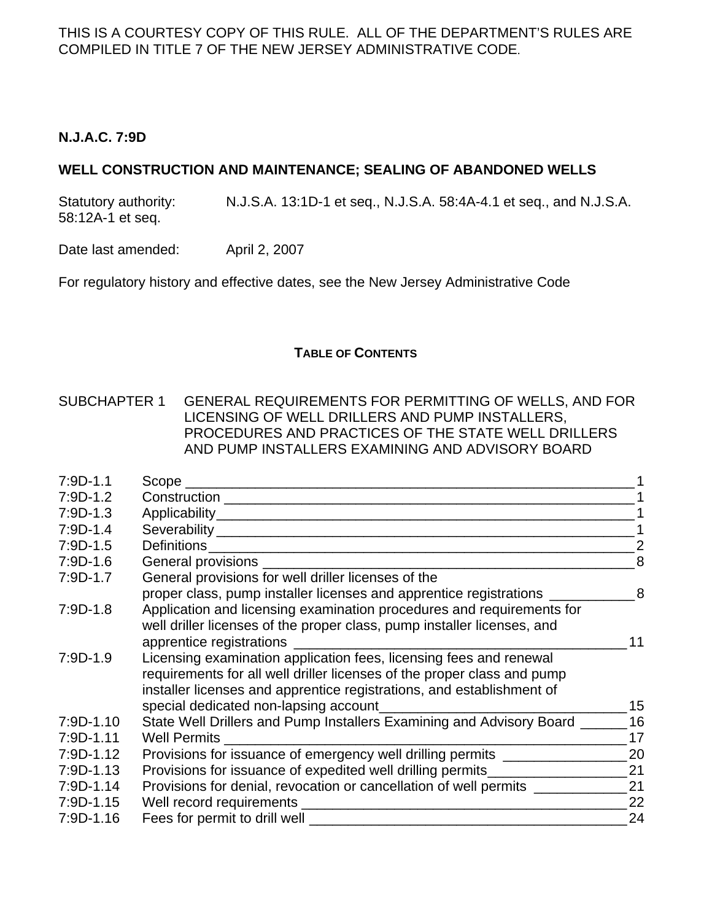THIS IS A COURTESY COPY OF THIS RULE. ALL OF THE DEPARTMENT'S RULES ARE COMPILED IN TITLE 7 OF THE NEW JERSEY ADMINISTRATIVE CODE.

**N.J.A.C. 7:9D**

**WELL CONSTRUCTION AND MAINTENANCE; SEALING OF ABANDONED WELLS**

Statutory authority: N.J.S.A. 13:1D-1 et seq., N.J.S.A. 58:4A-4.1 et seq., and N.J.S.A. 58:12A-1 et seq.

Date last amended: April 2, 2007

For regulatory history and effective dates, see the New Jersey Administrative Code

## TABLE OF CONTENTS

SUBCHAPTER 1 GENERAL REQUIREMENTS FOR PERMITTING OF WELLS, AND FOR LICENSING OF WELL DRILLERS AND PUMP INSTALLERS, PROCEDURES AND PRACTICES OF THE STATE WELL DRILLERS AND PUMP INSTALLERS EXAMINING AND ADVISORY BOARD

| Section | Title | Page |
|---|---|---|
| 7:9D-1.1 | Scope | 1 |
| 7:9D-1.2 | Construction | 1 |
| 7:9D-1.3 | Applicability | 1 |
| 7:9D-1.4 | Severability | 1 |
| 7:9D-1.5 | Definitions | 2 |
| 7:9D-1.6 | General provisions | 8 |
| 7:9D-1.7 | General provisions for well driller licenses of the proper class, pump installer licenses and apprentice registrations | 8 |
| 7:9D-1.8 | Application and licensing examination procedures and requirements for well driller licenses of the proper class, pump installer licenses, and apprentice registrations | 11 |
| 7:9D-1.9 | Licensing examination application fees, licensing fees and renewal requirements for all well driller licenses of the proper class and pump installer licenses and apprentice registrations, and establishment of special dedicated non-lapsing account | 15 |
| 7:9D-1.10 | State Well Drillers and Pump Installers Examining and Advisory Board | 16 |
| 7:9D-1.11 | Well Permits | 17 |
| 7:9D-1.12 | Provisions for issuance of emergency well drilling permits | 20 |
| 7:9D-1.13 | Provisions for issuance of expedited well drilling permits | 21 |
| 7:9D-1.14 | Provisions for denial, revocation or cancellation of well permits | 21 |
| 7:9D-1.15 | Well record requirements | 22 |
| 7:9D-1.16 | Fees for permit to drill well | 24 |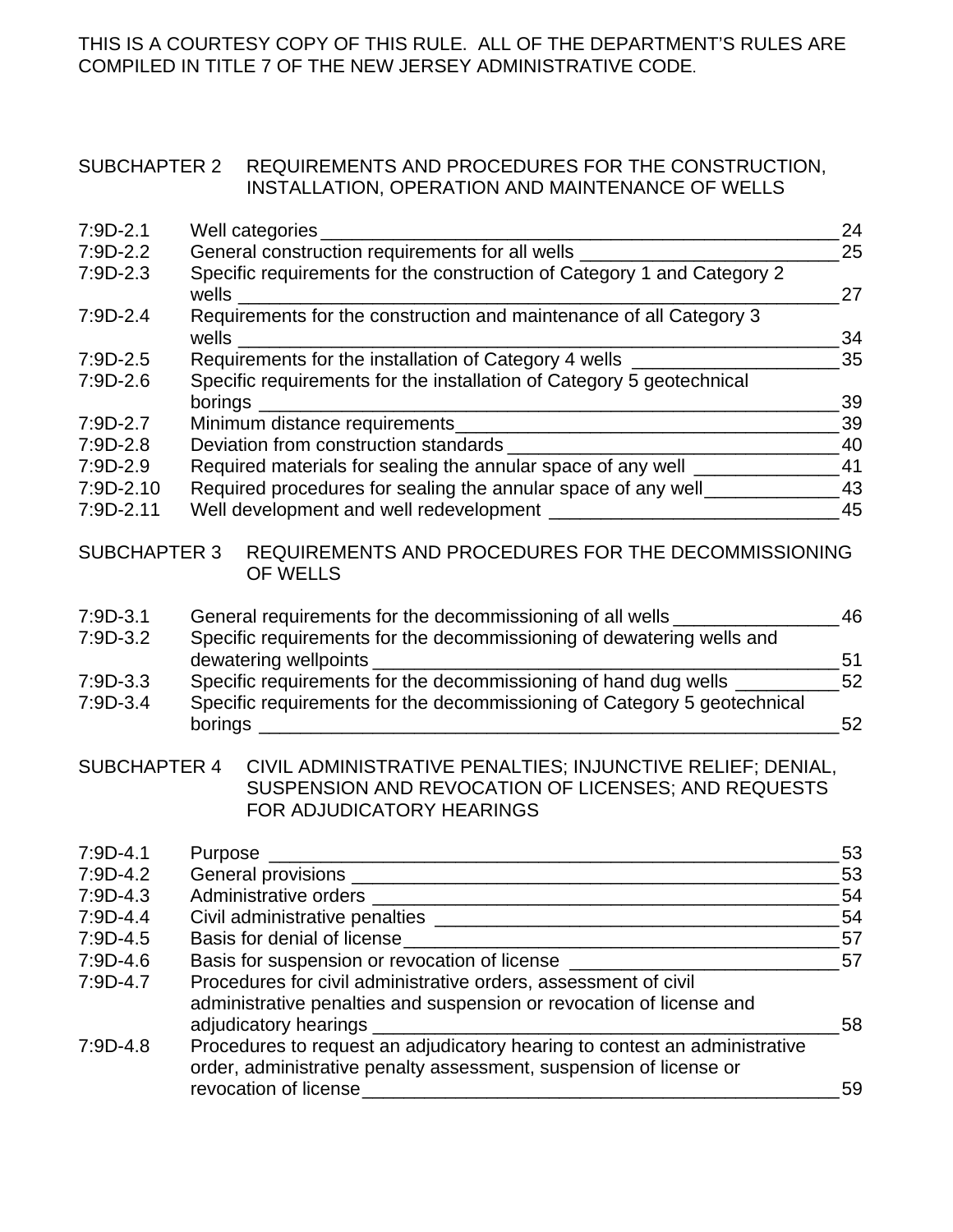THIS IS A COURTESY COPY OF THIS RULE. ALL OF THE DEPARTMENT'S RULES ARE COMPILED IN TITLE 7 OF THE NEW JERSEY ADMINISTRATIVE CODE.

## SUBCHAPTER 2 REQUIREMENTS AND PROCEDURES FOR THE CONSTRUCTION, INSTALLATION, OPERATION AND MAINTENANCE OF WELLS

| | | |
|---|---|---|
| 7:9D-2.1 | Well categories | 24 |
| 7:9D-2.2 | General construction requirements for all wells | 25 |
| 7:9D-2.3 | Specific requirements for the construction of Category 1 and Category 2 wells | 27 |
| 7:9D-2.4 | Requirements for the construction and maintenance of all Category 3 wells | 34 |
| 7:9D-2.5 | Requirements for the installation of Category 4 wells | 35 |
| 7:9D-2.6 | Specific requirements for the installation of Category 5 geotechnical borings | 39 |
| 7:9D-2.7 | Minimum distance requirements | 39 |
| 7:9D-2.8 | Deviation from construction standards | 40 |
| 7:9D-2.9 | Required materials for sealing the annular space of any well | 41 |
| 7:9D-2.10 | Required procedures for sealing the annular space of any well | 43 |
| 7:9D-2.11 | Well development and well redevelopment | 45 |

## SUBCHAPTER 3 REQUIREMENTS AND PROCEDURES FOR THE DECOMMISSIONING OF WELLS

| | | |
|---|---|---|
| 7:9D-3.1 | General requirements for the decommissioning of all wells | 46 |
| 7:9D-3.2 | Specific requirements for the decommissioning of dewatering wells and dewatering wellpoints | 51 |
| 7:9D-3.3 | Specific requirements for the decommissioning of hand dug wells | 52 |
| 7:9D-3.4 | Specific requirements for the decommissioning of Category 5 geotechnical borings | 52 |

## SUBCHAPTER 4 CIVIL ADMINISTRATIVE PENALTIES; INJUNCTIVE RELIEF; DENIAL, SUSPENSION AND REVOCATION OF LICENSES; AND REQUESTS FOR ADJUDICATORY HEARINGS

| | | |
|---|---|---|
| 7:9D-4.1 | Purpose | 53 |
| 7:9D-4.2 | General provisions | 53 |
| 7:9D-4.3 | Administrative orders | 54 |
| 7:9D-4.4 | Civil administrative penalties | 54 |
| 7:9D-4.5 | Basis for denial of license | 57 |
| 7:9D-4.6 | Basis for suspension or revocation of license | 57 |
| 7:9D-4.7 | Procedures for civil administrative orders, assessment of civil administrative penalties and suspension or revocation of license and adjudicatory hearings | 58 |
| 7:9D-4.8 | Procedures to request an adjudicatory hearing to contest an administrative order, administrative penalty assessment, suspension of license or revocation of license | 59 |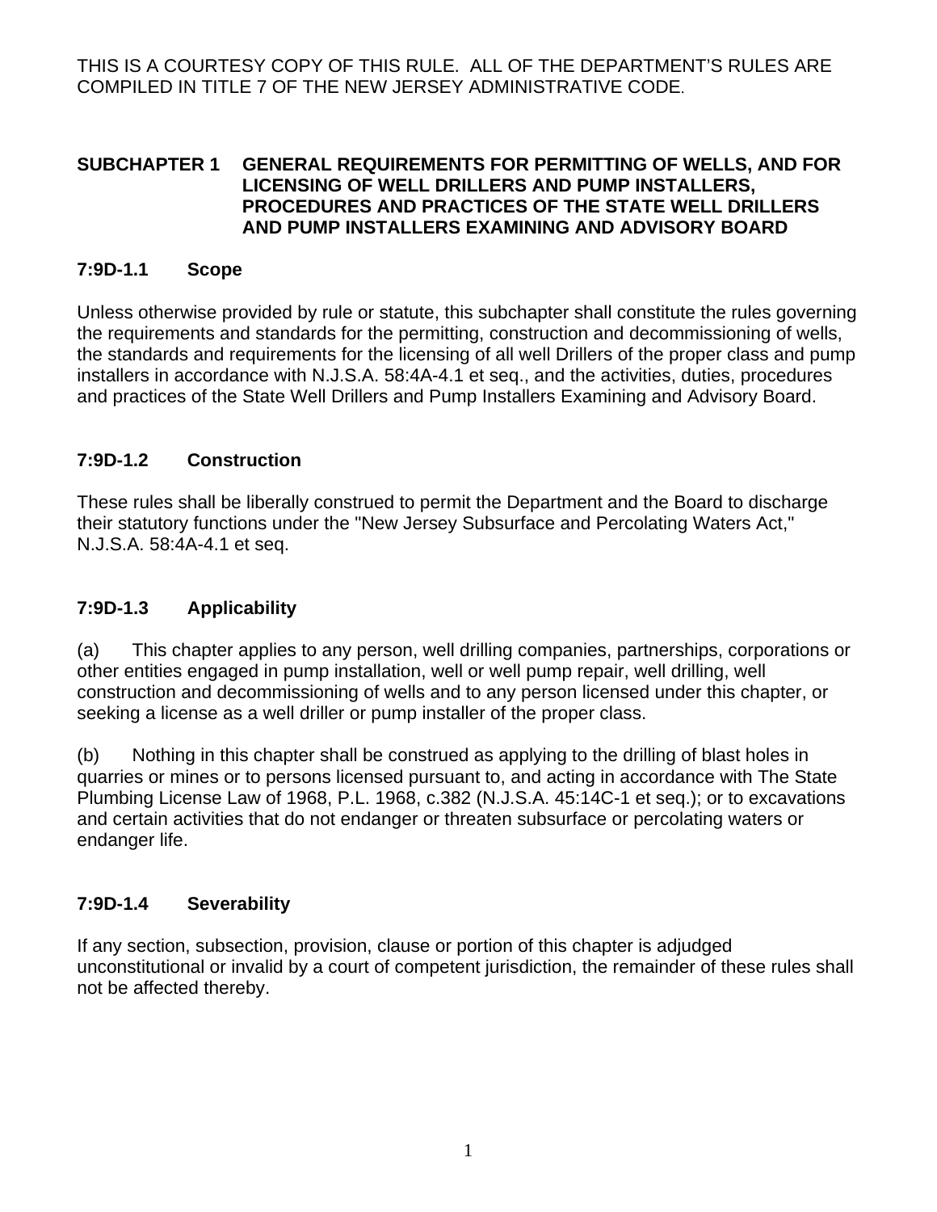THIS IS A COURTESY COPY OF THIS RULE. ALL OF THE DEPARTMENT'S RULES ARE COMPILED IN TITLE 7 OF THE NEW JERSEY ADMINISTRATIVE CODE.

## SUBCHAPTER 1 GENERAL REQUIREMENTS FOR PERMITTING OF WELLS, AND FOR LICENSING OF WELL DRILLERS AND PUMP INSTALLERS, PROCEDURES AND PRACTICES OF THE STATE WELL DRILLERS AND PUMP INSTALLERS EXAMINING AND ADVISORY BOARD

### 7:9D-1.1 Scope

Unless otherwise provided by rule or statute, this subchapter shall constitute the rules governing the requirements and standards for the permitting, construction and decommissioning of wells, the standards and requirements for the licensing of all well Drillers of the proper class and pump installers in accordance with N.J.S.A. 58:4A-4.1 et seq., and the activities, duties, procedures and practices of the State Well Drillers and Pump Installers Examining and Advisory Board.

### 7:9D-1.2 Construction

These rules shall be liberally construed to permit the Department and the Board to discharge their statutory functions under the "New Jersey Subsurface and Percolating Waters Act," N.J.S.A. 58:4A-4.1 et seq.

### 7:9D-1.3 Applicability

(a) This chapter applies to any person, well drilling companies, partnerships, corporations or other entities engaged in pump installation, well or well pump repair, well drilling, well construction and decommissioning of wells and to any person licensed under this chapter, or seeking a license as a well driller or pump installer of the proper class.

(b) Nothing in this chapter shall be construed as applying to the drilling of blast holes in quarries or mines or to persons licensed pursuant to, and acting in accordance with The State Plumbing License Law of 1968, P.L. 1968, c.382 (N.J.S.A. 45:14C-1 et seq.); or to excavations and certain activities that do not endanger or threaten subsurface or percolating waters or endanger life.

### 7:9D-1.4 Severability

If any section, subsection, provision, clause or portion of this chapter is adjudged unconstitutional or invalid by a court of competent jurisdiction, the remainder of these rules shall not be affected thereby.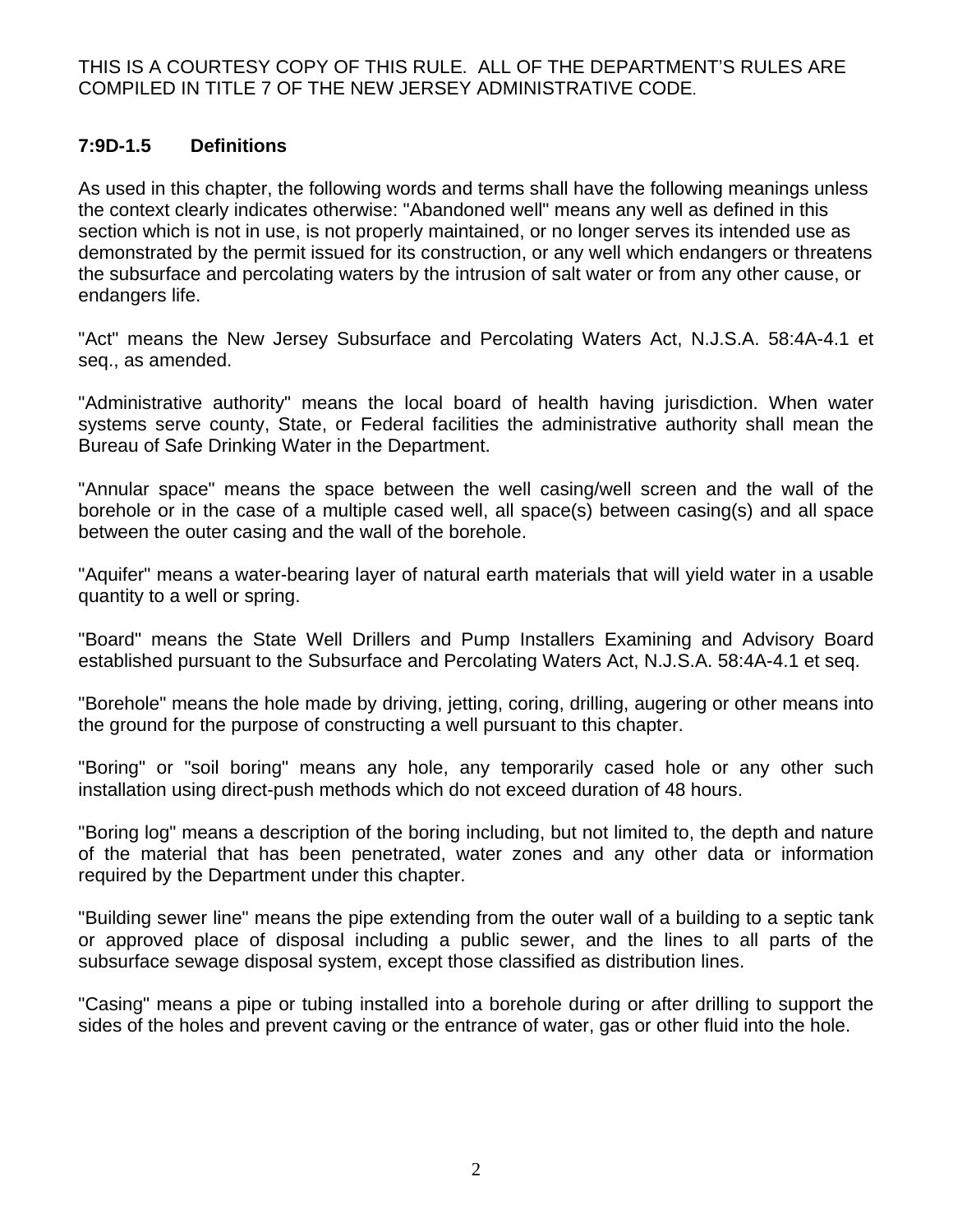THIS IS A COURTESY COPY OF THIS RULE. ALL OF THE DEPARTMENT'S RULES ARE COMPILED IN TITLE 7 OF THE NEW JERSEY ADMINISTRATIVE CODE.

### 7:9D-1.5 Definitions

As used in this chapter, the following words and terms shall have the following meanings unless the context clearly indicates otherwise: "Abandoned well" means any well as defined in this section which is not in use, is not properly maintained, or no longer serves its intended use as demonstrated by the permit issued for its construction, or any well which endangers or threatens the subsurface and percolating waters by the intrusion of salt water or from any other cause, or endangers life.

"Act" means the New Jersey Subsurface and Percolating Waters Act, N.J.S.A. 58:4A-4.1 et seq., as amended.

"Administrative authority" means the local board of health having jurisdiction. When water systems serve county, State, or Federal facilities the administrative authority shall mean the Bureau of Safe Drinking Water in the Department.

"Annular space" means the space between the well casing/well screen and the wall of the borehole or in the case of a multiple cased well, all space(s) between casing(s) and all space between the outer casing and the wall of the borehole.

"Aquifer" means a water-bearing layer of natural earth materials that will yield water in a usable quantity to a well or spring.

"Board" means the State Well Drillers and Pump Installers Examining and Advisory Board established pursuant to the Subsurface and Percolating Waters Act, N.J.S.A. 58:4A-4.1 et seq.

"Borehole" means the hole made by driving, jetting, coring, drilling, augering or other means into the ground for the purpose of constructing a well pursuant to this chapter.

"Boring" or "soil boring" means any hole, any temporarily cased hole or any other such installation using direct-push methods which do not exceed duration of 48 hours.

"Boring log" means a description of the boring including, but not limited to, the depth and nature of the material that has been penetrated, water zones and any other data or information required by the Department under this chapter.

"Building sewer line" means the pipe extending from the outer wall of a building to a septic tank or approved place of disposal including a public sewer, and the lines to all parts of the subsurface sewage disposal system, except those classified as distribution lines.

"Casing" means a pipe or tubing installed into a borehole during or after drilling to support the sides of the holes and prevent caving or the entrance of water, gas or other fluid into the hole.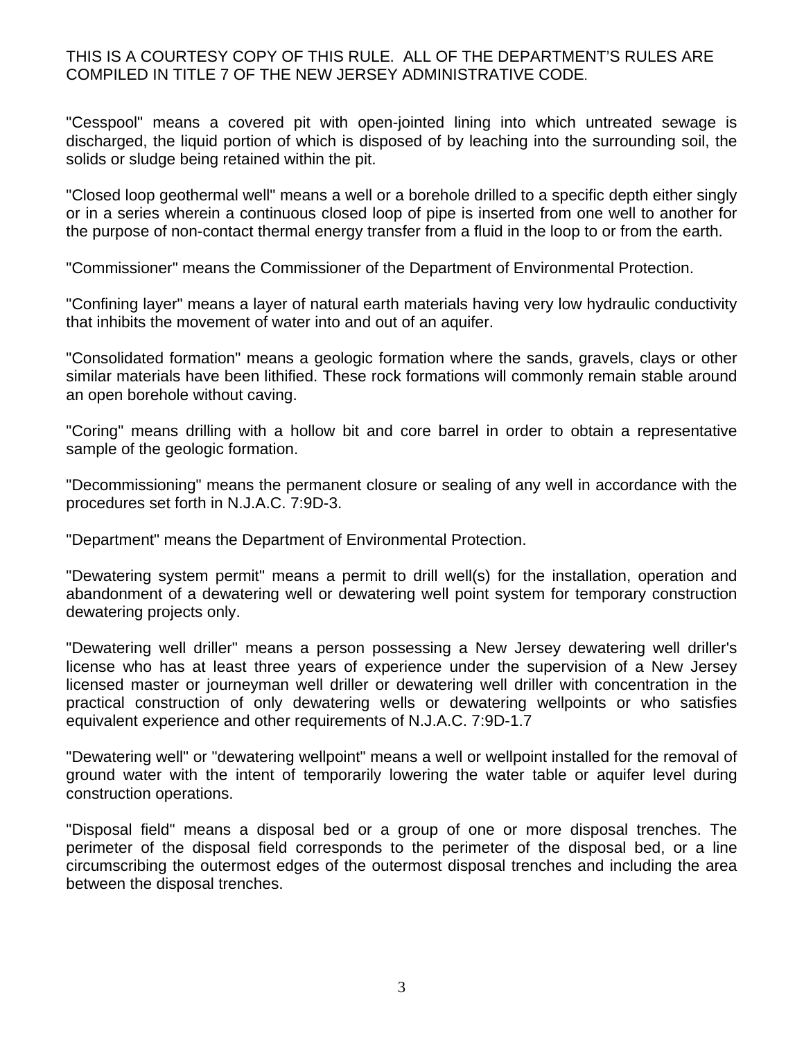THIS IS A COURTESY COPY OF THIS RULE. ALL OF THE DEPARTMENT'S RULES ARE COMPILED IN TITLE 7 OF THE NEW JERSEY ADMINISTRATIVE CODE.

"Cesspool" means a covered pit with open-jointed lining into which untreated sewage is discharged, the liquid portion of which is disposed of by leaching into the surrounding soil, the solids or sludge being retained within the pit.

"Closed loop geothermal well" means a well or a borehole drilled to a specific depth either singly or in a series wherein a continuous closed loop of pipe is inserted from one well to another for the purpose of non-contact thermal energy transfer from a fluid in the loop to or from the earth.

"Commissioner" means the Commissioner of the Department of Environmental Protection.

"Confining layer" means a layer of natural earth materials having very low hydraulic conductivity that inhibits the movement of water into and out of an aquifer.

"Consolidated formation" means a geologic formation where the sands, gravels, clays or other similar materials have been lithified. These rock formations will commonly remain stable around an open borehole without caving.

"Coring" means drilling with a hollow bit and core barrel in order to obtain a representative sample of the geologic formation.

"Decommissioning" means the permanent closure or sealing of any well in accordance with the procedures set forth in N.J.A.C. 7:9D-3.

"Department" means the Department of Environmental Protection.

"Dewatering system permit" means a permit to drill well(s) for the installation, operation and abandonment of a dewatering well or dewatering well point system for temporary construction dewatering projects only.

"Dewatering well driller" means a person possessing a New Jersey dewatering well driller's license who has at least three years of experience under the supervision of a New Jersey licensed master or journeyman well driller or dewatering well driller with concentration in the practical construction of only dewatering wells or dewatering wellpoints or who satisfies equivalent experience and other requirements of N.J.A.C. 7:9D-1.7

"Dewatering well" or "dewatering wellpoint" means a well or wellpoint installed for the removal of ground water with the intent of temporarily lowering the water table or aquifer level during construction operations.

"Disposal field" means a disposal bed or a group of one or more disposal trenches. The perimeter of the disposal field corresponds to the perimeter of the disposal bed, or a line circumscribing the outermost edges of the outermost disposal trenches and including the area between the disposal trenches.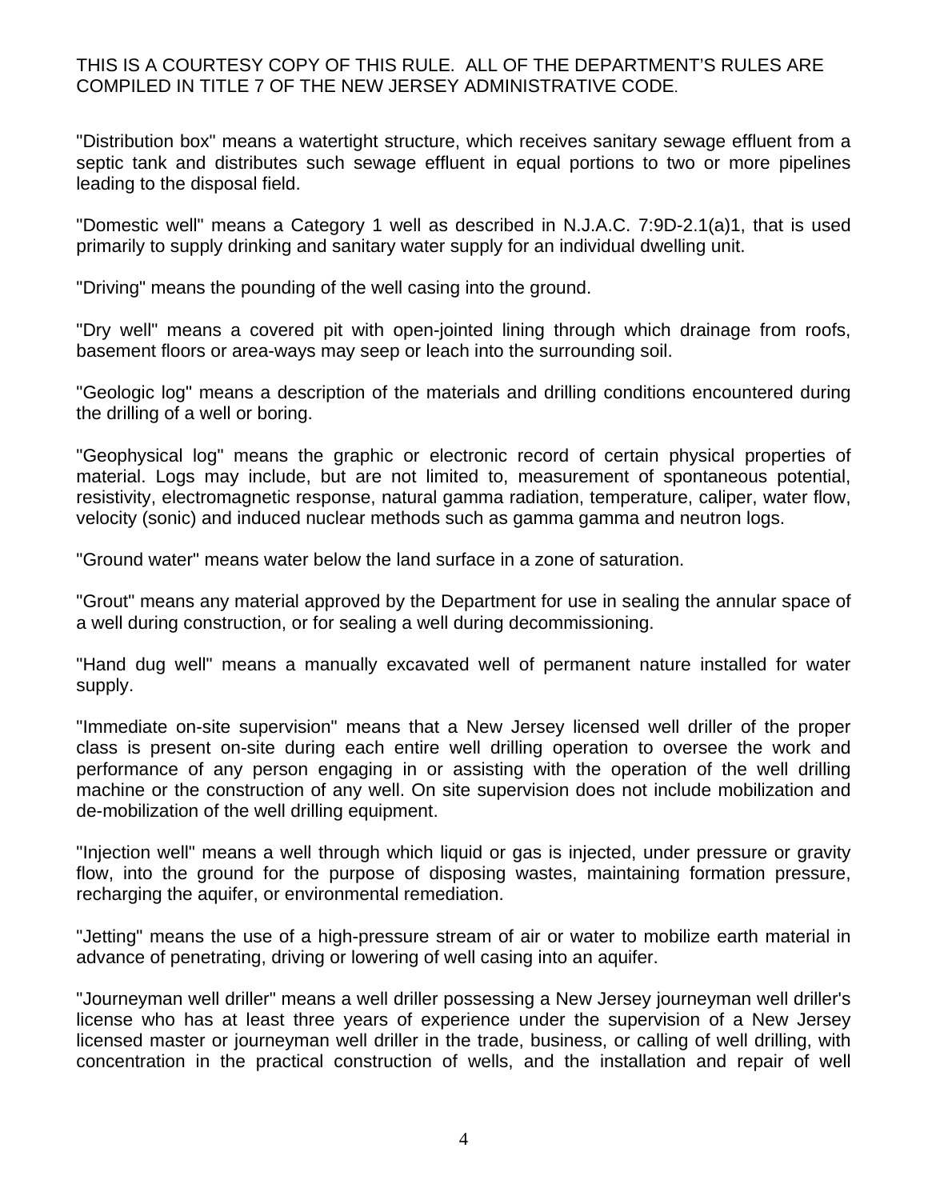THIS IS A COURTESY COPY OF THIS RULE. ALL OF THE DEPARTMENT'S RULES ARE COMPILED IN TITLE 7 OF THE NEW JERSEY ADMINISTRATIVE CODE.

"Distribution box" means a watertight structure, which receives sanitary sewage effluent from a septic tank and distributes such sewage effluent in equal portions to two or more pipelines leading to the disposal field.

"Domestic well" means a Category 1 well as described in N.J.A.C. 7:9D-2.1(a)1, that is used primarily to supply drinking and sanitary water supply for an individual dwelling unit.

"Driving" means the pounding of the well casing into the ground.

"Dry well" means a covered pit with open-jointed lining through which drainage from roofs, basement floors or area-ways may seep or leach into the surrounding soil.

"Geologic log" means a description of the materials and drilling conditions encountered during the drilling of a well or boring.

"Geophysical log" means the graphic or electronic record of certain physical properties of material. Logs may include, but are not limited to, measurement of spontaneous potential, resistivity, electromagnetic response, natural gamma radiation, temperature, caliper, water flow, velocity (sonic) and induced nuclear methods such as gamma gamma and neutron logs.

"Ground water" means water below the land surface in a zone of saturation.

"Grout" means any material approved by the Department for use in sealing the annular space of a well during construction, or for sealing a well during decommissioning.

"Hand dug well" means a manually excavated well of permanent nature installed for water supply.

"Immediate on-site supervision" means that a New Jersey licensed well driller of the proper class is present on-site during each entire well drilling operation to oversee the work and performance of any person engaging in or assisting with the operation of the well drilling machine or the construction of any well. On site supervision does not include mobilization and de-mobilization of the well drilling equipment.

"Injection well" means a well through which liquid or gas is injected, under pressure or gravity flow, into the ground for the purpose of disposing wastes, maintaining formation pressure, recharging the aquifer, or environmental remediation.

"Jetting" means the use of a high-pressure stream of air or water to mobilize earth material in advance of penetrating, driving or lowering of well casing into an aquifer.

"Journeyman well driller" means a well driller possessing a New Jersey journeyman well driller's license who has at least three years of experience under the supervision of a New Jersey licensed master or journeyman well driller in the trade, business, or calling of well drilling, with concentration in the practical construction of wells, and the installation and repair of well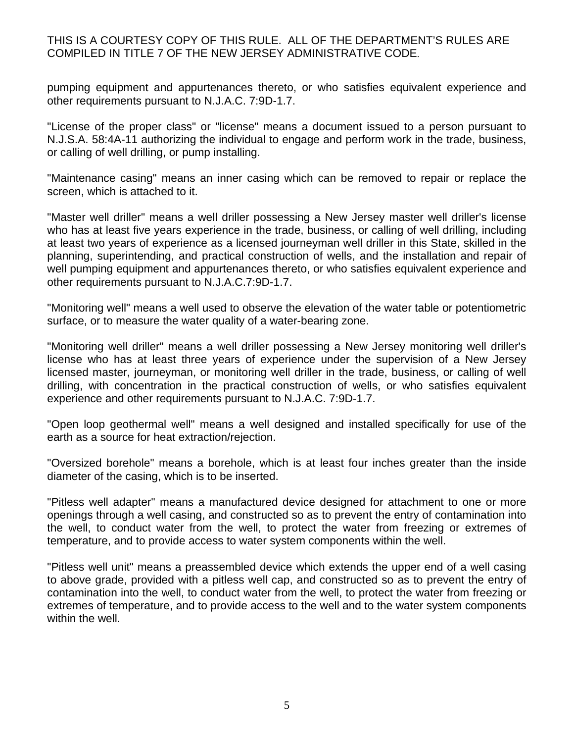pumping equipment and appurtenances thereto, or who satisfies equivalent experience and other requirements pursuant to N.J.A.C. 7:9D-1.7.

"License of the proper class" or "license" means a document issued to a person pursuant to N.J.S.A. 58:4A-11 authorizing the individual to engage and perform work in the trade, business, or calling of well drilling, or pump installing.

"Maintenance casing" means an inner casing which can be removed to repair or replace the screen, which is attached to it.

"Master well driller" means a well driller possessing a New Jersey master well driller's license who has at least five years experience in the trade, business, or calling of well drilling, including at least two years of experience as a licensed journeyman well driller in this State, skilled in the planning, superintending, and practical construction of wells, and the installation and repair of well pumping equipment and appurtenances thereto, or who satisfies equivalent experience and other requirements pursuant to N.J.A.C.7:9D-1.7.

"Monitoring well" means a well used to observe the elevation of the water table or potentiometric surface, or to measure the water quality of a water-bearing zone.

"Monitoring well driller" means a well driller possessing a New Jersey monitoring well driller's license who has at least three years of experience under the supervision of a New Jersey licensed master, journeyman, or monitoring well driller in the trade, business, or calling of well drilling, with concentration in the practical construction of wells, or who satisfies equivalent experience and other requirements pursuant to N.J.A.C. 7:9D-1.7.

"Open loop geothermal well" means a well designed and installed specifically for use of the earth as a source for heat extraction/rejection.

"Oversized borehole" means a borehole, which is at least four inches greater than the inside diameter of the casing, which is to be inserted.

"Pitless well adapter" means a manufactured device designed for attachment to one or more openings through a well casing, and constructed so as to prevent the entry of contamination into the well, to conduct water from the well, to protect the water from freezing or extremes of temperature, and to provide access to water system components within the well.

"Pitless well unit" means a preassembled device which extends the upper end of a well casing to above grade, provided with a pitless well cap, and constructed so as to prevent the entry of contamination into the well, to conduct water from the well, to protect the water from freezing or extremes of temperature, and to provide access to the well and to the water system components within the well.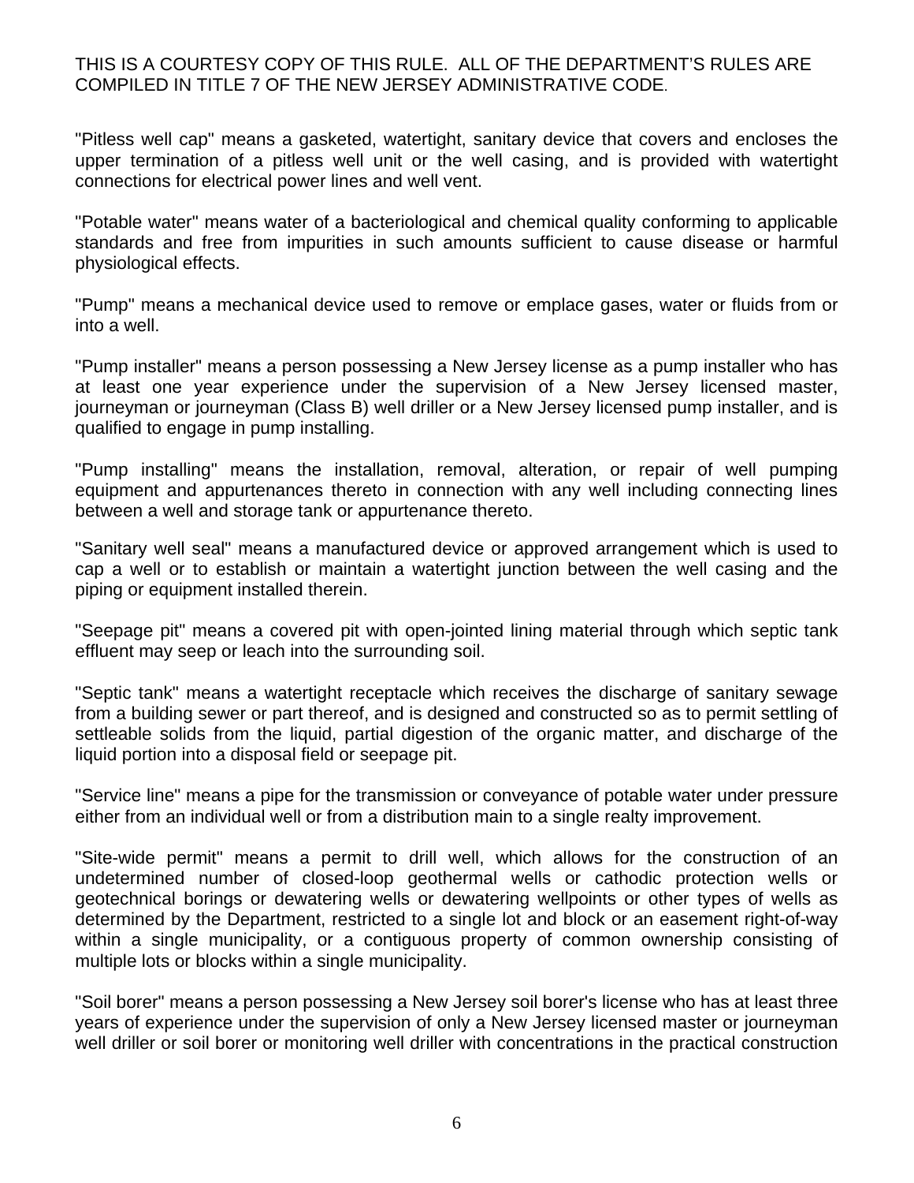THIS IS A COURTESY COPY OF THIS RULE. ALL OF THE DEPARTMENT'S RULES ARE COMPILED IN TITLE 7 OF THE NEW JERSEY ADMINISTRATIVE CODE.

"Pitless well cap" means a gasketed, watertight, sanitary device that covers and encloses the upper termination of a pitless well unit or the well casing, and is provided with watertight connections for electrical power lines and well vent.

"Potable water" means water of a bacteriological and chemical quality conforming to applicable standards and free from impurities in such amounts sufficient to cause disease or harmful physiological effects.

"Pump" means a mechanical device used to remove or emplace gases, water or fluids from or into a well.

"Pump installer" means a person possessing a New Jersey license as a pump installer who has at least one year experience under the supervision of a New Jersey licensed master, journeyman or journeyman (Class B) well driller or a New Jersey licensed pump installer, and is qualified to engage in pump installing.

"Pump installing" means the installation, removal, alteration, or repair of well pumping equipment and appurtenances thereto in connection with any well including connecting lines between a well and storage tank or appurtenance thereto.

"Sanitary well seal" means a manufactured device or approved arrangement which is used to cap a well or to establish or maintain a watertight junction between the well casing and the piping or equipment installed therein.

"Seepage pit" means a covered pit with open-jointed lining material through which septic tank effluent may seep or leach into the surrounding soil.

"Septic tank" means a watertight receptacle which receives the discharge of sanitary sewage from a building sewer or part thereof, and is designed and constructed so as to permit settling of settleable solids from the liquid, partial digestion of the organic matter, and discharge of the liquid portion into a disposal field or seepage pit.

"Service line" means a pipe for the transmission or conveyance of potable water under pressure either from an individual well or from a distribution main to a single realty improvement.

"Site-wide permit" means a permit to drill well, which allows for the construction of an undetermined number of closed-loop geothermal wells or cathodic protection wells or geotechnical borings or dewatering wells or dewatering wellpoints or other types of wells as determined by the Department, restricted to a single lot and block or an easement right-of-way within a single municipality, or a contiguous property of common ownership consisting of multiple lots or blocks within a single municipality.

"Soil borer" means a person possessing a New Jersey soil borer's license who has at least three years of experience under the supervision of only a New Jersey licensed master or journeyman well driller or soil borer or monitoring well driller with concentrations in the practical construction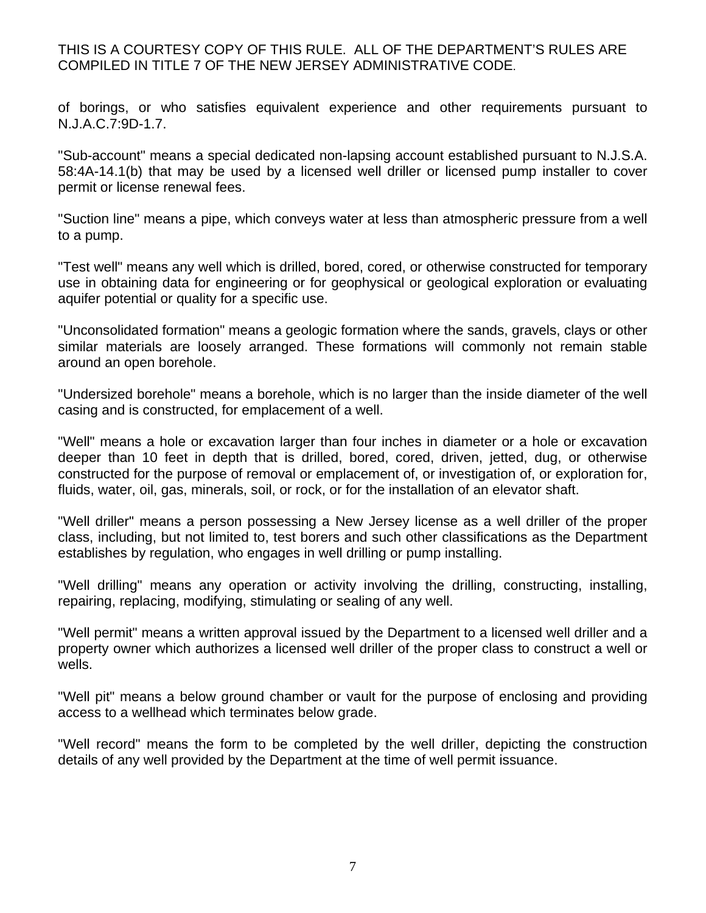of borings, or who satisfies equivalent experience and other requirements pursuant to N.J.A.C.7:9D-1.7.

"Sub-account" means a special dedicated non-lapsing account established pursuant to N.J.S.A. 58:4A-14.1(b) that may be used by a licensed well driller or licensed pump installer to cover permit or license renewal fees.

"Suction line" means a pipe, which conveys water at less than atmospheric pressure from a well to a pump.

"Test well" means any well which is drilled, bored, cored, or otherwise constructed for temporary use in obtaining data for engineering or for geophysical or geological exploration or evaluating aquifer potential or quality for a specific use.

"Unconsolidated formation" means a geologic formation where the sands, gravels, clays or other similar materials are loosely arranged. These formations will commonly not remain stable around an open borehole.

"Undersized borehole" means a borehole, which is no larger than the inside diameter of the well casing and is constructed, for emplacement of a well.

"Well" means a hole or excavation larger than four inches in diameter or a hole or excavation deeper than 10 feet in depth that is drilled, bored, cored, driven, jetted, dug, or otherwise constructed for the purpose of removal or emplacement of, or investigation of, or exploration for, fluids, water, oil, gas, minerals, soil, or rock, or for the installation of an elevator shaft.

"Well driller" means a person possessing a New Jersey license as a well driller of the proper class, including, but not limited to, test borers and such other classifications as the Department establishes by regulation, who engages in well drilling or pump installing.

"Well drilling" means any operation or activity involving the drilling, constructing, installing, repairing, replacing, modifying, stimulating or sealing of any well.

"Well permit" means a written approval issued by the Department to a licensed well driller and a property owner which authorizes a licensed well driller of the proper class to construct a well or wells.

"Well pit" means a below ground chamber or vault for the purpose of enclosing and providing access to a wellhead which terminates below grade.

"Well record" means the form to be completed by the well driller, depicting the construction details of any well provided by the Department at the time of well permit issuance.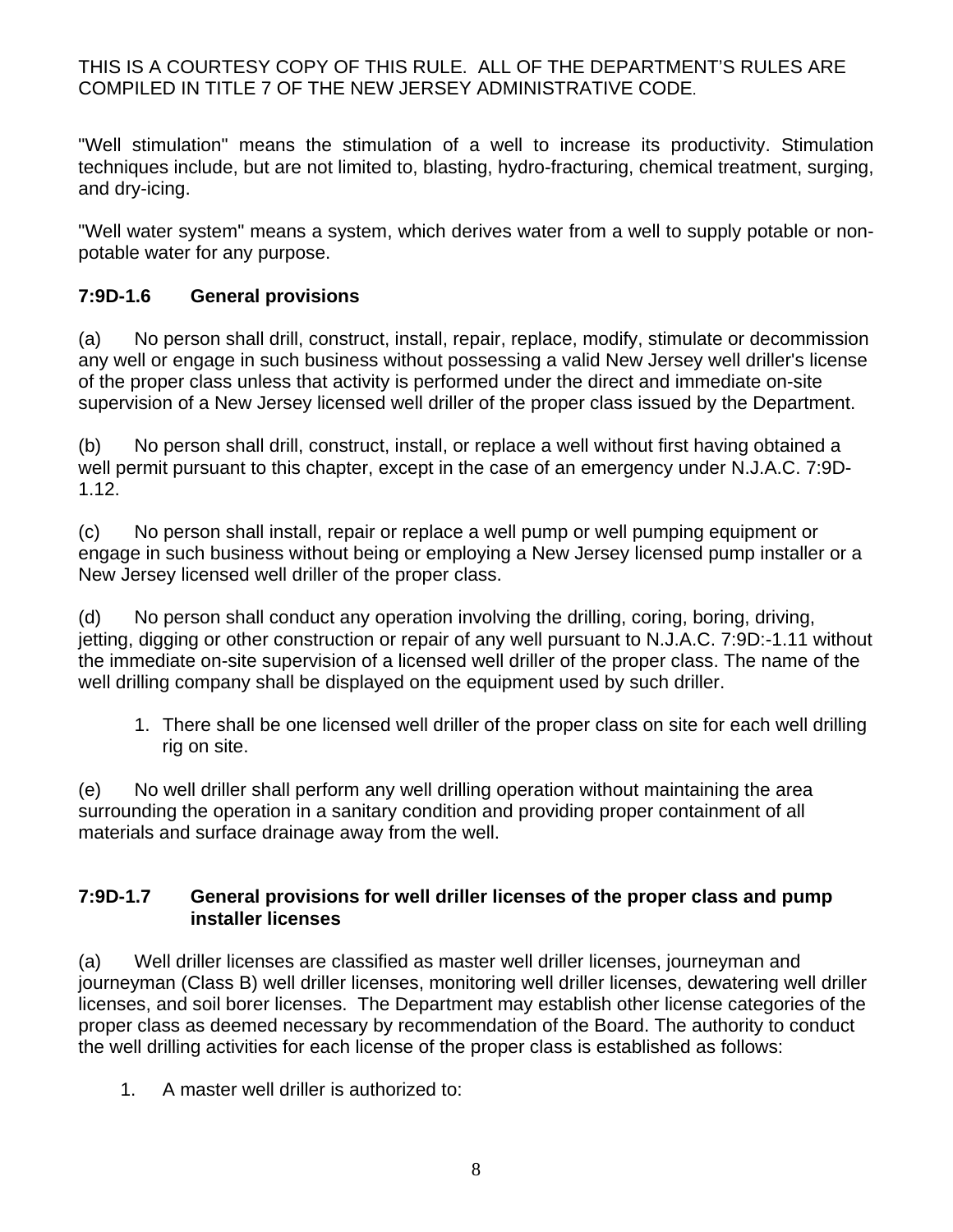THIS IS A COURTESY COPY OF THIS RULE. ALL OF THE DEPARTMENT'S RULES ARE COMPILED IN TITLE 7 OF THE NEW JERSEY ADMINISTRATIVE CODE.

"Well stimulation" means the stimulation of a well to increase its productivity. Stimulation techniques include, but are not limited to, blasting, hydro-fracturing, chemical treatment, surging, and dry-icing.

"Well water system" means a system, which derives water from a well to supply potable or non-potable water for any purpose.

### 7:9D-1.6 General provisions

(a) No person shall drill, construct, install, repair, replace, modify, stimulate or decommission any well or engage in such business without possessing a valid New Jersey well driller's license of the proper class unless that activity is performed under the direct and immediate on-site supervision of a New Jersey licensed well driller of the proper class issued by the Department.

(b) No person shall drill, construct, install, or replace a well without first having obtained a well permit pursuant to this chapter, except in the case of an emergency under N.J.A.C. 7:9D-1.12.

(c) No person shall install, repair or replace a well pump or well pumping equipment or engage in such business without being or employing a New Jersey licensed pump installer or a New Jersey licensed well driller of the proper class.

(d) No person shall conduct any operation involving the drilling, coring, boring, driving, jetting, digging or other construction or repair of any well pursuant to N.J.A.C. 7:9D:-1.11 without the immediate on-site supervision of a licensed well driller of the proper class. The name of the well drilling company shall be displayed on the equipment used by such driller.

1. There shall be one licensed well driller of the proper class on site for each well drilling rig on site.

(e) No well driller shall perform any well drilling operation without maintaining the area surrounding the operation in a sanitary condition and providing proper containment of all materials and surface drainage away from the well.

### 7:9D-1.7 General provisions for well driller licenses of the proper class and pump installer licenses

(a) Well driller licenses are classified as master well driller licenses, journeyman and journeyman (Class B) well driller licenses, monitoring well driller licenses, dewatering well driller licenses, and soil borer licenses. The Department may establish other license categories of the proper class as deemed necessary by recommendation of the Board. The authority to conduct the well drilling activities for each license of the proper class is established as follows:

1. A master well driller is authorized to: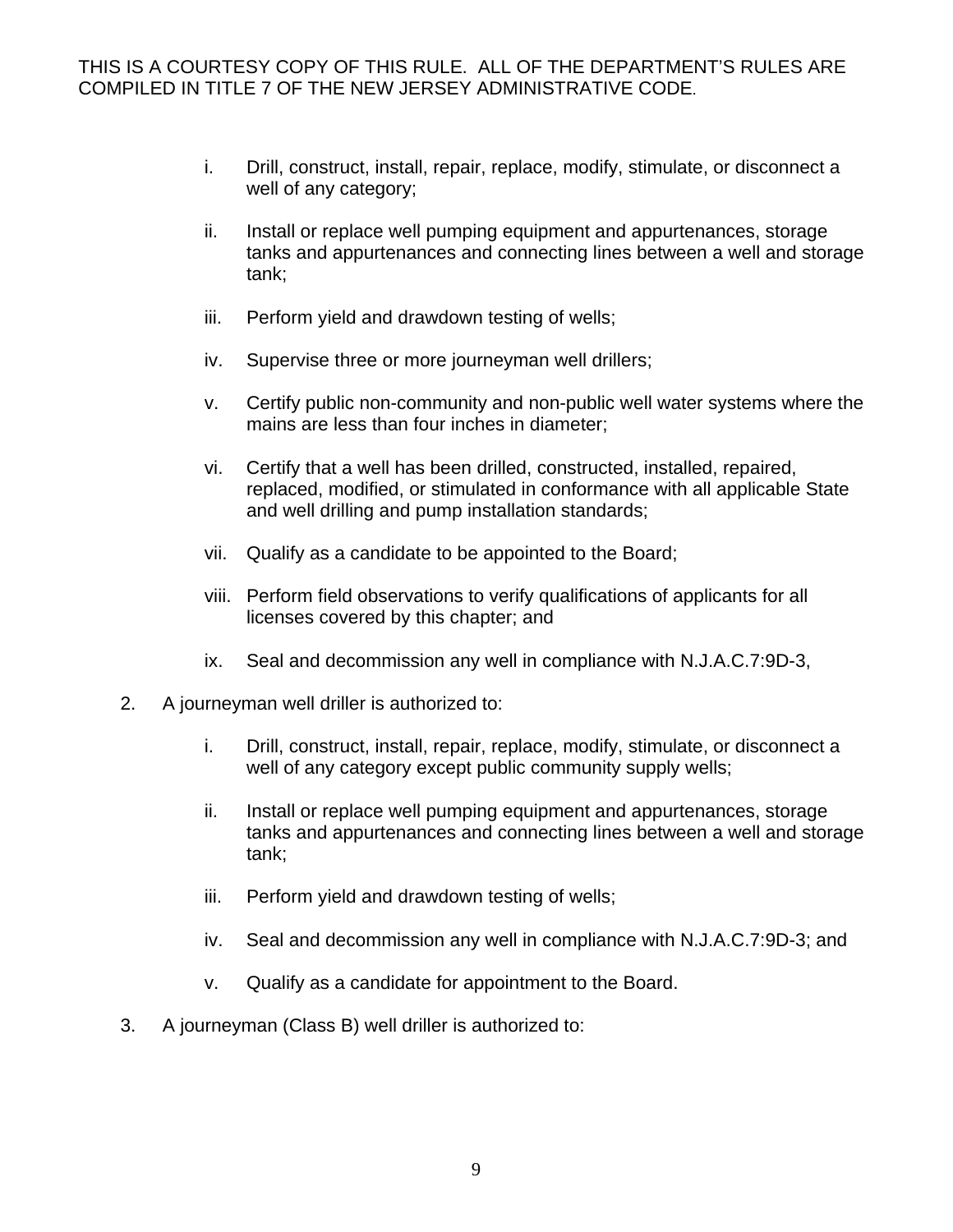i. Drill, construct, install, repair, replace, modify, stimulate, or disconnect a well of any category;

ii. Install or replace well pumping equipment and appurtenances, storage tanks and appurtenances and connecting lines between a well and storage tank;

iii. Perform yield and drawdown testing of wells;

iv. Supervise three or more journeyman well drillers;

v. Certify public non-community and non-public well water systems where the mains are less than four inches in diameter;

vi. Certify that a well has been drilled, constructed, installed, repaired, replaced, modified, or stimulated in conformance with all applicable State and well drilling and pump installation standards;

vii. Qualify as a candidate to be appointed to the Board;

viii. Perform field observations to verify qualifications of applicants for all licenses covered by this chapter; and

ix. Seal and decommission any well in compliance with N.J.A.C.7:9D-3,

2. A journeyman well driller is authorized to:

i. Drill, construct, install, repair, replace, modify, stimulate, or disconnect a well of any category except public community supply wells;

ii. Install or replace well pumping equipment and appurtenances, storage tanks and appurtenances and connecting lines between a well and storage tank;

iii. Perform yield and drawdown testing of wells;

iv. Seal and decommission any well in compliance with N.J.A.C.7:9D-3; and

v. Qualify as a candidate for appointment to the Board.

3. A journeyman (Class B) well driller is authorized to: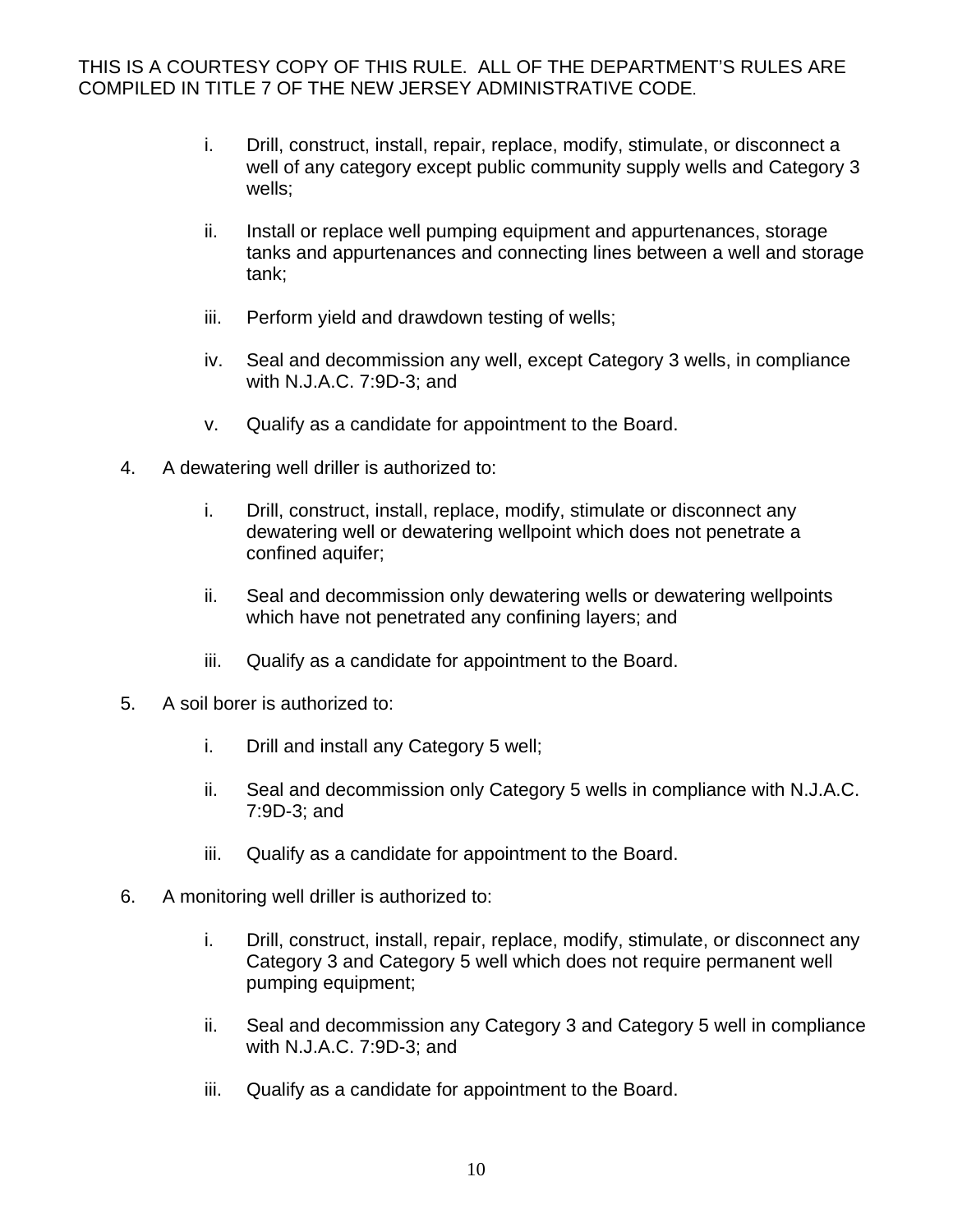THIS IS A COURTESY COPY OF THIS RULE. ALL OF THE DEPARTMENT'S RULES ARE COMPILED IN TITLE 7 OF THE NEW JERSEY ADMINISTRATIVE CODE.

   i. Drill, construct, install, repair, replace, modify, stimulate, or disconnect a well of any category except public community supply wells and Category 3 wells;

   ii. Install or replace well pumping equipment and appurtenances, storage tanks and appurtenances and connecting lines between a well and storage tank;

   iii. Perform yield and drawdown testing of wells;

   iv. Seal and decommission any well, except Category 3 wells, in compliance with N.J.A.C. 7:9D-3; and

   v. Qualify as a candidate for appointment to the Board.

4. A dewatering well driller is authorized to:

   i. Drill, construct, install, replace, modify, stimulate or disconnect any dewatering well or dewatering wellpoint which does not penetrate a confined aquifer;

   ii. Seal and decommission only dewatering wells or dewatering wellpoints which have not penetrated any confining layers; and

   iii. Qualify as a candidate for appointment to the Board.

5. A soil borer is authorized to:

   i. Drill and install any Category 5 well;

   ii. Seal and decommission only Category 5 wells in compliance with N.J.A.C. 7:9D-3; and

   iii. Qualify as a candidate for appointment to the Board.

6. A monitoring well driller is authorized to:

   i. Drill, construct, install, repair, replace, modify, stimulate, or disconnect any Category 3 and Category 5 well which does not require permanent well pumping equipment;

   ii. Seal and decommission any Category 3 and Category 5 well in compliance with N.J.A.C. 7:9D-3; and

   iii. Qualify as a candidate for appointment to the Board.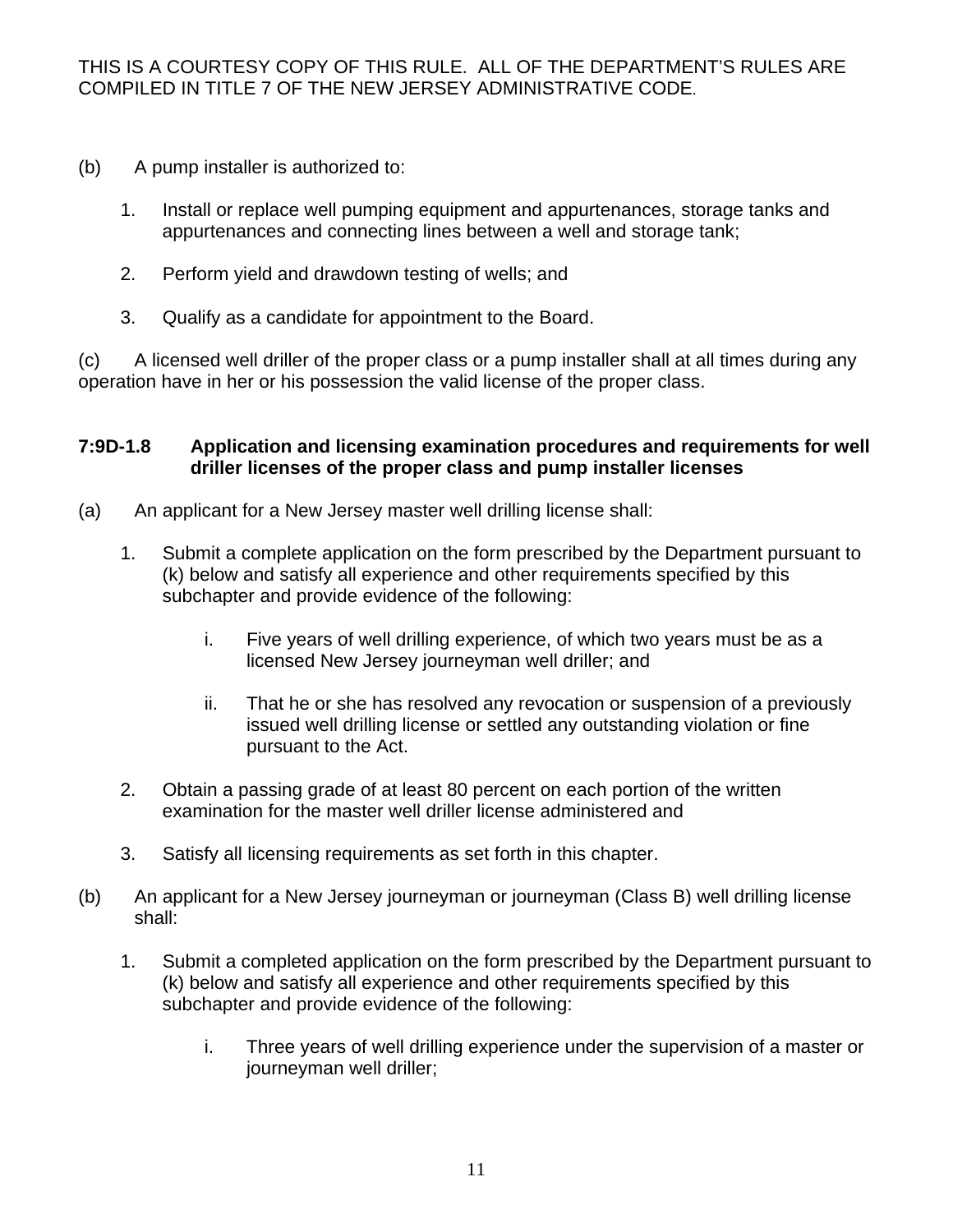THIS IS A COURTESY COPY OF THIS RULE. ALL OF THE DEPARTMENT'S RULES ARE COMPILED IN TITLE 7 OF THE NEW JERSEY ADMINISTRATIVE CODE.

(b) A pump installer is authorized to:

1. Install or replace well pumping equipment and appurtenances, storage tanks and appurtenances and connecting lines between a well and storage tank;
2. Perform yield and drawdown testing of wells; and
3. Qualify as a candidate for appointment to the Board.

(c) A licensed well driller of the proper class or a pump installer shall at all times during any operation have in her or his possession the valid license of the proper class.

### 7:9D-1.8 Application and licensing examination procedures and requirements for well driller licenses of the proper class and pump installer licenses

(a) An applicant for a New Jersey master well drilling license shall:

1. Submit a complete application on the form prescribed by the Department pursuant to (k) below and satisfy all experience and other requirements specified by this subchapter and provide evidence of the following:
   i. Five years of well drilling experience, of which two years must be as a licensed New Jersey journeyman well driller; and
   ii. That he or she has resolved any revocation or suspension of a previously issued well drilling license or settled any outstanding violation or fine pursuant to the Act.
2. Obtain a passing grade of at least 80 percent on each portion of the written examination for the master well driller license administered and
3. Satisfy all licensing requirements as set forth in this chapter.

(b) An applicant for a New Jersey journeyman or journeyman (Class B) well drilling license shall:

1. Submit a completed application on the form prescribed by the Department pursuant to (k) below and satisfy all experience and other requirements specified by this subchapter and provide evidence of the following:
   i. Three years of well drilling experience under the supervision of a master or journeyman well driller;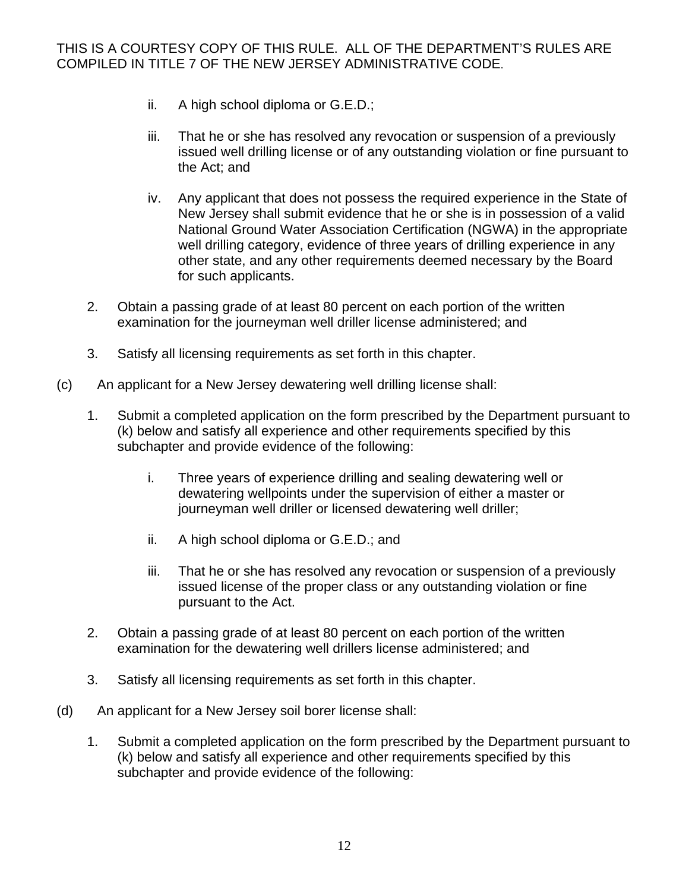ii. A high school diploma or G.E.D.;

iii. That he or she has resolved any revocation or suspension of a previously issued well drilling license or of any outstanding violation or fine pursuant to the Act; and

iv. Any applicant that does not possess the required experience in the State of New Jersey shall submit evidence that he or she is in possession of a valid National Ground Water Association Certification (NGWA) in the appropriate well drilling category, evidence of three years of drilling experience in any other state, and any other requirements deemed necessary by the Board for such applicants.

2. Obtain a passing grade of at least 80 percent on each portion of the written examination for the journeyman well driller license administered; and

3. Satisfy all licensing requirements as set forth in this chapter.

(c) An applicant for a New Jersey dewatering well drilling license shall:

1. Submit a completed application on the form prescribed by the Department pursuant to (k) below and satisfy all experience and other requirements specified by this subchapter and provide evidence of the following:

   i. Three years of experience drilling and sealing dewatering well or dewatering wellpoints under the supervision of either a master or journeyman well driller or licensed dewatering well driller;

   ii. A high school diploma or G.E.D.; and

   iii. That he or she has resolved any revocation or suspension of a previously issued license of the proper class or any outstanding violation or fine pursuant to the Act.

2. Obtain a passing grade of at least 80 percent on each portion of the written examination for the dewatering well drillers license administered; and

3. Satisfy all licensing requirements as set forth in this chapter.

(d) An applicant for a New Jersey soil borer license shall:

1. Submit a completed application on the form prescribed by the Department pursuant to (k) below and satisfy all experience and other requirements specified by this subchapter and provide evidence of the following: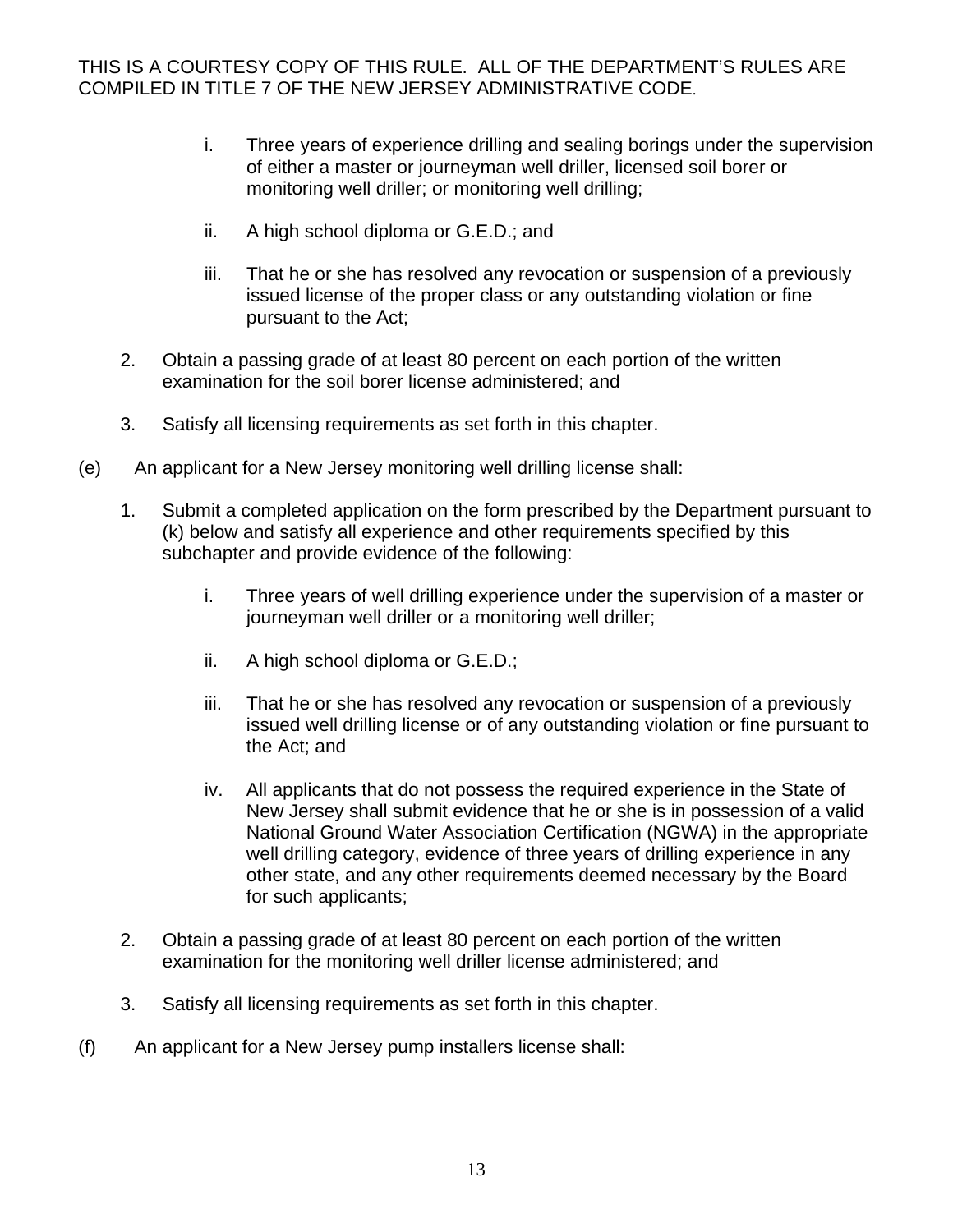THIS IS A COURTESY COPY OF THIS RULE. ALL OF THE DEPARTMENT'S RULES ARE COMPILED IN TITLE 7 OF THE NEW JERSEY ADMINISTRATIVE CODE.

i. Three years of experience drilling and sealing borings under the supervision of either a master or journeyman well driller, licensed soil borer or monitoring well driller; or monitoring well drilling;

ii. A high school diploma or G.E.D.; and

iii. That he or she has resolved any revocation or suspension of a previously issued license of the proper class or any outstanding violation or fine pursuant to the Act;

2. Obtain a passing grade of at least 80 percent on each portion of the written examination for the soil borer license administered; and

3. Satisfy all licensing requirements as set forth in this chapter.

(e) An applicant for a New Jersey monitoring well drilling license shall:

1. Submit a completed application on the form prescribed by the Department pursuant to (k) below and satisfy all experience and other requirements specified by this subchapter and provide evidence of the following:

    i. Three years of well drilling experience under the supervision of a master or journeyman well driller or a monitoring well driller;

    ii. A high school diploma or G.E.D.;

    iii. That he or she has resolved any revocation or suspension of a previously issued well drilling license or of any outstanding violation or fine pursuant to the Act; and

    iv. All applicants that do not possess the required experience in the State of New Jersey shall submit evidence that he or she is in possession of a valid National Ground Water Association Certification (NGWA) in the appropriate well drilling category, evidence of three years of drilling experience in any other state, and any other requirements deemed necessary by the Board for such applicants;

2. Obtain a passing grade of at least 80 percent on each portion of the written examination for the monitoring well driller license administered; and

3. Satisfy all licensing requirements as set forth in this chapter.

(f) An applicant for a New Jersey pump installers license shall: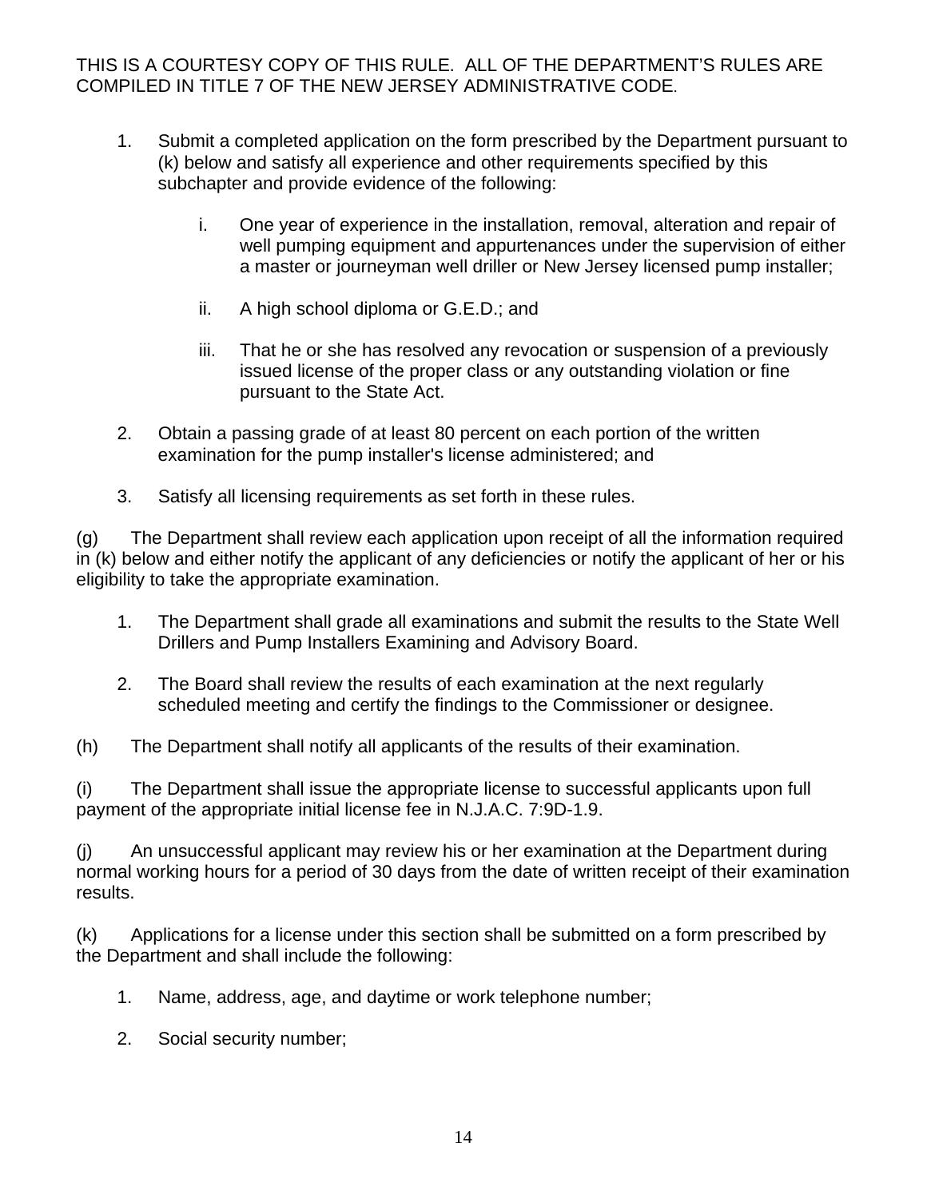THIS IS A COURTESY COPY OF THIS RULE. ALL OF THE DEPARTMENT'S RULES ARE COMPILED IN TITLE 7 OF THE NEW JERSEY ADMINISTRATIVE CODE.

1. Submit a completed application on the form prescribed by the Department pursuant to (k) below and satisfy all experience and other requirements specified by this subchapter and provide evidence of the following:

   i. One year of experience in the installation, removal, alteration and repair of well pumping equipment and appurtenances under the supervision of either a master or journeyman well driller or New Jersey licensed pump installer;

   ii. A high school diploma or G.E.D.; and

   iii. That he or she has resolved any revocation or suspension of a previously issued license of the proper class or any outstanding violation or fine pursuant to the State Act.

2. Obtain a passing grade of at least 80 percent on each portion of the written examination for the pump installer's license administered; and

3. Satisfy all licensing requirements as set forth in these rules.

(g) The Department shall review each application upon receipt of all the information required in (k) below and either notify the applicant of any deficiencies or notify the applicant of her or his eligibility to take the appropriate examination.

1. The Department shall grade all examinations and submit the results to the State Well Drillers and Pump Installers Examining and Advisory Board.

2. The Board shall review the results of each examination at the next regularly scheduled meeting and certify the findings to the Commissioner or designee.

(h) The Department shall notify all applicants of the results of their examination.

(i) The Department shall issue the appropriate license to successful applicants upon full payment of the appropriate initial license fee in N.J.A.C. 7:9D-1.9.

(j) An unsuccessful applicant may review his or her examination at the Department during normal working hours for a period of 30 days from the date of written receipt of their examination results.

(k) Applications for a license under this section shall be submitted on a form prescribed by the Department and shall include the following:

1. Name, address, age, and daytime or work telephone number;

2. Social security number;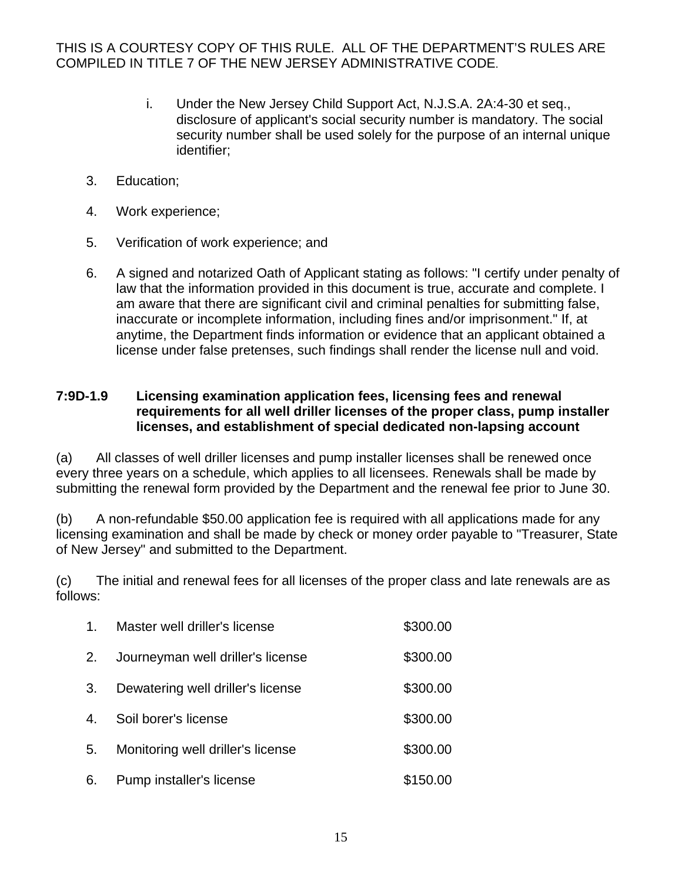THIS IS A COURTESY COPY OF THIS RULE. ALL OF THE DEPARTMENT'S RULES ARE COMPILED IN TITLE 7 OF THE NEW JERSEY ADMINISTRATIVE CODE.

i. Under the New Jersey Child Support Act, N.J.S.A. 2A:4-30 et seq., disclosure of applicant's social security number is mandatory. The social security number shall be used solely for the purpose of an internal unique identifier;

3. Education;

4. Work experience;

5. Verification of work experience; and

6. A signed and notarized Oath of Applicant stating as follows: "I certify under penalty of law that the information provided in this document is true, accurate and complete. I am aware that there are significant civil and criminal penalties for submitting false, inaccurate or incomplete information, including fines and/or imprisonment." If, at anytime, the Department finds information or evidence that an applicant obtained a license under false pretenses, such findings shall render the license null and void.

**7:9D-1.9 Licensing examination application fees, licensing fees and renewal requirements for all well driller licenses of the proper class, pump installer licenses, and establishment of special dedicated non-lapsing account**

(a) All classes of well driller licenses and pump installer licenses shall be renewed once every three years on a schedule, which applies to all licensees. Renewals shall be made by submitting the renewal form provided by the Department and the renewal fee prior to June 30.

(b) A non-refundable $50.00 application fee is required with all applications made for any licensing examination and shall be made by check or money order payable to "Treasurer, State of New Jersey" and submitted to the Department.

(c) The initial and renewal fees for all licenses of the proper class and late renewals are as follows:

| | | |
|---|---|---|
| 1. | Master well driller's license | $300.00 |
| 2. | Journeyman well driller's license | $300.00 |
| 3. | Dewatering well driller's license | $300.00 |
| 4. | Soil borer's license | $300.00 |
| 5. | Monitoring well driller's license | $300.00 |
| 6. | Pump installer's license | $150.00 |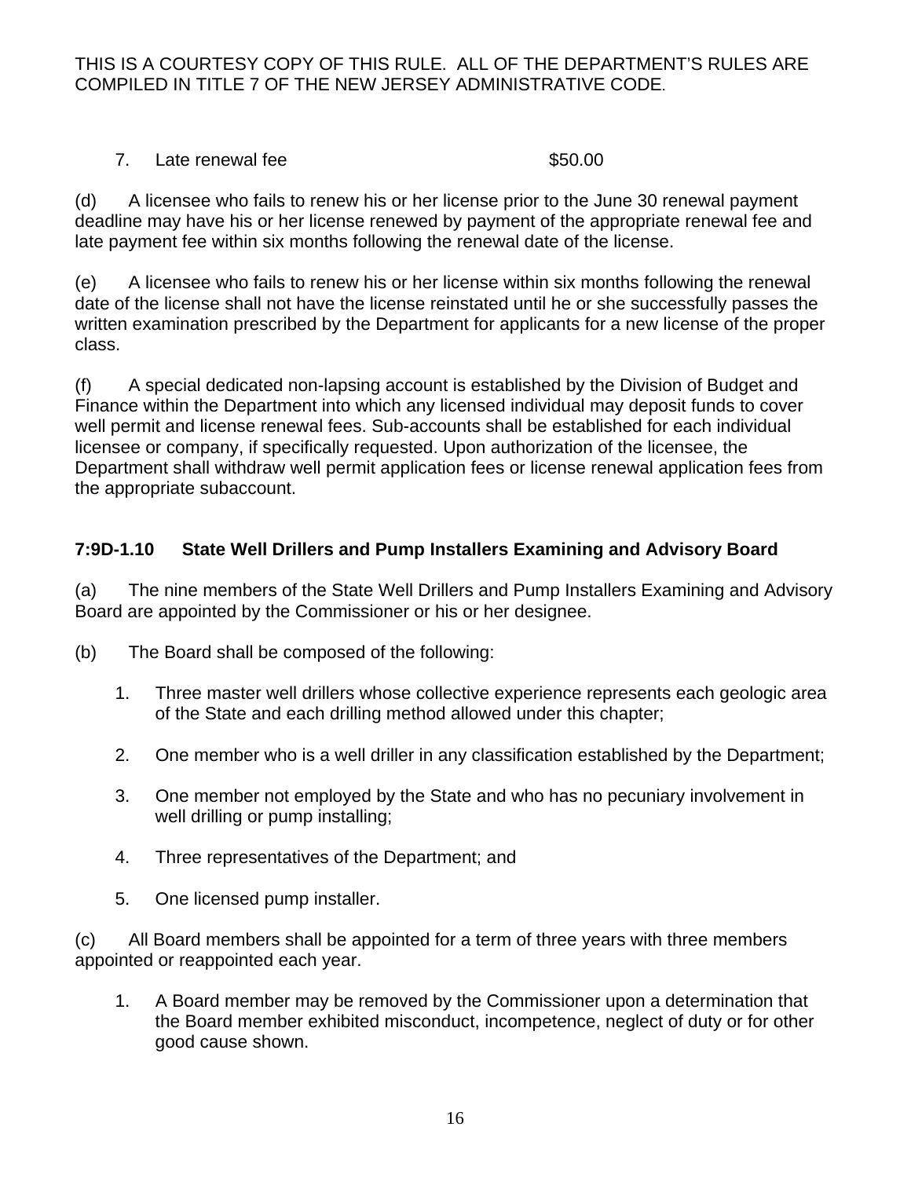THIS IS A COURTESY COPY OF THIS RULE. ALL OF THE DEPARTMENT'S RULES ARE COMPILED IN TITLE 7 OF THE NEW JERSEY ADMINISTRATIVE CODE.

7. Late renewal fee $50.00

(d) A licensee who fails to renew his or her license prior to the June 30 renewal payment deadline may have his or her license renewed by payment of the appropriate renewal fee and late payment fee within six months following the renewal date of the license.

(e) A licensee who fails to renew his or her license within six months following the renewal date of the license shall not have the license reinstated until he or she successfully passes the written examination prescribed by the Department for applicants for a new license of the proper class.

(f) A special dedicated non-lapsing account is established by the Division of Budget and Finance within the Department into which any licensed individual may deposit funds to cover well permit and license renewal fees. Sub-accounts shall be established for each individual licensee or company, if specifically requested. Upon authorization of the licensee, the Department shall withdraw well permit application fees or license renewal application fees from the appropriate subaccount.

### 7:9D-1.10 State Well Drillers and Pump Installers Examining and Advisory Board

(a) The nine members of the State Well Drillers and Pump Installers Examining and Advisory Board are appointed by the Commissioner or his or her designee.

(b) The Board shall be composed of the following:

1. Three master well drillers whose collective experience represents each geologic area of the State and each drilling method allowed under this chapter;

2. One member who is a well driller in any classification established by the Department;

3. One member not employed by the State and who has no pecuniary involvement in well drilling or pump installing;

4. Three representatives of the Department; and

5. One licensed pump installer.

(c) All Board members shall be appointed for a term of three years with three members appointed or reappointed each year.

1. A Board member may be removed by the Commissioner upon a determination that the Board member exhibited misconduct, incompetence, neglect of duty or for other good cause shown.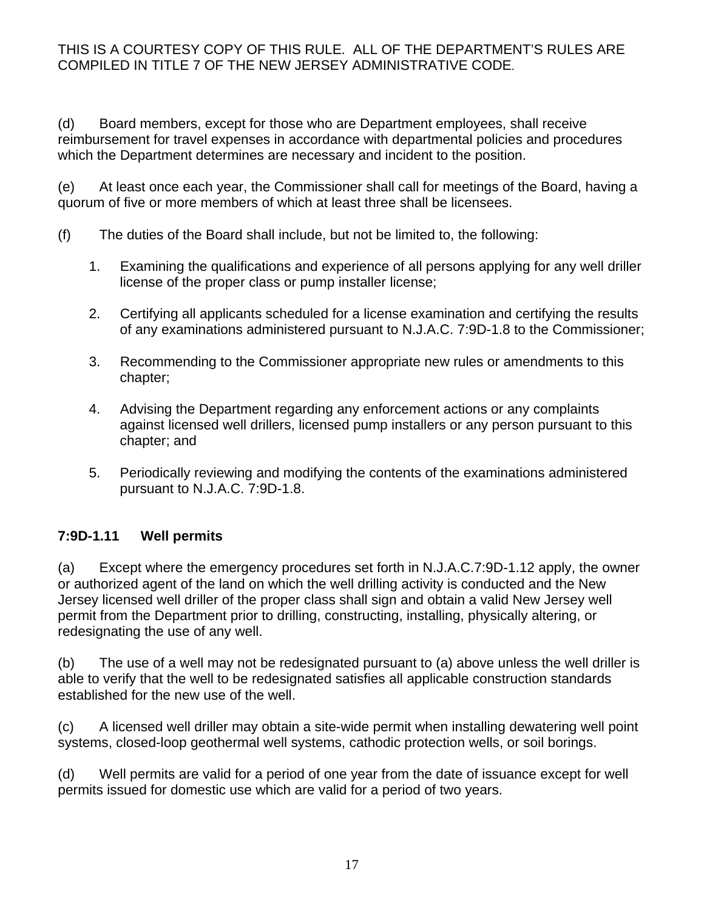(d) Board members, except for those who are Department employees, shall receive reimbursement for travel expenses in accordance with departmental policies and procedures which the Department determines are necessary and incident to the position.

(e) At least once each year, the Commissioner shall call for meetings of the Board, having a quorum of five or more members of which at least three shall be licensees.

(f) The duties of the Board shall include, but not be limited to, the following:

1. Examining the qualifications and experience of all persons applying for any well driller license of the proper class or pump installer license;

2. Certifying all applicants scheduled for a license examination and certifying the results of any examinations administered pursuant to N.J.A.C. 7:9D-1.8 to the Commissioner;

3. Recommending to the Commissioner appropriate new rules or amendments to this chapter;

4. Advising the Department regarding any enforcement actions or any complaints against licensed well drillers, licensed pump installers or any person pursuant to this chapter; and

5. Periodically reviewing and modifying the contents of the examinations administered pursuant to N.J.A.C. 7:9D-1.8.

**7:9D-1.11 Well permits**

(a) Except where the emergency procedures set forth in N.J.A.C.7:9D-1.12 apply, the owner or authorized agent of the land on which the well drilling activity is conducted and the New Jersey licensed well driller of the proper class shall sign and obtain a valid New Jersey well permit from the Department prior to drilling, constructing, installing, physically altering, or redesignating the use of any well.

(b) The use of a well may not be redesignated pursuant to (a) above unless the well driller is able to verify that the well to be redesignated satisfies all applicable construction standards established for the new use of the well.

(c) A licensed well driller may obtain a site-wide permit when installing dewatering well point systems, closed-loop geothermal well systems, cathodic protection wells, or soil borings.

(d) Well permits are valid for a period of one year from the date of issuance except for well permits issued for domestic use which are valid for a period of two years.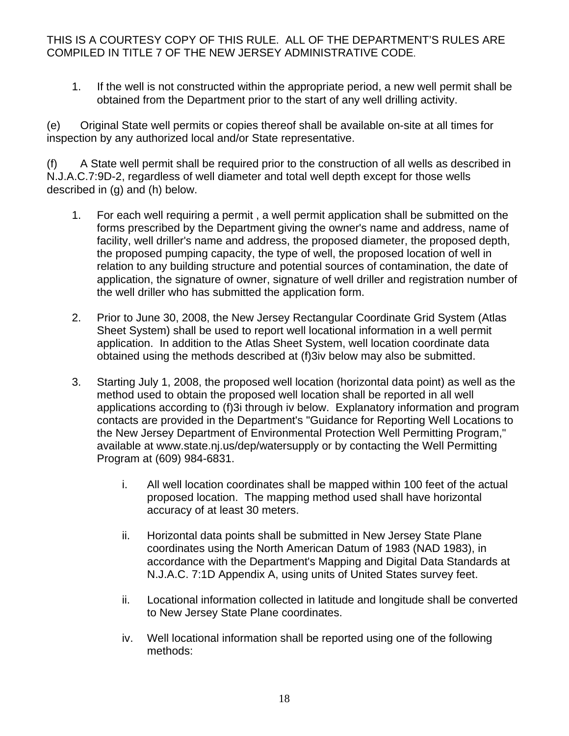THIS IS A COURTESY COPY OF THIS RULE. ALL OF THE DEPARTMENT'S RULES ARE COMPILED IN TITLE 7 OF THE NEW JERSEY ADMINISTRATIVE CODE.

1. If the well is not constructed within the appropriate period, a new well permit shall be obtained from the Department prior to the start of any well drilling activity.

(e) Original State well permits or copies thereof shall be available on-site at all times for inspection by any authorized local and/or State representative.

(f) A State well permit shall be required prior to the construction of all wells as described in N.J.A.C.7:9D-2, regardless of well diameter and total well depth except for those wells described in (g) and (h) below.

1. For each well requiring a permit , a well permit application shall be submitted on the forms prescribed by the Department giving the owner's name and address, name of facility, well driller's name and address, the proposed diameter, the proposed depth, the proposed pumping capacity, the type of well, the proposed location of well in relation to any building structure and potential sources of contamination, the date of application, the signature of owner, signature of well driller and registration number of the well driller who has submitted the application form.

2. Prior to June 30, 2008, the New Jersey Rectangular Coordinate Grid System (Atlas Sheet System) shall be used to report well locational information in a well permit application. In addition to the Atlas Sheet System, well location coordinate data obtained using the methods described at (f)3iv below may also be submitted.

3. Starting July 1, 2008, the proposed well location (horizontal data point) as well as the method used to obtain the proposed well location shall be reported in all well applications according to (f)3i through iv below. Explanatory information and program contacts are provided in the Department's "Guidance for Reporting Well Locations to the New Jersey Department of Environmental Protection Well Permitting Program," available at www.state.nj.us/dep/watersupply or by contacting the Well Permitting Program at (609) 984-6831.

   i. All well location coordinates shall be mapped within 100 feet of the actual proposed location. The mapping method used shall have horizontal accuracy of at least 30 meters.

   ii. Horizontal data points shall be submitted in New Jersey State Plane coordinates using the North American Datum of 1983 (NAD 1983), in accordance with the Department's Mapping and Digital Data Standards at N.J.A.C. 7:1D Appendix A, using units of United States survey feet.

   ii. Locational information collected in latitude and longitude shall be converted to New Jersey State Plane coordinates.

   iv. Well locational information shall be reported using one of the following methods: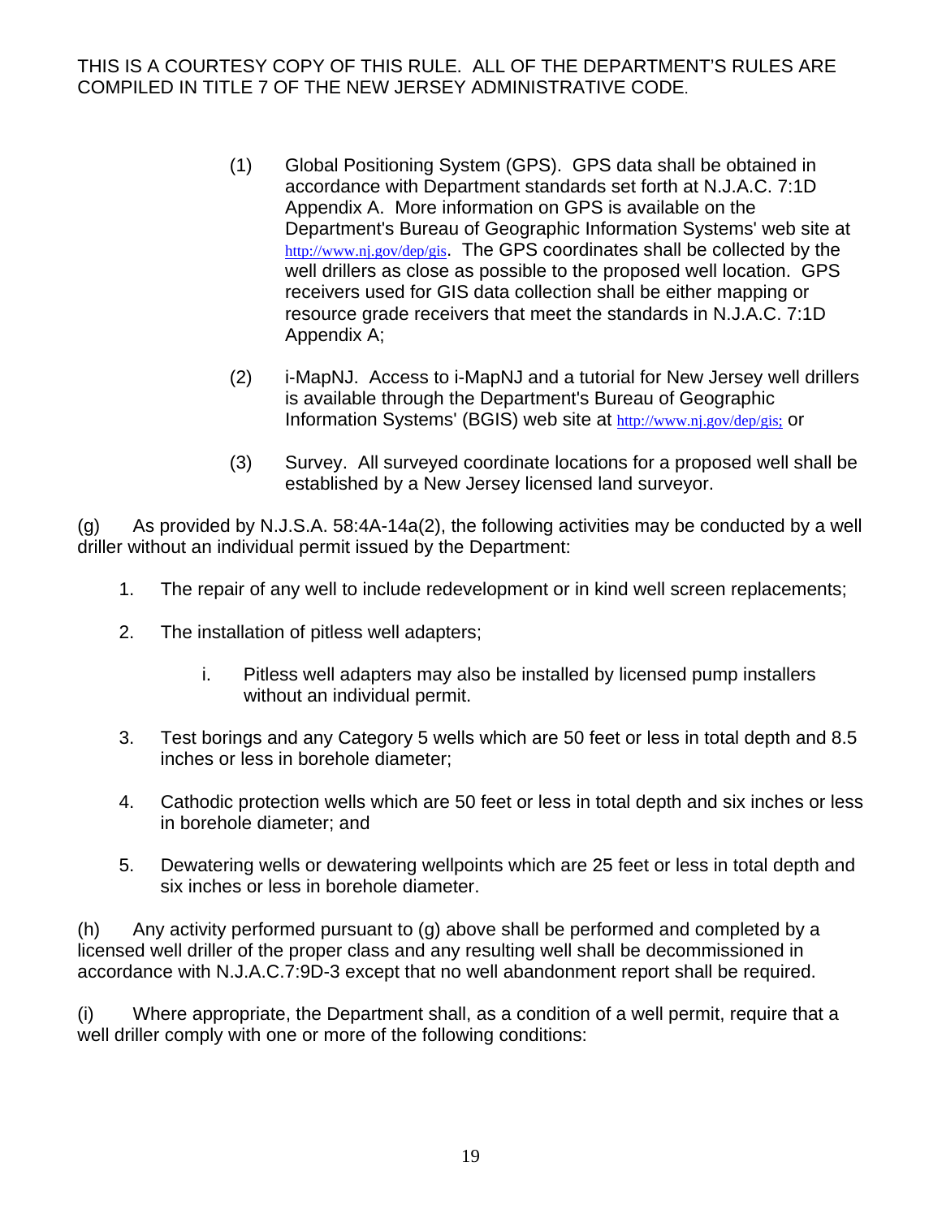THIS IS A COURTESY COPY OF THIS RULE. ALL OF THE DEPARTMENT'S RULES ARE COMPILED IN TITLE 7 OF THE NEW JERSEY ADMINISTRATIVE CODE.

(1) Global Positioning System (GPS). GPS data shall be obtained in accordance with Department standards set forth at N.J.A.C. 7:1D Appendix A. More information on GPS is available on the Department's Bureau of Geographic Information Systems' web site at http://www.nj.gov/dep/gis. The GPS coordinates shall be collected by the well drillers as close as possible to the proposed well location. GPS receivers used for GIS data collection shall be either mapping or resource grade receivers that meet the standards in N.J.A.C. 7:1D Appendix A;

(2) i-MapNJ. Access to i-MapNJ and a tutorial for New Jersey well drillers is available through the Department's Bureau of Geographic Information Systems' (BGIS) web site at http://www.nj.gov/dep/gis; or

(3) Survey. All surveyed coordinate locations for a proposed well shall be established by a New Jersey licensed land surveyor.

(g) As provided by N.J.S.A. 58:4A-14a(2), the following activities may be conducted by a well driller without an individual permit issued by the Department:

1. The repair of any well to include redevelopment or in kind well screen replacements;

2. The installation of pitless well adapters;

   i. Pitless well adapters may also be installed by licensed pump installers without an individual permit.

3. Test borings and any Category 5 wells which are 50 feet or less in total depth and 8.5 inches or less in borehole diameter;

4. Cathodic protection wells which are 50 feet or less in total depth and six inches or less in borehole diameter; and

5. Dewatering wells or dewatering wellpoints which are 25 feet or less in total depth and six inches or less in borehole diameter.

(h) Any activity performed pursuant to (g) above shall be performed and completed by a licensed well driller of the proper class and any resulting well shall be decommissioned in accordance with N.J.A.C.7:9D-3 except that no well abandonment report shall be required.

(i) Where appropriate, the Department shall, as a condition of a well permit, require that a well driller comply with one or more of the following conditions: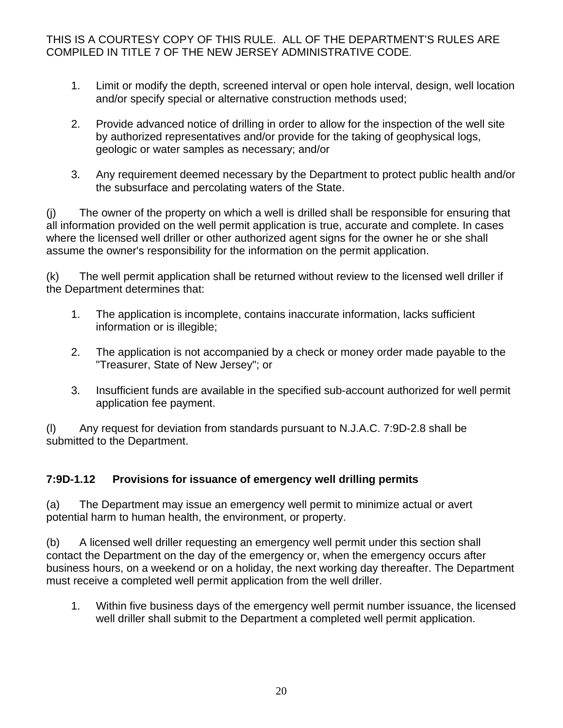1. Limit or modify the depth, screened interval or open hole interval, design, well location and/or specify special or alternative construction methods used;

2. Provide advanced notice of drilling in order to allow for the inspection of the well site by authorized representatives and/or provide for the taking of geophysical logs, geologic or water samples as necessary; and/or

3. Any requirement deemed necessary by the Department to protect public health and/or the subsurface and percolating waters of the State.

(j) The owner of the property on which a well is drilled shall be responsible for ensuring that all information provided on the well permit application is true, accurate and complete. In cases where the licensed well driller or other authorized agent signs for the owner he or she shall assume the owner's responsibility for the information on the permit application.

(k) The well permit application shall be returned without review to the licensed well driller if the Department determines that:

1. The application is incomplete, contains inaccurate information, lacks sufficient information or is illegible;

2. The application is not accompanied by a check or money order made payable to the "Treasurer, State of New Jersey"; or

3. Insufficient funds are available in the specified sub-account authorized for well permit application fee payment.

(l) Any request for deviation from standards pursuant to N.J.A.C. 7:9D-2.8 shall be submitted to the Department.

**7:9D-1.12 Provisions for issuance of emergency well drilling permits**

(a) The Department may issue an emergency well permit to minimize actual or avert potential harm to human health, the environment, or property.

(b) A licensed well driller requesting an emergency well permit under this section shall contact the Department on the day of the emergency or, when the emergency occurs after business hours, on a weekend or on a holiday, the next working day thereafter. The Department must receive a completed well permit application from the well driller.

1. Within five business days of the emergency well permit number issuance, the licensed well driller shall submit to the Department a completed well permit application.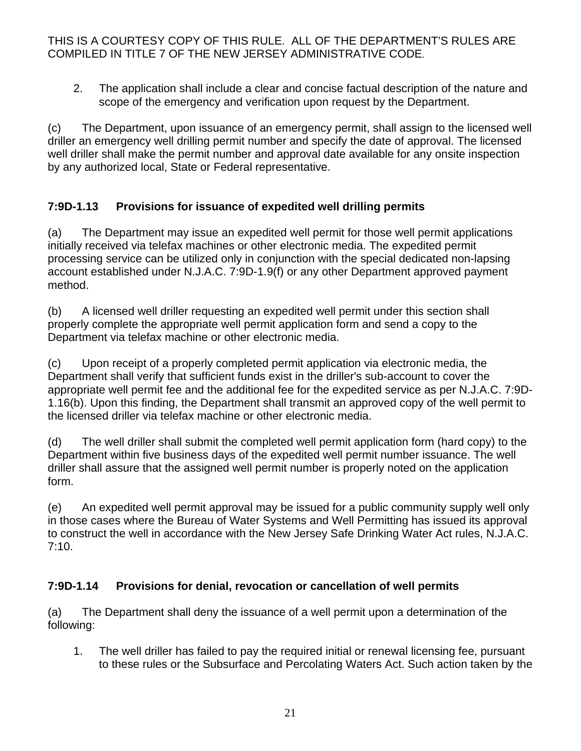2. The application shall include a clear and concise factual description of the nature and scope of the emergency and verification upon request by the Department.

(c) The Department, upon issuance of an emergency permit, shall assign to the licensed well driller an emergency well drilling permit number and specify the date of approval. The licensed well driller shall make the permit number and approval date available for any onsite inspection by any authorized local, State or Federal representative.

### 7:9D-1.13 Provisions for issuance of expedited well drilling permits

(a) The Department may issue an expedited well permit for those well permit applications initially received via telefax machines or other electronic media. The expedited permit processing service can be utilized only in conjunction with the special dedicated non-lapsing account established under N.J.A.C. 7:9D-1.9(f) or any other Department approved payment method.

(b) A licensed well driller requesting an expedited well permit under this section shall properly complete the appropriate well permit application form and send a copy to the Department via telefax machine or other electronic media.

(c) Upon receipt of a properly completed permit application via electronic media, the Department shall verify that sufficient funds exist in the driller's sub-account to cover the appropriate well permit fee and the additional fee for the expedited service as per N.J.A.C. 7:9D-1.16(b). Upon this finding, the Department shall transmit an approved copy of the well permit to the licensed driller via telefax machine or other electronic media.

(d) The well driller shall submit the completed well permit application form (hard copy) to the Department within five business days of the expedited well permit number issuance. The well driller shall assure that the assigned well permit number is properly noted on the application form.

(e) An expedited well permit approval may be issued for a public community supply well only in those cases where the Bureau of Water Systems and Well Permitting has issued its approval to construct the well in accordance with the New Jersey Safe Drinking Water Act rules, N.J.A.C. 7:10.

### 7:9D-1.14 Provisions for denial, revocation or cancellation of well permits

(a) The Department shall deny the issuance of a well permit upon a determination of the following:

1. The well driller has failed to pay the required initial or renewal licensing fee, pursuant to these rules or the Subsurface and Percolating Waters Act. Such action taken by the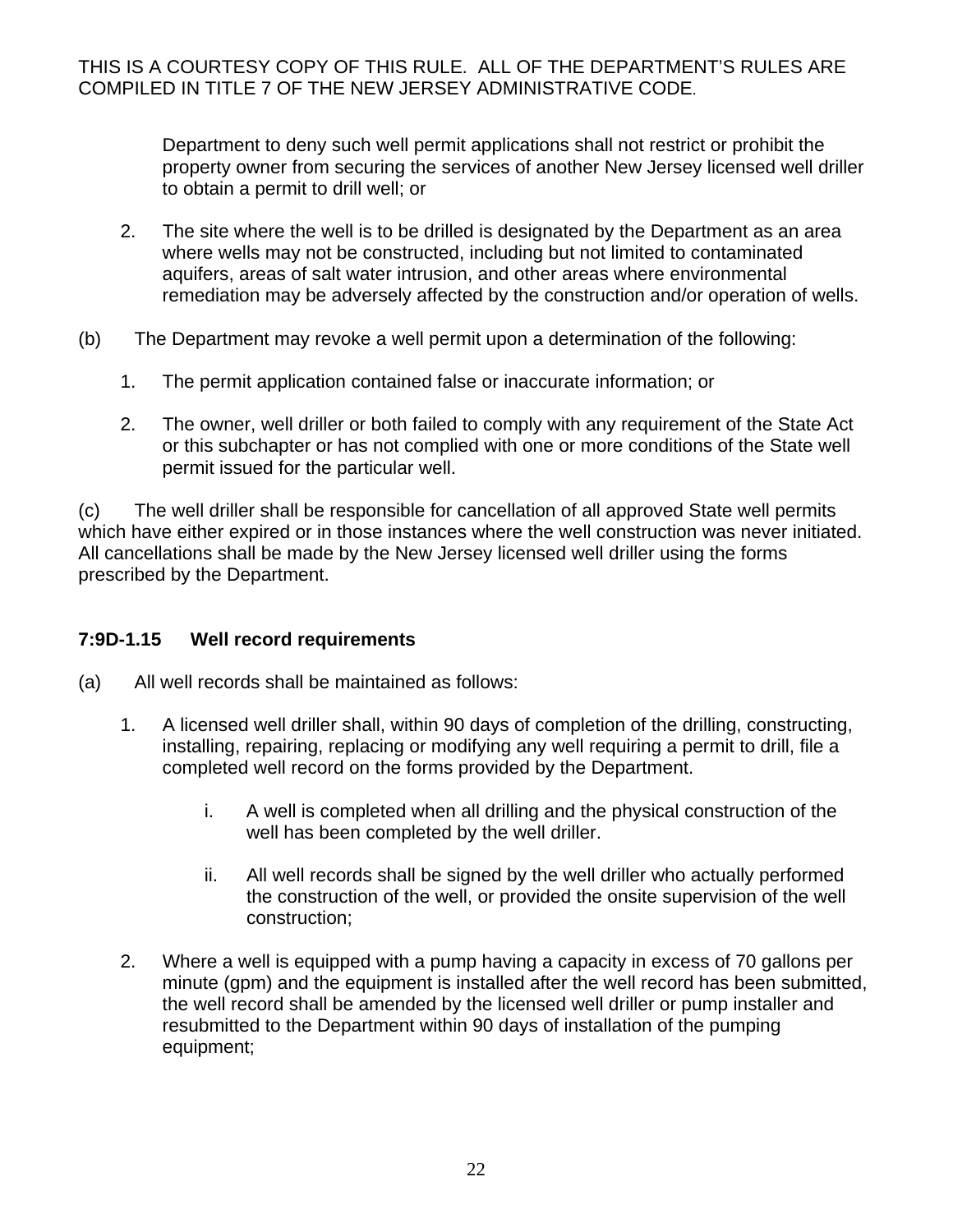Department to deny such well permit applications shall not restrict or prohibit the property owner from securing the services of another New Jersey licensed well driller to obtain a permit to drill well; or

2. The site where the well is to be drilled is designated by the Department as an area where wells may not be constructed, including but not limited to contaminated aquifers, areas of salt water intrusion, and other areas where environmental remediation may be adversely affected by the construction and/or operation of wells.

(b) The Department may revoke a well permit upon a determination of the following:

1. The permit application contained false or inaccurate information; or

2. The owner, well driller or both failed to comply with any requirement of the State Act or this subchapter or has not complied with one or more conditions of the State well permit issued for the particular well.

(c) The well driller shall be responsible for cancellation of all approved State well permits which have either expired or in those instances where the well construction was never initiated. All cancellations shall be made by the New Jersey licensed well driller using the forms prescribed by the Department.

### 7:9D-1.15 Well record requirements

(a) All well records shall be maintained as follows:

1. A licensed well driller shall, within 90 days of completion of the drilling, constructing, installing, repairing, replacing or modifying any well requiring a permit to drill, file a completed well record on the forms provided by the Department.

   i. A well is completed when all drilling and the physical construction of the well has been completed by the well driller.

   ii. All well records shall be signed by the well driller who actually performed the construction of the well, or provided the onsite supervision of the well construction;

2. Where a well is equipped with a pump having a capacity in excess of 70 gallons per minute (gpm) and the equipment is installed after the well record has been submitted, the well record shall be amended by the licensed well driller or pump installer and resubmitted to the Department within 90 days of installation of the pumping equipment;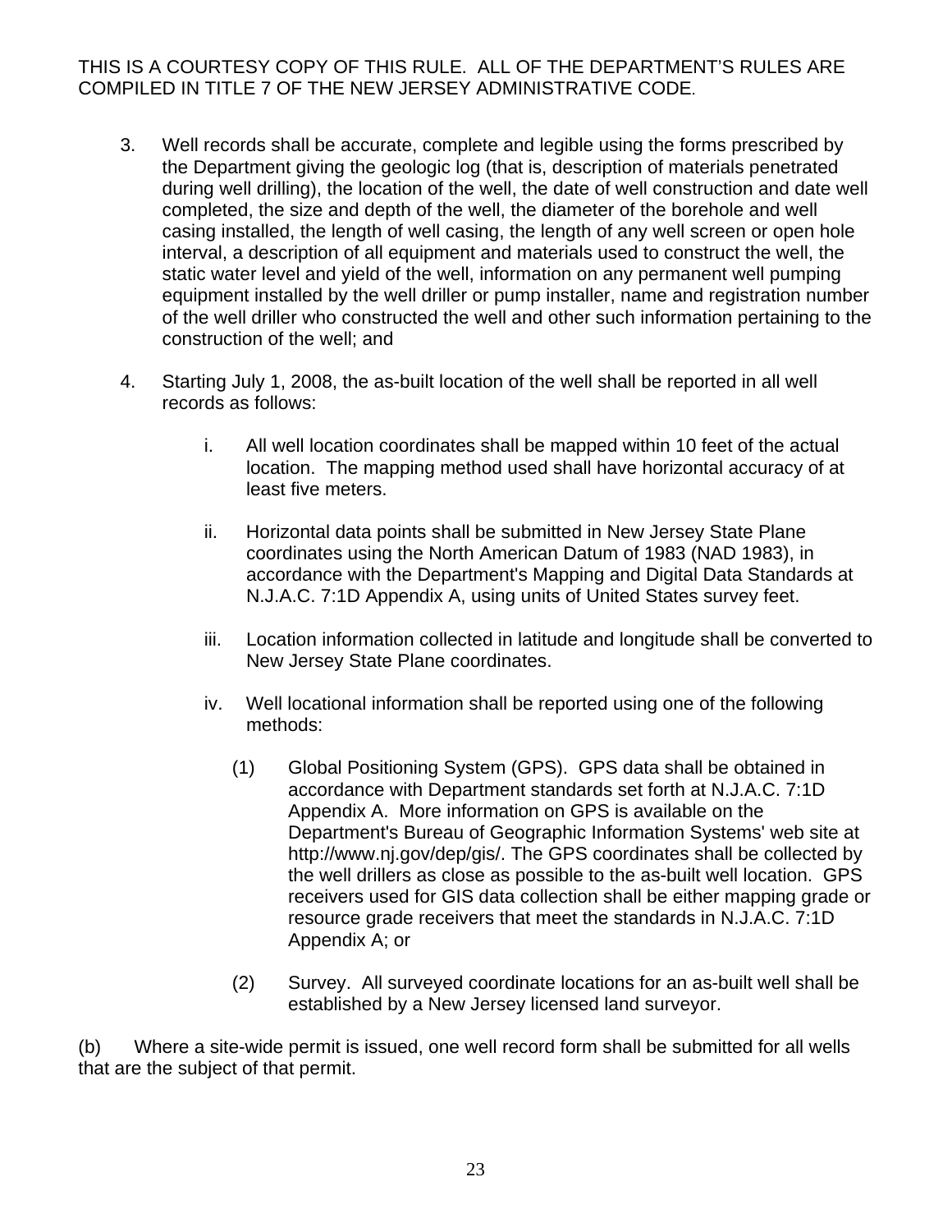THIS IS A COURTESY COPY OF THIS RULE. ALL OF THE DEPARTMENT'S RULES ARE COMPILED IN TITLE 7 OF THE NEW JERSEY ADMINISTRATIVE CODE.

3. Well records shall be accurate, complete and legible using the forms prescribed by the Department giving the geologic log (that is, description of materials penetrated during well drilling), the location of the well, the date of well construction and date well completed, the size and depth of the well, the diameter of the borehole and well casing installed, the length of well casing, the length of any well screen or open hole interval, a description of all equipment and materials used to construct the well, the static water level and yield of the well, information on any permanent well pumping equipment installed by the well driller or pump installer, name and registration number of the well driller who constructed the well and other such information pertaining to the construction of the well; and

4. Starting July 1, 2008, the as-built location of the well shall be reported in all well records as follows:

   i. All well location coordinates shall be mapped within 10 feet of the actual location. The mapping method used shall have horizontal accuracy of at least five meters.

   ii. Horizontal data points shall be submitted in New Jersey State Plane coordinates using the North American Datum of 1983 (NAD 1983), in accordance with the Department's Mapping and Digital Data Standards at N.J.A.C. 7:1D Appendix A, using units of United States survey feet.

   iii. Location information collected in latitude and longitude shall be converted to New Jersey State Plane coordinates.

   iv. Well locational information shall be reported using one of the following methods:

      (1) Global Positioning System (GPS). GPS data shall be obtained in accordance with Department standards set forth at N.J.A.C. 7:1D Appendix A. More information on GPS is available on the Department's Bureau of Geographic Information Systems' web site at http://www.nj.gov/dep/gis/. The GPS coordinates shall be collected by the well drillers as close as possible to the as-built well location. GPS receivers used for GIS data collection shall be either mapping grade or resource grade receivers that meet the standards in N.J.A.C. 7:1D Appendix A; or

      (2) Survey. All surveyed coordinate locations for an as-built well shall be established by a New Jersey licensed land surveyor.

(b) Where a site-wide permit is issued, one well record form shall be submitted for all wells that are the subject of that permit.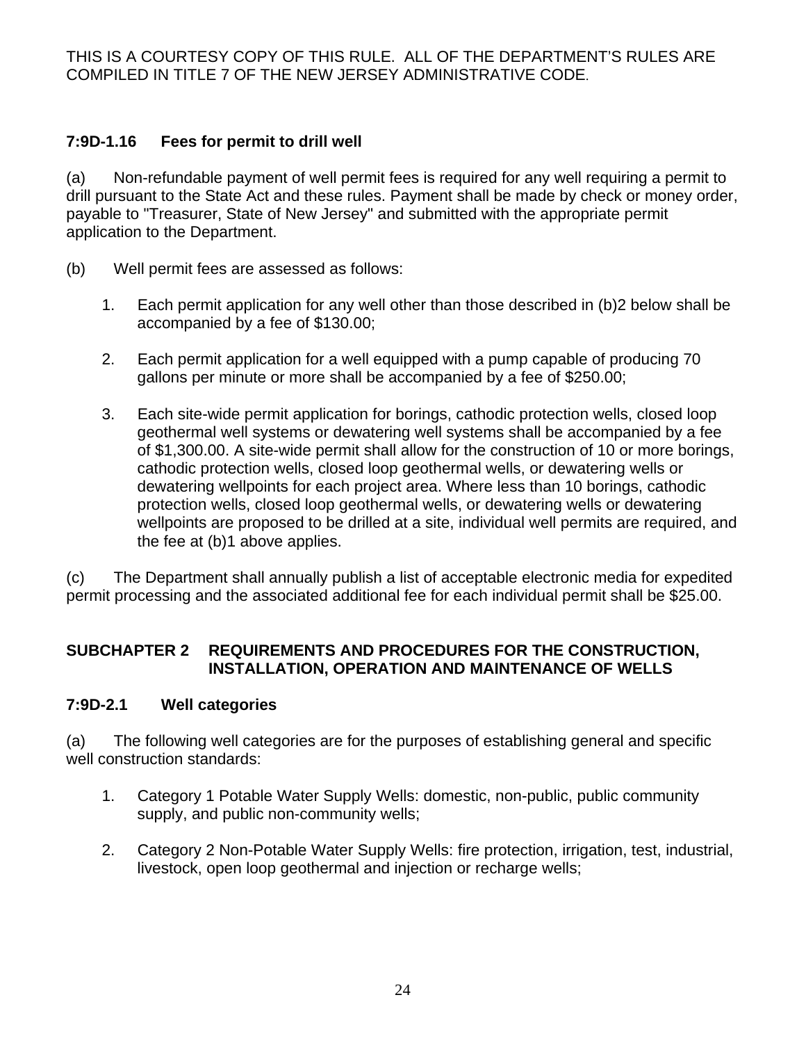THIS IS A COURTESY COPY OF THIS RULE. ALL OF THE DEPARTMENT'S RULES ARE COMPILED IN TITLE 7 OF THE NEW JERSEY ADMINISTRATIVE CODE.

### 7:9D-1.16 Fees for permit to drill well

(a) Non-refundable payment of well permit fees is required for any well requiring a permit to drill pursuant to the State Act and these rules. Payment shall be made by check or money order, payable to "Treasurer, State of New Jersey" and submitted with the appropriate permit application to the Department.

(b) Well permit fees are assessed as follows:

1. Each permit application for any well other than those described in (b)2 below shall be accompanied by a fee of $130.00;

2. Each permit application for a well equipped with a pump capable of producing 70 gallons per minute or more shall be accompanied by a fee of $250.00;

3. Each site-wide permit application for borings, cathodic protection wells, closed loop geothermal well systems or dewatering well systems shall be accompanied by a fee of $1,300.00. A site-wide permit shall allow for the construction of 10 or more borings, cathodic protection wells, closed loop geothermal wells, or dewatering wells or dewatering wellpoints for each project area. Where less than 10 borings, cathodic protection wells, closed loop geothermal wells, or dewatering wells or dewatering wellpoints are proposed to be drilled at a site, individual well permits are required, and the fee at (b)1 above applies.

(c) The Department shall annually publish a list of acceptable electronic media for expedited permit processing and the associated additional fee for each individual permit shall be $25.00.

## SUBCHAPTER 2 REQUIREMENTS AND PROCEDURES FOR THE CONSTRUCTION, INSTALLATION, OPERATION AND MAINTENANCE OF WELLS

### 7:9D-2.1 Well categories

(a) The following well categories are for the purposes of establishing general and specific well construction standards:

1. Category 1 Potable Water Supply Wells: domestic, non-public, public community supply, and public non-community wells;

2. Category 2 Non-Potable Water Supply Wells: fire protection, irrigation, test, industrial, livestock, open loop geothermal and injection or recharge wells;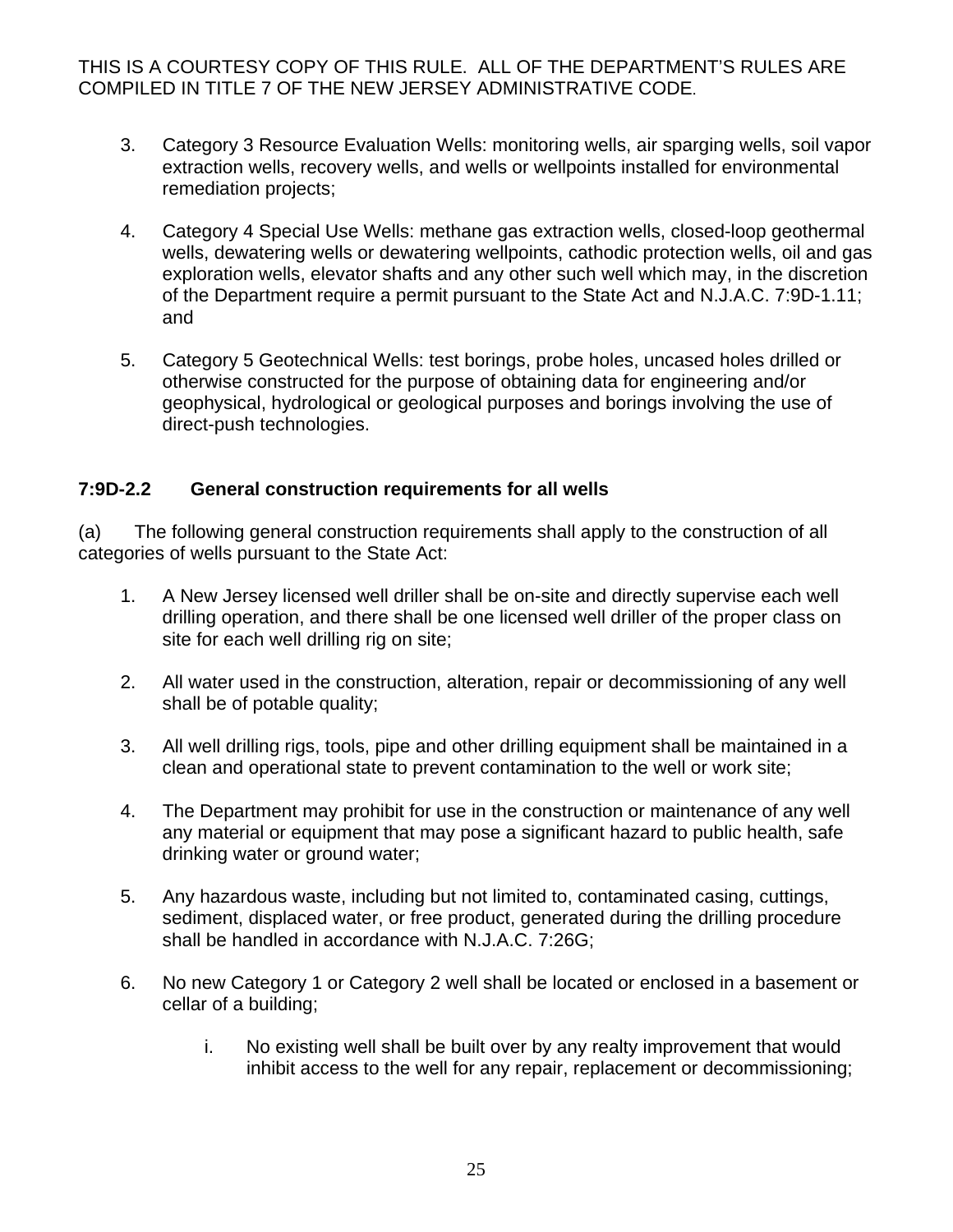3. Category 3 Resource Evaluation Wells: monitoring wells, air sparging wells, soil vapor extraction wells, recovery wells, and wells or wellpoints installed for environmental remediation projects;

4. Category 4 Special Use Wells: methane gas extraction wells, closed-loop geothermal wells, dewatering wells or dewatering wellpoints, cathodic protection wells, oil and gas exploration wells, elevator shafts and any other such well which may, in the discretion of the Department require a permit pursuant to the State Act and N.J.A.C. 7:9D-1.11; and

5. Category 5 Geotechnical Wells: test borings, probe holes, uncased holes drilled or otherwise constructed for the purpose of obtaining data for engineering and/or geophysical, hydrological or geological purposes and borings involving the use of direct-push technologies.

### 7:9D-2.2 General construction requirements for all wells

(a) The following general construction requirements shall apply to the construction of all categories of wells pursuant to the State Act:

1. A New Jersey licensed well driller shall be on-site and directly supervise each well drilling operation, and there shall be one licensed well driller of the proper class on site for each well drilling rig on site;

2. All water used in the construction, alteration, repair or decommissioning of any well shall be of potable quality;

3. All well drilling rigs, tools, pipe and other drilling equipment shall be maintained in a clean and operational state to prevent contamination to the well or work site;

4. The Department may prohibit for use in the construction or maintenance of any well any material or equipment that may pose a significant hazard to public health, safe drinking water or ground water;

5. Any hazardous waste, including but not limited to, contaminated casing, cuttings, sediment, displaced water, or free product, generated during the drilling procedure shall be handled in accordance with N.J.A.C. 7:26G;

6. No new Category 1 or Category 2 well shall be located or enclosed in a basement or cellar of a building;

   i. No existing well shall be built over by any realty improvement that would inhibit access to the well for any repair, replacement or decommissioning;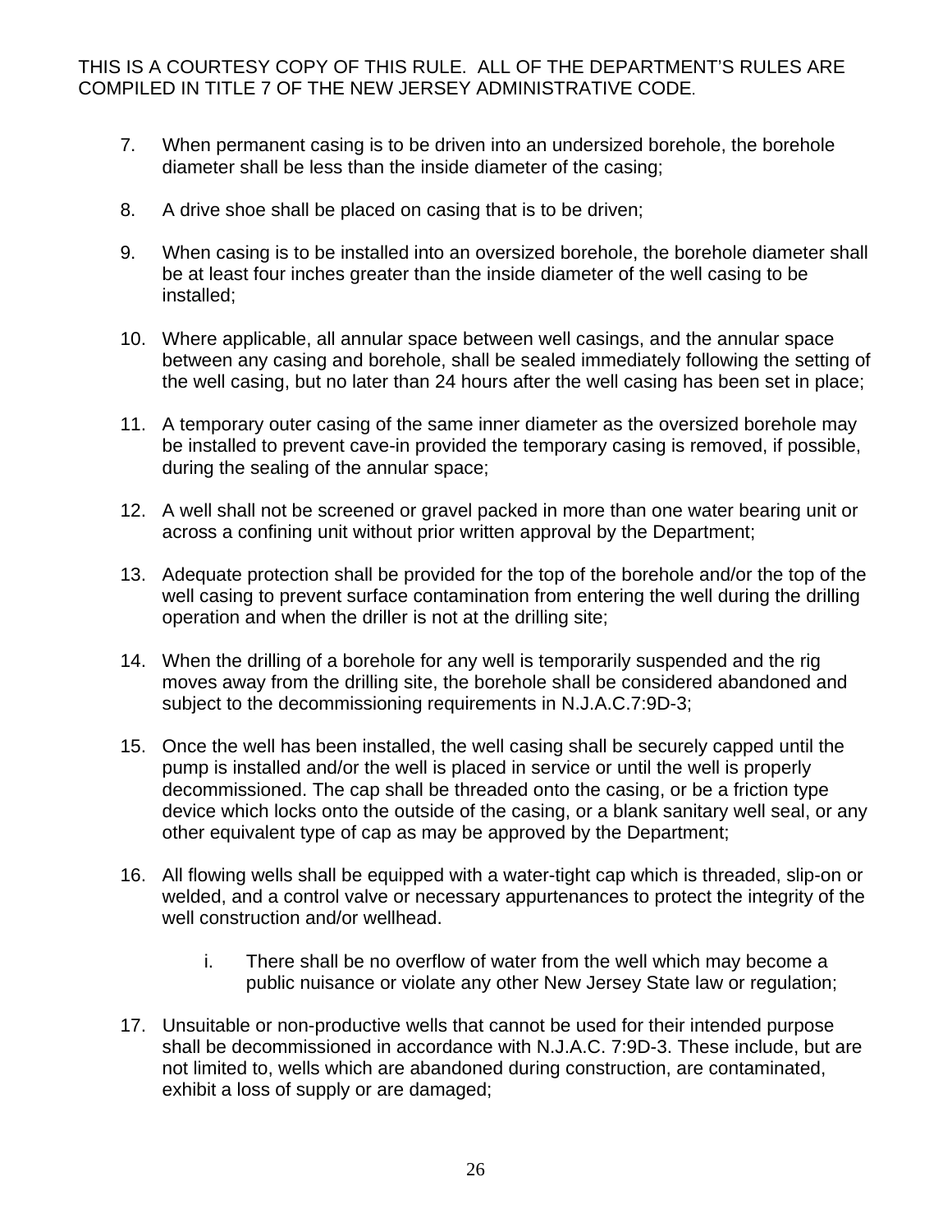7. When permanent casing is to be driven into an undersized borehole, the borehole diameter shall be less than the inside diameter of the casing;

8. A drive shoe shall be placed on casing that is to be driven;

9. When casing is to be installed into an oversized borehole, the borehole diameter shall be at least four inches greater than the inside diameter of the well casing to be installed;

10. Where applicable, all annular space between well casings, and the annular space between any casing and borehole, shall be sealed immediately following the setting of the well casing, but no later than 24 hours after the well casing has been set in place;

11. A temporary outer casing of the same inner diameter as the oversized borehole may be installed to prevent cave-in provided the temporary casing is removed, if possible, during the sealing of the annular space;

12. A well shall not be screened or gravel packed in more than one water bearing unit or across a confining unit without prior written approval by the Department;

13. Adequate protection shall be provided for the top of the borehole and/or the top of the well casing to prevent surface contamination from entering the well during the drilling operation and when the driller is not at the drilling site;

14. When the drilling of a borehole for any well is temporarily suspended and the rig moves away from the drilling site, the borehole shall be considered abandoned and subject to the decommissioning requirements in N.J.A.C.7:9D-3;

15. Once the well has been installed, the well casing shall be securely capped until the pump is installed and/or the well is placed in service or until the well is properly decommissioned. The cap shall be threaded onto the casing, or be a friction type device which locks onto the outside of the casing, or a blank sanitary well seal, or any other equivalent type of cap as may be approved by the Department;

16. All flowing wells shall be equipped with a water-tight cap which is threaded, slip-on or welded, and a control valve or necessary appurtenances to protect the integrity of the well construction and/or wellhead.

    i. There shall be no overflow of water from the well which may become a public nuisance or violate any other New Jersey State law or regulation;

17. Unsuitable or non-productive wells that cannot be used for their intended purpose shall be decommissioned in accordance with N.J.A.C. 7:9D-3. These include, but are not limited to, wells which are abandoned during construction, are contaminated, exhibit a loss of supply or are damaged;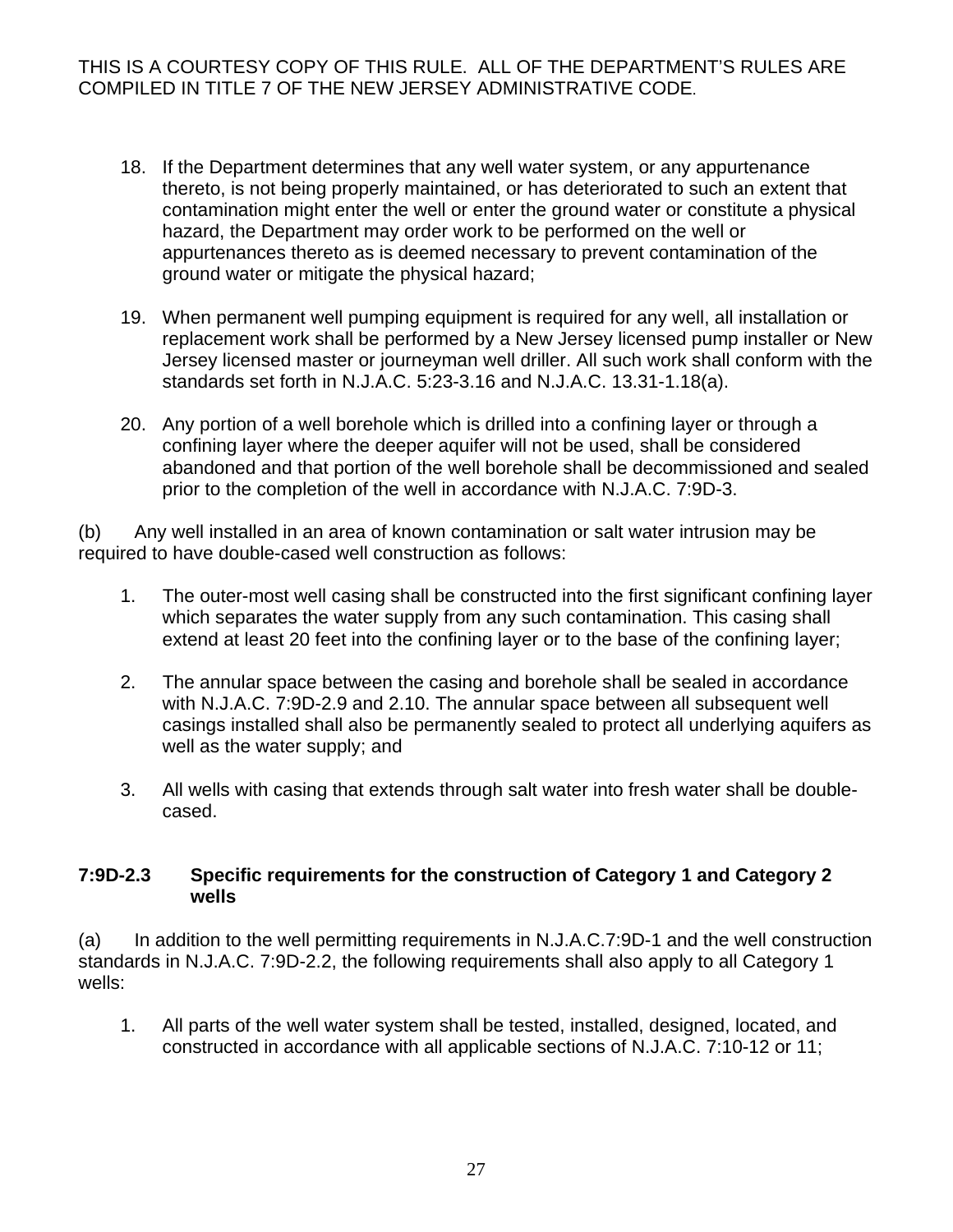18. If the Department determines that any well water system, or any appurtenance thereto, is not being properly maintained, or has deteriorated to such an extent that contamination might enter the well or enter the ground water or constitute a physical hazard, the Department may order work to be performed on the well or appurtenances thereto as is deemed necessary to prevent contamination of the ground water or mitigate the physical hazard;

19. When permanent well pumping equipment is required for any well, all installation or replacement work shall be performed by a New Jersey licensed pump installer or New Jersey licensed master or journeyman well driller. All such work shall conform with the standards set forth in N.J.A.C. 5:23-3.16 and N.J.A.C. 13.31-1.18(a).

20. Any portion of a well borehole which is drilled into a confining layer or through a confining layer where the deeper aquifer will not be used, shall be considered abandoned and that portion of the well borehole shall be decommissioned and sealed prior to the completion of the well in accordance with N.J.A.C. 7:9D-3.

(b) Any well installed in an area of known contamination or salt water intrusion may be required to have double-cased well construction as follows:

1. The outer-most well casing shall be constructed into the first significant confining layer which separates the water supply from any such contamination. This casing shall extend at least 20 feet into the confining layer or to the base of the confining layer;

2. The annular space between the casing and borehole shall be sealed in accordance with N.J.A.C. 7:9D-2.9 and 2.10. The annular space between all subsequent well casings installed shall also be permanently sealed to protect all underlying aquifers as well as the water supply; and

3. All wells with casing that extends through salt water into fresh water shall be double-cased.

### 7:9D-2.3 Specific requirements for the construction of Category 1 and Category 2 wells

(a) In addition to the well permitting requirements in N.J.A.C.7:9D-1 and the well construction standards in N.J.A.C. 7:9D-2.2, the following requirements shall also apply to all Category 1 wells:

1. All parts of the well water system shall be tested, installed, designed, located, and constructed in accordance with all applicable sections of N.J.A.C. 7:10-12 or 11;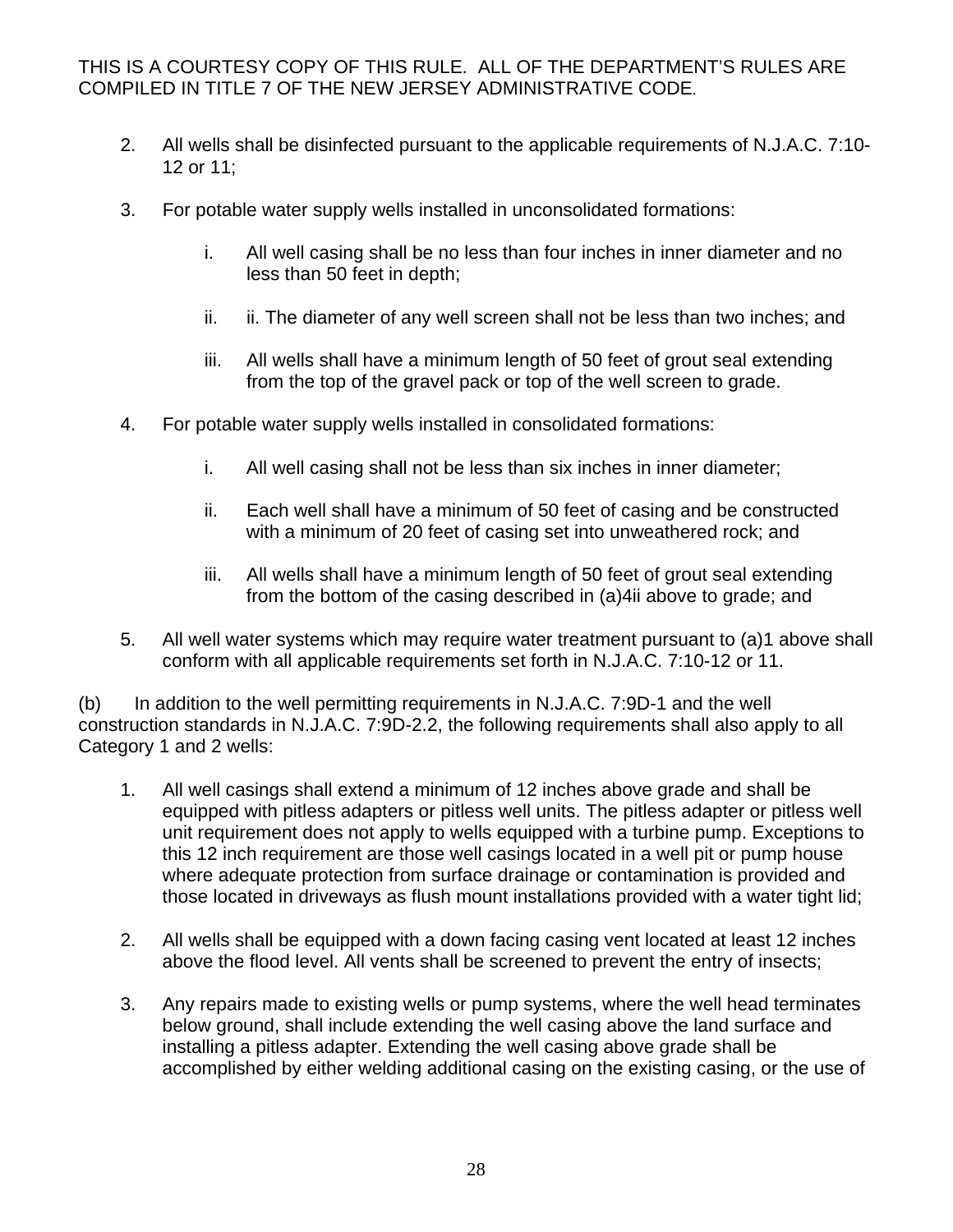THIS IS A COURTESY COPY OF THIS RULE. ALL OF THE DEPARTMENT'S RULES ARE COMPILED IN TITLE 7 OF THE NEW JERSEY ADMINISTRATIVE CODE.

2. All wells shall be disinfected pursuant to the applicable requirements of N.J.A.C. 7:10-12 or 11;

3. For potable water supply wells installed in unconsolidated formations:

   i. All well casing shall be no less than four inches in inner diameter and no less than 50 feet in depth;

   ii. ii. The diameter of any well screen shall not be less than two inches; and

   iii. All wells shall have a minimum length of 50 feet of grout seal extending from the top of the gravel pack or top of the well screen to grade.

4. For potable water supply wells installed in consolidated formations:

   i. All well casing shall not be less than six inches in inner diameter;

   ii. Each well shall have a minimum of 50 feet of casing and be constructed with a minimum of 20 feet of casing set into unweathered rock; and

   iii. All wells shall have a minimum length of 50 feet of grout seal extending from the bottom of the casing described in (a)4ii above to grade; and

5. All well water systems which may require water treatment pursuant to (a)1 above shall conform with all applicable requirements set forth in N.J.A.C. 7:10-12 or 11.

(b) In addition to the well permitting requirements in N.J.A.C. 7:9D-1 and the well construction standards in N.J.A.C. 7:9D-2.2, the following requirements shall also apply to all Category 1 and 2 wells:

1. All well casings shall extend a minimum of 12 inches above grade and shall be equipped with pitless adapters or pitless well units. The pitless adapter or pitless well unit requirement does not apply to wells equipped with a turbine pump. Exceptions to this 12 inch requirement are those well casings located in a well pit or pump house where adequate protection from surface drainage or contamination is provided and those located in driveways as flush mount installations provided with a water tight lid;

2. All wells shall be equipped with a down facing casing vent located at least 12 inches above the flood level. All vents shall be screened to prevent the entry of insects;

3. Any repairs made to existing wells or pump systems, where the well head terminates below ground, shall include extending the well casing above the land surface and installing a pitless adapter. Extending the well casing above grade shall be accomplished by either welding additional casing on the existing casing, or the use of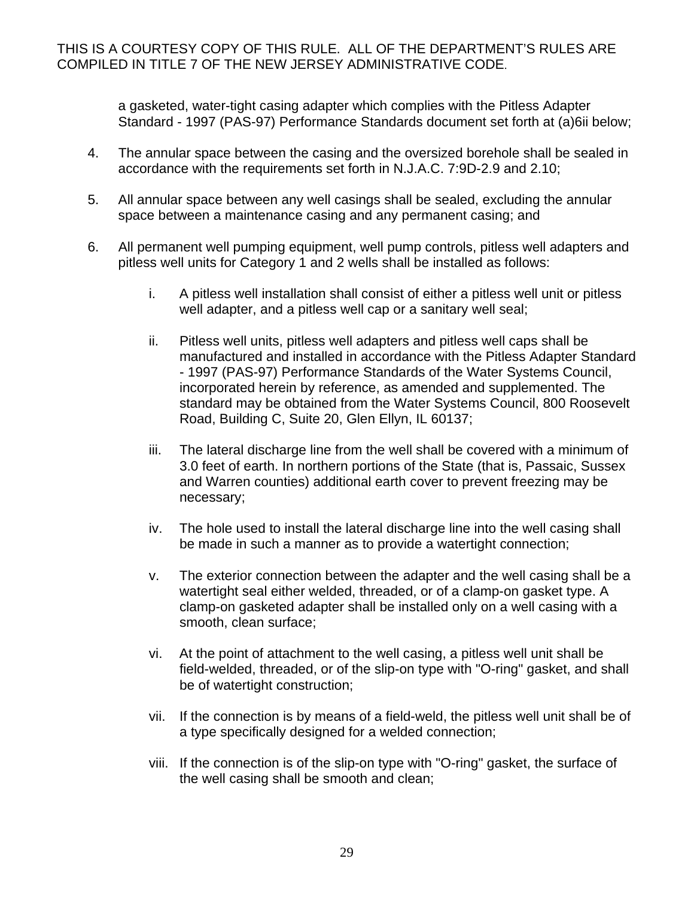a gasketed, water-tight casing adapter which complies with the Pitless Adapter Standard - 1997 (PAS-97) Performance Standards document set forth at (a)6ii below;

4. The annular space between the casing and the oversized borehole shall be sealed in accordance with the requirements set forth in N.J.A.C. 7:9D-2.9 and 2.10;

5. All annular space between any well casings shall be sealed, excluding the annular space between a maintenance casing and any permanent casing; and

6. All permanent well pumping equipment, well pump controls, pitless well adapters and pitless well units for Category 1 and 2 wells shall be installed as follows:

   i. A pitless well installation shall consist of either a pitless well unit or pitless well adapter, and a pitless well cap or a sanitary well seal;

   ii. Pitless well units, pitless well adapters and pitless well caps shall be manufactured and installed in accordance with the Pitless Adapter Standard - 1997 (PAS-97) Performance Standards of the Water Systems Council, incorporated herein by reference, as amended and supplemented. The standard may be obtained from the Water Systems Council, 800 Roosevelt Road, Building C, Suite 20, Glen Ellyn, IL 60137;

   iii. The lateral discharge line from the well shall be covered with a minimum of 3.0 feet of earth. In northern portions of the State (that is, Passaic, Sussex and Warren counties) additional earth cover to prevent freezing may be necessary;

   iv. The hole used to install the lateral discharge line into the well casing shall be made in such a manner as to provide a watertight connection;

   v. The exterior connection between the adapter and the well casing shall be a watertight seal either welded, threaded, or of a clamp-on gasket type. A clamp-on gasketed adapter shall be installed only on a well casing with a smooth, clean surface;

   vi. At the point of attachment to the well casing, a pitless well unit shall be field-welded, threaded, or of the slip-on type with "O-ring" gasket, and shall be of watertight construction;

   vii. If the connection is by means of a field-weld, the pitless well unit shall be of a type specifically designed for a welded connection;

   viii. If the connection is of the slip-on type with "O-ring" gasket, the surface of the well casing shall be smooth and clean;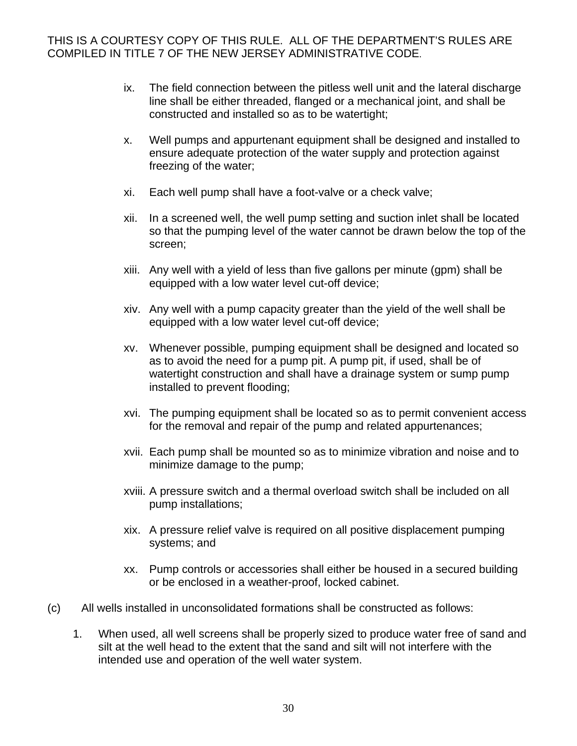THIS IS A COURTESY COPY OF THIS RULE. ALL OF THE DEPARTMENT'S RULES ARE COMPILED IN TITLE 7 OF THE NEW JERSEY ADMINISTRATIVE CODE.

ix. The field connection between the pitless well unit and the lateral discharge line shall be either threaded, flanged or a mechanical joint, and shall be constructed and installed so as to be watertight;

x. Well pumps and appurtenant equipment shall be designed and installed to ensure adequate protection of the water supply and protection against freezing of the water;

xi. Each well pump shall have a foot-valve or a check valve;

xii. In a screened well, the well pump setting and suction inlet shall be located so that the pumping level of the water cannot be drawn below the top of the screen;

xiii. Any well with a yield of less than five gallons per minute (gpm) shall be equipped with a low water level cut-off device;

xiv. Any well with a pump capacity greater than the yield of the well shall be equipped with a low water level cut-off device;

xv. Whenever possible, pumping equipment shall be designed and located so as to avoid the need for a pump pit. A pump pit, if used, shall be of watertight construction and shall have a drainage system or sump pump installed to prevent flooding;

xvi. The pumping equipment shall be located so as to permit convenient access for the removal and repair of the pump and related appurtenances;

xvii. Each pump shall be mounted so as to minimize vibration and noise and to minimize damage to the pump;

xviii. A pressure switch and a thermal overload switch shall be included on all pump installations;

xix. A pressure relief valve is required on all positive displacement pumping systems; and

xx. Pump controls or accessories shall either be housed in a secured building or be enclosed in a weather-proof, locked cabinet.

(c) All wells installed in unconsolidated formations shall be constructed as follows:

1. When used, all well screens shall be properly sized to produce water free of sand and silt at the well head to the extent that the sand and silt will not interfere with the intended use and operation of the well water system.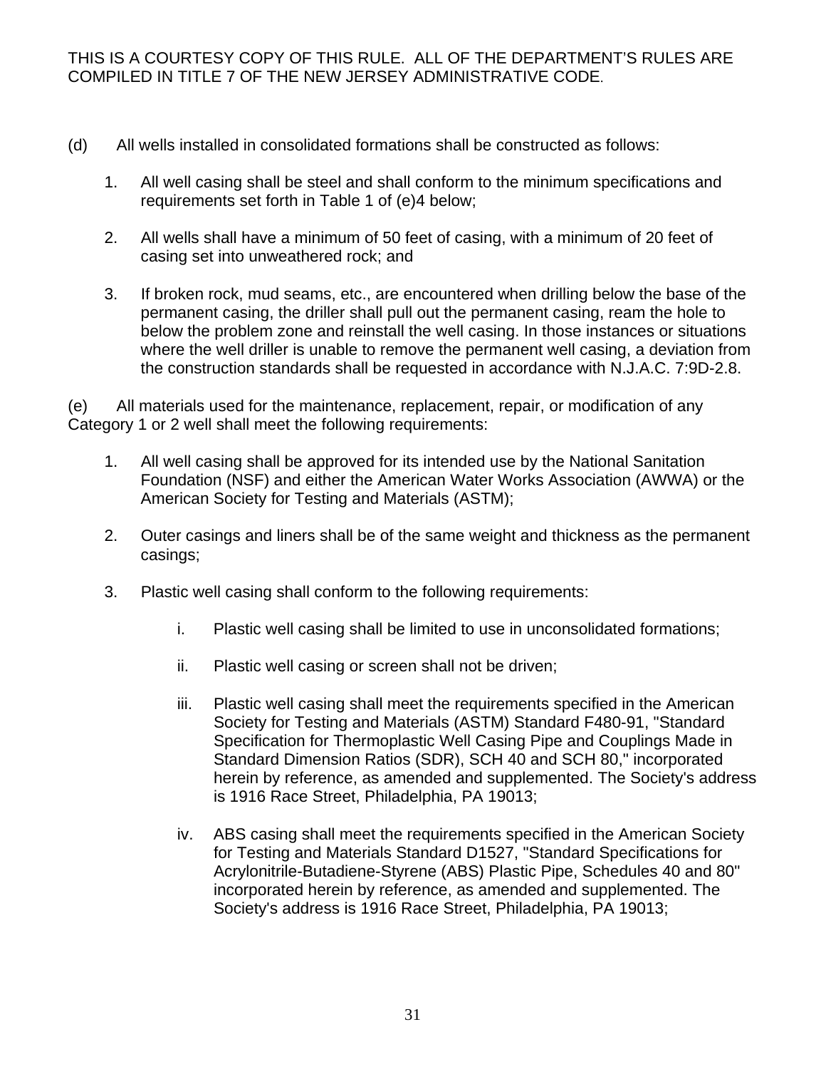THIS IS A COURTESY COPY OF THIS RULE. ALL OF THE DEPARTMENT'S RULES ARE COMPILED IN TITLE 7 OF THE NEW JERSEY ADMINISTRATIVE CODE.

(d) All wells installed in consolidated formations shall be constructed as follows:

1. All well casing shall be steel and shall conform to the minimum specifications and requirements set forth in Table 1 of (e)4 below;

2. All wells shall have a minimum of 50 feet of casing, with a minimum of 20 feet of casing set into unweathered rock; and

3. If broken rock, mud seams, etc., are encountered when drilling below the base of the permanent casing, the driller shall pull out the permanent casing, ream the hole to below the problem zone and reinstall the well casing. In those instances or situations where the well driller is unable to remove the permanent well casing, a deviation from the construction standards shall be requested in accordance with N.J.A.C. 7:9D-2.8.

(e) All materials used for the maintenance, replacement, repair, or modification of any Category 1 or 2 well shall meet the following requirements:

1. All well casing shall be approved for its intended use by the National Sanitation Foundation (NSF) and either the American Water Works Association (AWWA) or the American Society for Testing and Materials (ASTM);

2. Outer casings and liners shall be of the same weight and thickness as the permanent casings;

3. Plastic well casing shall conform to the following requirements:

   i. Plastic well casing shall be limited to use in unconsolidated formations;

   ii. Plastic well casing or screen shall not be driven;

   iii. Plastic well casing shall meet the requirements specified in the American Society for Testing and Materials (ASTM) Standard F480-91, "Standard Specification for Thermoplastic Well Casing Pipe and Couplings Made in Standard Dimension Ratios (SDR), SCH 40 and SCH 80," incorporated herein by reference, as amended and supplemented. The Society's address is 1916 Race Street, Philadelphia, PA 19013;

   iv. ABS casing shall meet the requirements specified in the American Society for Testing and Materials Standard D1527, "Standard Specifications for Acrylonitrile-Butadiene-Styrene (ABS) Plastic Pipe, Schedules 40 and 80" incorporated herein by reference, as amended and supplemented. The Society's address is 1916 Race Street, Philadelphia, PA 19013;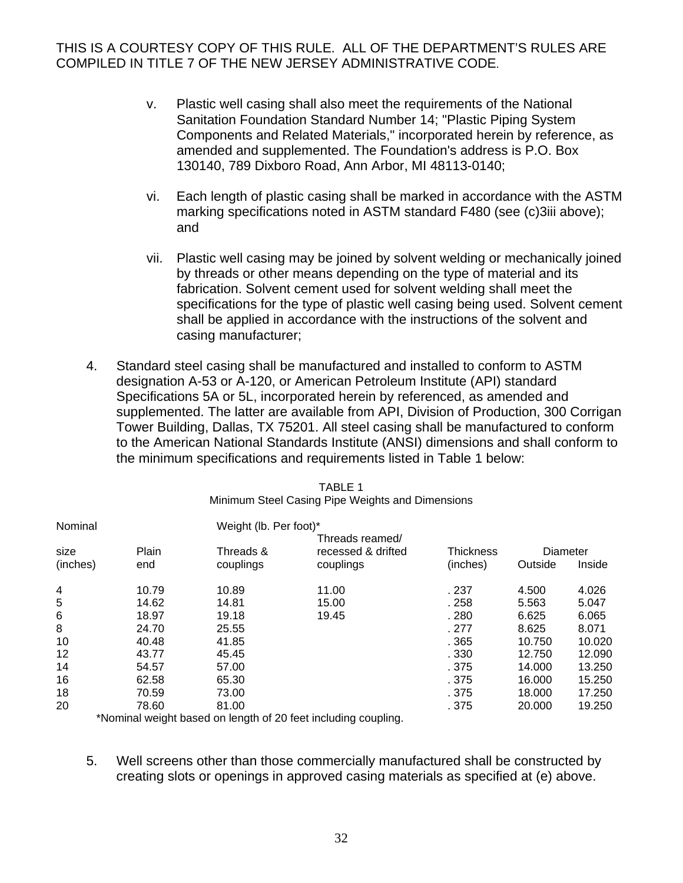THIS IS A COURTESY COPY OF THIS RULE. ALL OF THE DEPARTMENT'S RULES ARE COMPILED IN TITLE 7 OF THE NEW JERSEY ADMINISTRATIVE CODE.

v. Plastic well casing shall also meet the requirements of the National Sanitation Foundation Standard Number 14; "Plastic Piping System Components and Related Materials," incorporated herein by reference, as amended and supplemented. The Foundation's address is P.O. Box 130140, 789 Dixboro Road, Ann Arbor, MI 48113-0140;

vi. Each length of plastic casing shall be marked in accordance with the ASTM marking specifications noted in ASTM standard F480 (see (c)3iii above); and

vii. Plastic well casing may be joined by solvent welding or mechanically joined by threads or other means depending on the type of material and its fabrication. Solvent cement used for solvent welding shall meet the specifications for the type of plastic well casing being used. Solvent cement shall be applied in accordance with the instructions of the solvent and casing manufacturer;

4. Standard steel casing shall be manufactured and installed to conform to ASTM designation A-53 or A-120, or American Petroleum Institute (API) standard Specifications 5A or 5L, incorporated herein by referenced, as amended and supplemented. The latter are available from API, Division of Production, 300 Corrigan Tower Building, Dallas, TX 75201. All steel casing shall be manufactured to conform to the American National Standards Institute (ANSI) dimensions and shall conform to the minimum specifications and requirements listed in Table 1 below:

TABLE 1
Minimum Steel Casing Pipe Weights and Dimensions

| Nominal size (inches) | Weight (lb. Per foot)* Plain end | Threads & couplings | Threads reamed/ recessed & drifted couplings | Thickness (inches) | Diameter Outside | Inside |
|---|---|---|---|---|---|---|
| 4 | 10.79 | 10.89 | 11.00 | .237 | 4.500 | 4.026 |
| 5 | 14.62 | 14.81 | 15.00 | .258 | 5.563 | 5.047 |
| 6 | 18.97 | 19.18 | 19.45 | .280 | 6.625 | 6.065 |
| 8 | 24.70 | 25.55 | | .277 | 8.625 | 8.071 |
| 10 | 40.48 | 41.85 | | .365 | 10.750 | 10.020 |
| 12 | 43.77 | 45.45 | | .330 | 12.750 | 12.090 |
| 14 | 54.57 | 57.00 | | .375 | 14.000 | 13.250 |
| 16 | 62.58 | 65.30 | | .375 | 16.000 | 15.250 |
| 18 | 70.59 | 73.00 | | .375 | 18.000 | 17.250 |
| 20 | 78.60 | 81.00 | | .375 | 20.000 | 19.250 |

*Nominal weight based on length of 20 feet including coupling.

5. Well screens other than those commercially manufactured shall be constructed by creating slots or openings in approved casing materials as specified at (e) above.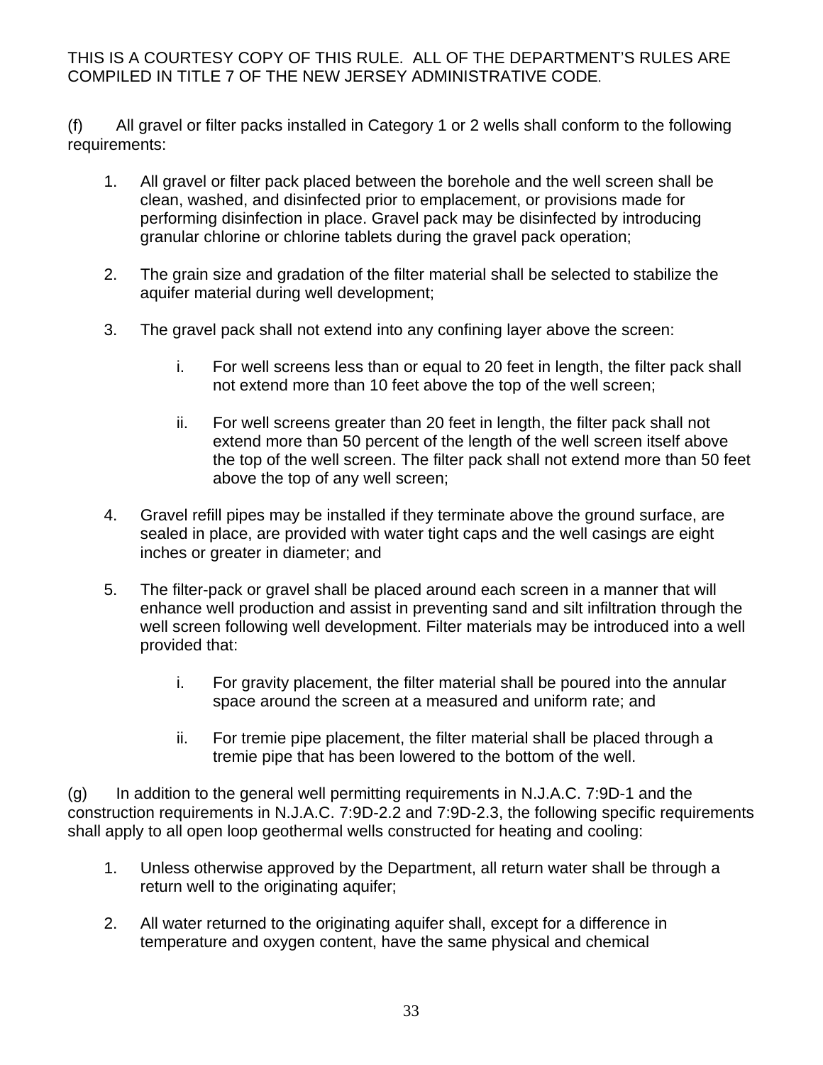THIS IS A COURTESY COPY OF THIS RULE. ALL OF THE DEPARTMENT'S RULES ARE COMPILED IN TITLE 7 OF THE NEW JERSEY ADMINISTRATIVE CODE.

(f) All gravel or filter packs installed in Category 1 or 2 wells shall conform to the following requirements:

1. All gravel or filter pack placed between the borehole and the well screen shall be clean, washed, and disinfected prior to emplacement, or provisions made for performing disinfection in place. Gravel pack may be disinfected by introducing granular chlorine or chlorine tablets during the gravel pack operation;

2. The grain size and gradation of the filter material shall be selected to stabilize the aquifer material during well development;

3. The gravel pack shall not extend into any confining layer above the screen:

    i. For well screens less than or equal to 20 feet in length, the filter pack shall not extend more than 10 feet above the top of the well screen;

    ii. For well screens greater than 20 feet in length, the filter pack shall not extend more than 50 percent of the length of the well screen itself above the top of the well screen. The filter pack shall not extend more than 50 feet above the top of any well screen;

4. Gravel refill pipes may be installed if they terminate above the ground surface, are sealed in place, are provided with water tight caps and the well casings are eight inches or greater in diameter; and

5. The filter-pack or gravel shall be placed around each screen in a manner that will enhance well production and assist in preventing sand and silt infiltration through the well screen following well development. Filter materials may be introduced into a well provided that:

    i. For gravity placement, the filter material shall be poured into the annular space around the screen at a measured and uniform rate; and

    ii. For tremie pipe placement, the filter material shall be placed through a tremie pipe that has been lowered to the bottom of the well.

(g) In addition to the general well permitting requirements in N.J.A.C. 7:9D-1 and the construction requirements in N.J.A.C. 7:9D-2.2 and 7:9D-2.3, the following specific requirements shall apply to all open loop geothermal wells constructed for heating and cooling:

1. Unless otherwise approved by the Department, all return water shall be through a return well to the originating aquifer;

2. All water returned to the originating aquifer shall, except for a difference in temperature and oxygen content, have the same physical and chemical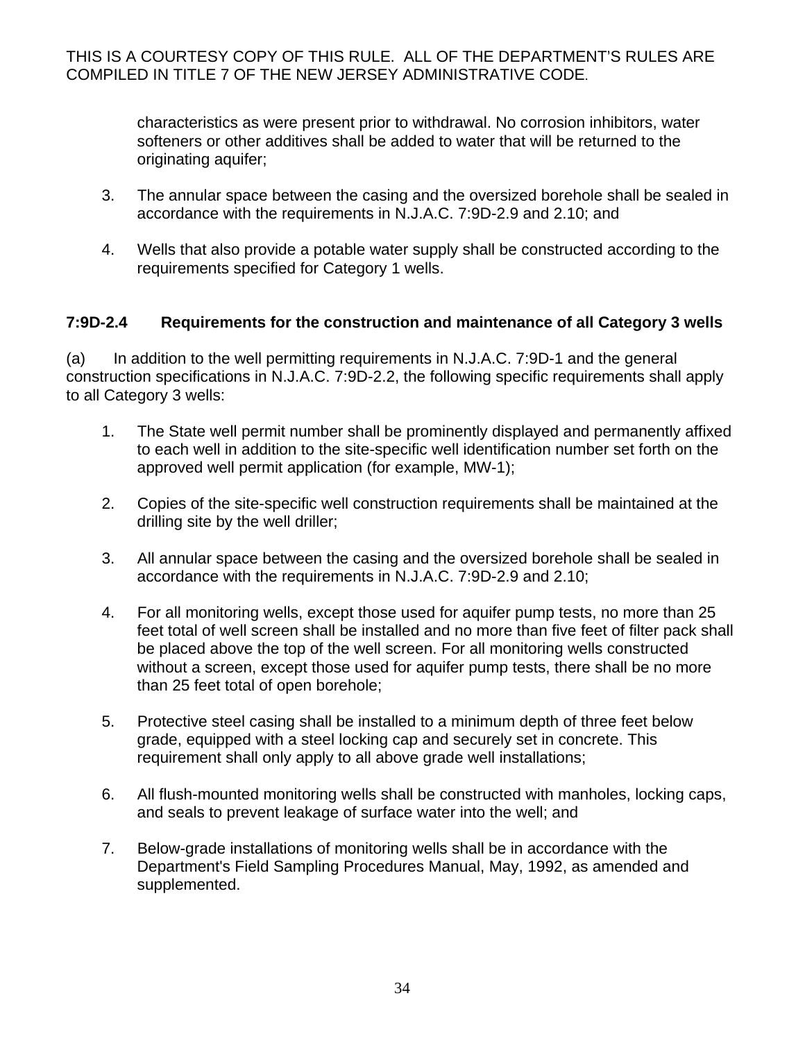characteristics as were present prior to withdrawal. No corrosion inhibitors, water softeners or other additives shall be added to water that will be returned to the originating aquifer;

3. The annular space between the casing and the oversized borehole shall be sealed in accordance with the requirements in N.J.A.C. 7:9D-2.9 and 2.10; and

4. Wells that also provide a potable water supply shall be constructed according to the requirements specified for Category 1 wells.

### 7:9D-2.4 Requirements for the construction and maintenance of all Category 3 wells

(a) In addition to the well permitting requirements in N.J.A.C. 7:9D-1 and the general construction specifications in N.J.A.C. 7:9D-2.2, the following specific requirements shall apply to all Category 3 wells:

1. The State well permit number shall be prominently displayed and permanently affixed to each well in addition to the site-specific well identification number set forth on the approved well permit application (for example, MW-1);

2. Copies of the site-specific well construction requirements shall be maintained at the drilling site by the well driller;

3. All annular space between the casing and the oversized borehole shall be sealed in accordance with the requirements in N.J.A.C. 7:9D-2.9 and 2.10;

4. For all monitoring wells, except those used for aquifer pump tests, no more than 25 feet total of well screen shall be installed and no more than five feet of filter pack shall be placed above the top of the well screen. For all monitoring wells constructed without a screen, except those used for aquifer pump tests, there shall be no more than 25 feet total of open borehole;

5. Protective steel casing shall be installed to a minimum depth of three feet below grade, equipped with a steel locking cap and securely set in concrete. This requirement shall only apply to all above grade well installations;

6. All flush-mounted monitoring wells shall be constructed with manholes, locking caps, and seals to prevent leakage of surface water into the well; and

7. Below-grade installations of monitoring wells shall be in accordance with the Department's Field Sampling Procedures Manual, May, 1992, as amended and supplemented.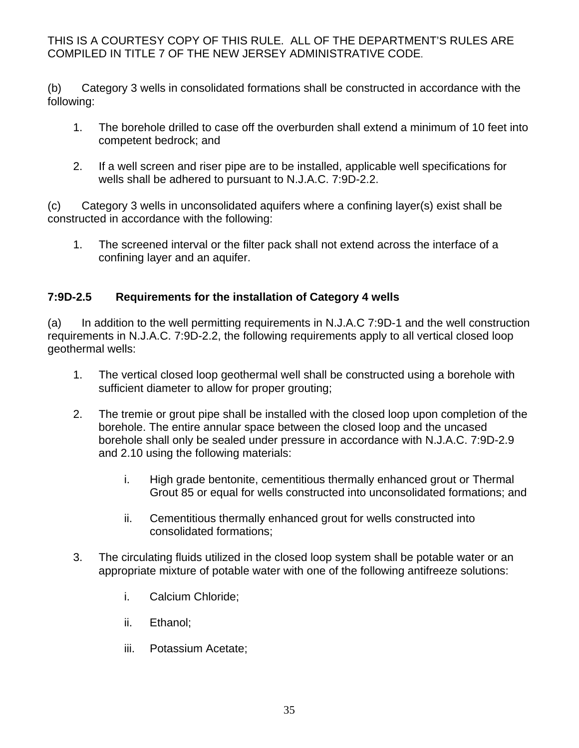THIS IS A COURTESY COPY OF THIS RULE. ALL OF THE DEPARTMENT'S RULES ARE COMPILED IN TITLE 7 OF THE NEW JERSEY ADMINISTRATIVE CODE.

(b) Category 3 wells in consolidated formations shall be constructed in accordance with the following:

1. The borehole drilled to case off the overburden shall extend a minimum of 10 feet into competent bedrock; and

2. If a well screen and riser pipe are to be installed, applicable well specifications for wells shall be adhered to pursuant to N.J.A.C. 7:9D-2.2.

(c) Category 3 wells in unconsolidated aquifers where a confining layer(s) exist shall be constructed in accordance with the following:

1. The screened interval or the filter pack shall not extend across the interface of a confining layer and an aquifer.

**7:9D-2.5 Requirements for the installation of Category 4 wells**

(a) In addition to the well permitting requirements in N.J.A.C 7:9D-1 and the well construction requirements in N.J.A.C. 7:9D-2.2, the following requirements apply to all vertical closed loop geothermal wells:

1. The vertical closed loop geothermal well shall be constructed using a borehole with sufficient diameter to allow for proper grouting;

2. The tremie or grout pipe shall be installed with the closed loop upon completion of the borehole. The entire annular space between the closed loop and the uncased borehole shall only be sealed under pressure in accordance with N.J.A.C. 7:9D-2.9 and 2.10 using the following materials:

    i. High grade bentonite, cementitious thermally enhanced grout or Thermal Grout 85 or equal for wells constructed into unconsolidated formations; and

    ii. Cementitious thermally enhanced grout for wells constructed into consolidated formations;

3. The circulating fluids utilized in the closed loop system shall be potable water or an appropriate mixture of potable water with one of the following antifreeze solutions:

    i. Calcium Chloride;

    ii. Ethanol;

    iii. Potassium Acetate;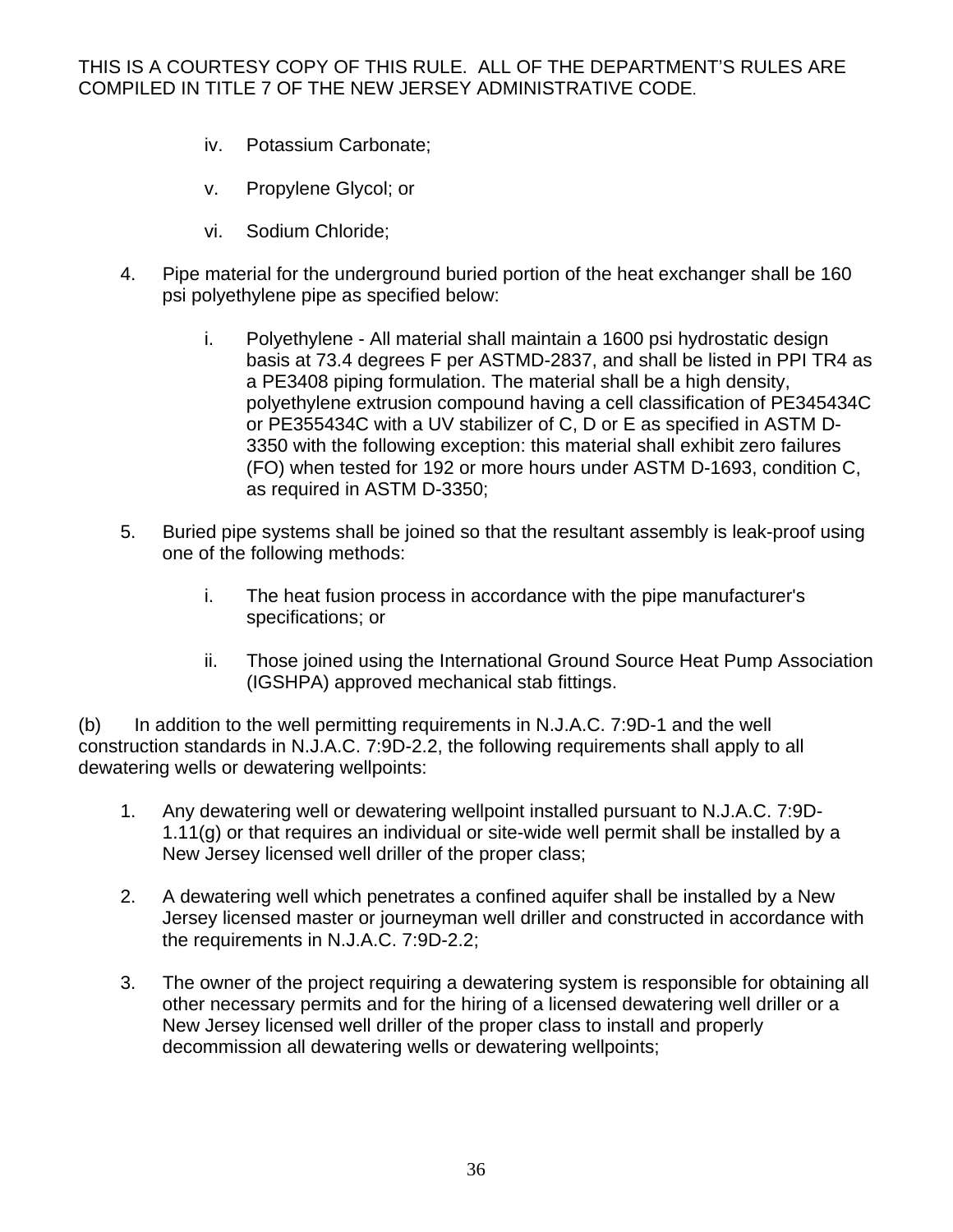THIS IS A COURTESY COPY OF THIS RULE. ALL OF THE DEPARTMENT'S RULES ARE COMPILED IN TITLE 7 OF THE NEW JERSEY ADMINISTRATIVE CODE.

iv. Potassium Carbonate;

v. Propylene Glycol; or

vi. Sodium Chloride;

4. Pipe material for the underground buried portion of the heat exchanger shall be 160 psi polyethylene pipe as specified below:

   i. Polyethylene - All material shall maintain a 1600 psi hydrostatic design basis at 73.4 degrees F per ASTMD-2837, and shall be listed in PPI TR4 as a PE3408 piping formulation. The material shall be a high density, polyethylene extrusion compound having a cell classification of PE345434C or PE355434C with a UV stabilizer of C, D or E as specified in ASTM D-3350 with the following exception: this material shall exhibit zero failures (FO) when tested for 192 or more hours under ASTM D-1693, condition C, as required in ASTM D-3350;

5. Buried pipe systems shall be joined so that the resultant assembly is leak-proof using one of the following methods:

   i. The heat fusion process in accordance with the pipe manufacturer's specifications; or

   ii. Those joined using the International Ground Source Heat Pump Association (IGSHPA) approved mechanical stab fittings.

(b) In addition to the well permitting requirements in N.J.A.C. 7:9D-1 and the well construction standards in N.J.A.C. 7:9D-2.2, the following requirements shall apply to all dewatering wells or dewatering wellpoints:

1. Any dewatering well or dewatering wellpoint installed pursuant to N.J.A.C. 7:9D-1.11(g) or that requires an individual or site-wide well permit shall be installed by a New Jersey licensed well driller of the proper class;

2. A dewatering well which penetrates a confined aquifer shall be installed by a New Jersey licensed master or journeyman well driller and constructed in accordance with the requirements in N.J.A.C. 7:9D-2.2;

3. The owner of the project requiring a dewatering system is responsible for obtaining all other necessary permits and for the hiring of a licensed dewatering well driller or a New Jersey licensed well driller of the proper class to install and properly decommission all dewatering wells or dewatering wellpoints;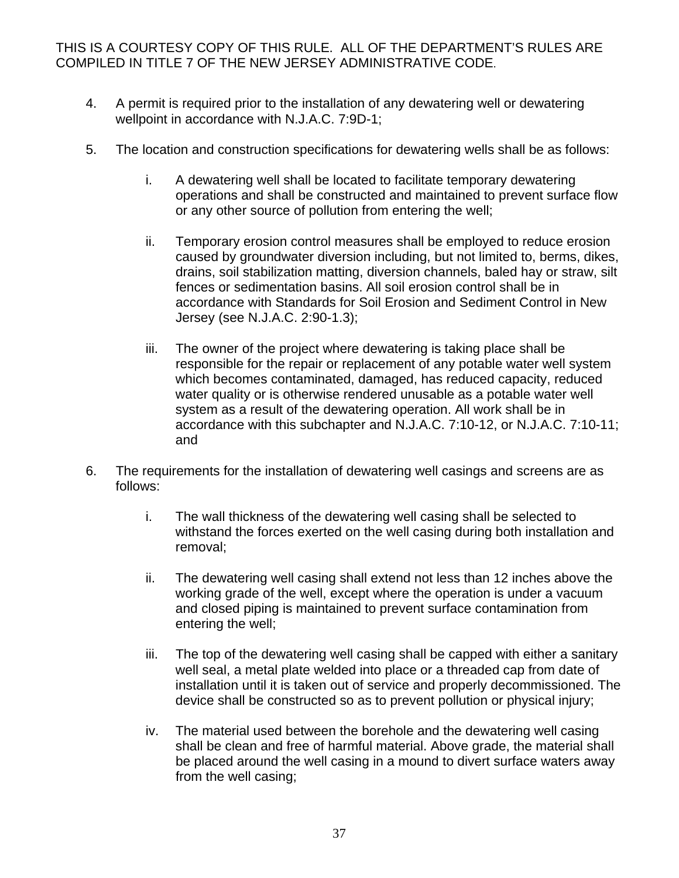THIS IS A COURTESY COPY OF THIS RULE. ALL OF THE DEPARTMENT'S RULES ARE COMPILED IN TITLE 7 OF THE NEW JERSEY ADMINISTRATIVE CODE.

4. A permit is required prior to the installation of any dewatering well or dewatering wellpoint in accordance with N.J.A.C. 7:9D-1;

5. The location and construction specifications for dewatering wells shall be as follows:

   i. A dewatering well shall be located to facilitate temporary dewatering operations and shall be constructed and maintained to prevent surface flow or any other source of pollution from entering the well;

   ii. Temporary erosion control measures shall be employed to reduce erosion caused by groundwater diversion including, but not limited to, berms, dikes, drains, soil stabilization matting, diversion channels, baled hay or straw, silt fences or sedimentation basins. All soil erosion control shall be in accordance with Standards for Soil Erosion and Sediment Control in New Jersey (see N.J.A.C. 2:90-1.3);

   iii. The owner of the project where dewatering is taking place shall be responsible for the repair or replacement of any potable water well system which becomes contaminated, damaged, has reduced capacity, reduced water quality or is otherwise rendered unusable as a potable water well system as a result of the dewatering operation. All work shall be in accordance with this subchapter and N.J.A.C. 7:10-12, or N.J.A.C. 7:10-11; and

6. The requirements for the installation of dewatering well casings and screens are as follows:

   i. The wall thickness of the dewatering well casing shall be selected to withstand the forces exerted on the well casing during both installation and removal;

   ii. The dewatering well casing shall extend not less than 12 inches above the working grade of the well, except where the operation is under a vacuum and closed piping is maintained to prevent surface contamination from entering the well;

   iii. The top of the dewatering well casing shall be capped with either a sanitary well seal, a metal plate welded into place or a threaded cap from date of installation until it is taken out of service and properly decommissioned. The device shall be constructed so as to prevent pollution or physical injury;

   iv. The material used between the borehole and the dewatering well casing shall be clean and free of harmful material. Above grade, the material shall be placed around the well casing in a mound to divert surface waters away from the well casing;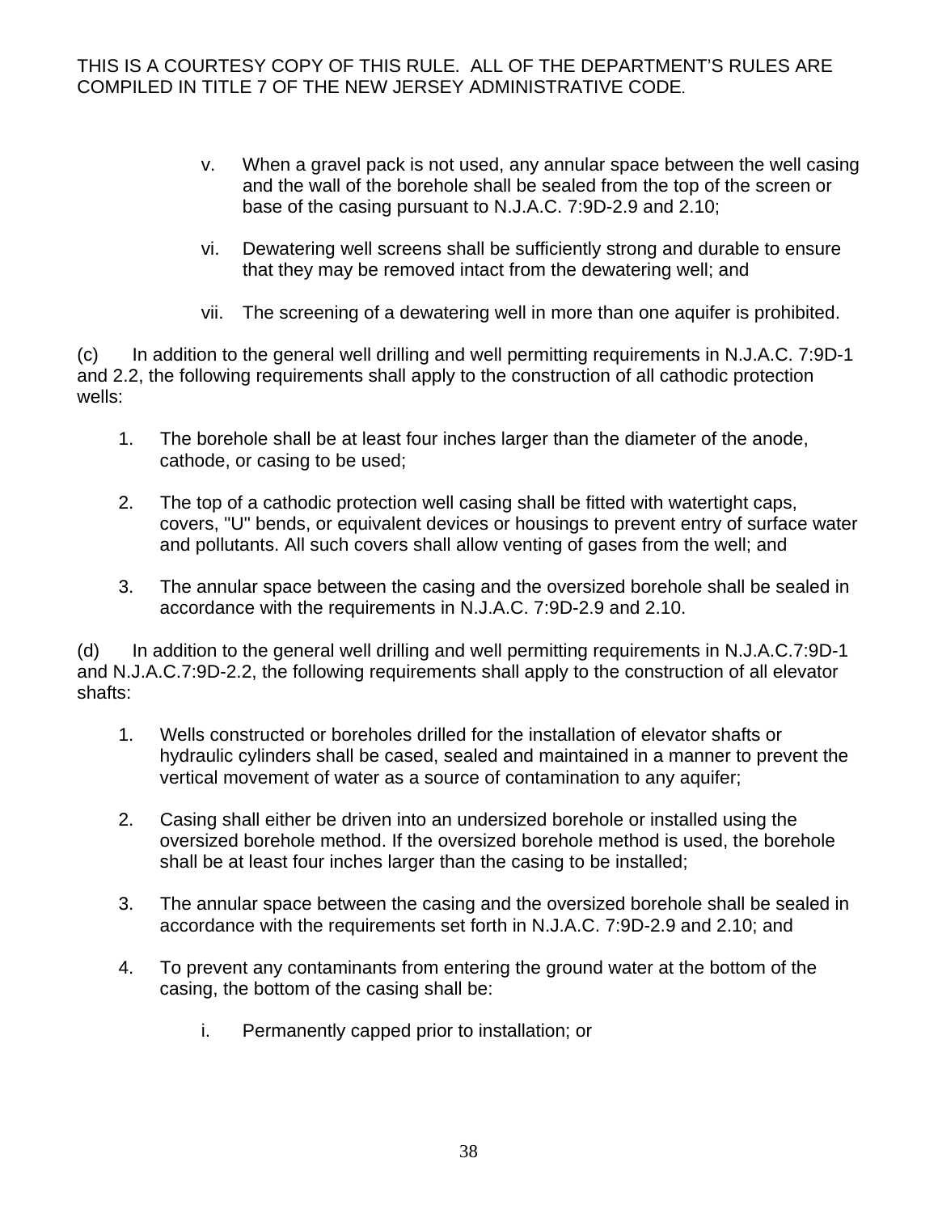v. When a gravel pack is not used, any annular space between the well casing and the wall of the borehole shall be sealed from the top of the screen or base of the casing pursuant to N.J.A.C. 7:9D-2.9 and 2.10;

vi. Dewatering well screens shall be sufficiently strong and durable to ensure that they may be removed intact from the dewatering well; and

vii. The screening of a dewatering well in more than one aquifer is prohibited.

(c) In addition to the general well drilling and well permitting requirements in N.J.A.C. 7:9D-1 and 2.2, the following requirements shall apply to the construction of all cathodic protection wells:

1. The borehole shall be at least four inches larger than the diameter of the anode, cathode, or casing to be used;

2. The top of a cathodic protection well casing shall be fitted with watertight caps, covers, "U" bends, or equivalent devices or housings to prevent entry of surface water and pollutants. All such covers shall allow venting of gases from the well; and

3. The annular space between the casing and the oversized borehole shall be sealed in accordance with the requirements in N.J.A.C. 7:9D-2.9 and 2.10.

(d) In addition to the general well drilling and well permitting requirements in N.J.A.C.7:9D-1 and N.J.A.C.7:9D-2.2, the following requirements shall apply to the construction of all elevator shafts:

1. Wells constructed or boreholes drilled for the installation of elevator shafts or hydraulic cylinders shall be cased, sealed and maintained in a manner to prevent the vertical movement of water as a source of contamination to any aquifer;

2. Casing shall either be driven into an undersized borehole or installed using the oversized borehole method. If the oversized borehole method is used, the borehole shall be at least four inches larger than the casing to be installed;

3. The annular space between the casing and the oversized borehole shall be sealed in accordance with the requirements set forth in N.J.A.C. 7:9D-2.9 and 2.10; and

4. To prevent any contaminants from entering the ground water at the bottom of the casing, the bottom of the casing shall be:

   i. Permanently capped prior to installation; or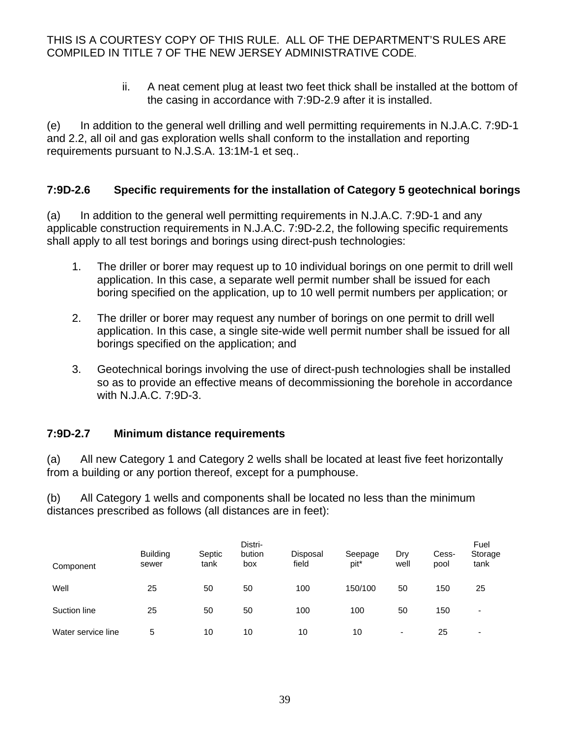THIS IS A COURTESY COPY OF THIS RULE. ALL OF THE DEPARTMENT'S RULES ARE COMPILED IN TITLE 7 OF THE NEW JERSEY ADMINISTRATIVE CODE.

ii. A neat cement plug at least two feet thick shall be installed at the bottom of the casing in accordance with 7:9D-2.9 after it is installed.

(e) In addition to the general well drilling and well permitting requirements in N.J.A.C. 7:9D-1 and 2.2, all oil and gas exploration wells shall conform to the installation and reporting requirements pursuant to N.J.S.A. 13:1M-1 et seq..

### 7:9D-2.6 Specific requirements for the installation of Category 5 geotechnical borings

(a) In addition to the general well permitting requirements in N.J.A.C. 7:9D-1 and any applicable construction requirements in N.J.A.C. 7:9D-2.2, the following specific requirements shall apply to all test borings and borings using direct-push technologies:

1. The driller or borer may request up to 10 individual borings on one permit to drill well application. In this case, a separate well permit number shall be issued for each boring specified on the application, up to 10 well permit numbers per application; or

2. The driller or borer may request any number of borings on one permit to drill well application. In this case, a single site-wide well permit number shall be issued for all borings specified on the application; and

3. Geotechnical borings involving the use of direct-push technologies shall be installed so as to provide an effective means of decommissioning the borehole in accordance with N.J.A.C. 7:9D-3.

### 7:9D-2.7 Minimum distance requirements

(a) All new Category 1 and Category 2 wells shall be located at least five feet horizontally from a building or any portion thereof, except for a pumphouse.

(b) All Category 1 wells and components shall be located no less than the minimum distances prescribed as follows (all distances are in feet):

| Component | Building sewer | Septic tank | Distri-bution box | Disposal field | Seepage pit* | Dry well | Cess-pool | Fuel Storage tank |
|---|---|---|---|---|---|---|---|---|
| Well | 25 | 50 | 50 | 100 | 150/100 | 50 | 150 | 25 |
| Suction line | 25 | 50 | 50 | 100 | 100 | 50 | 150 | - |
| Water service line | 5 | 10 | 10 | 10 | 10 | - | 25 | - |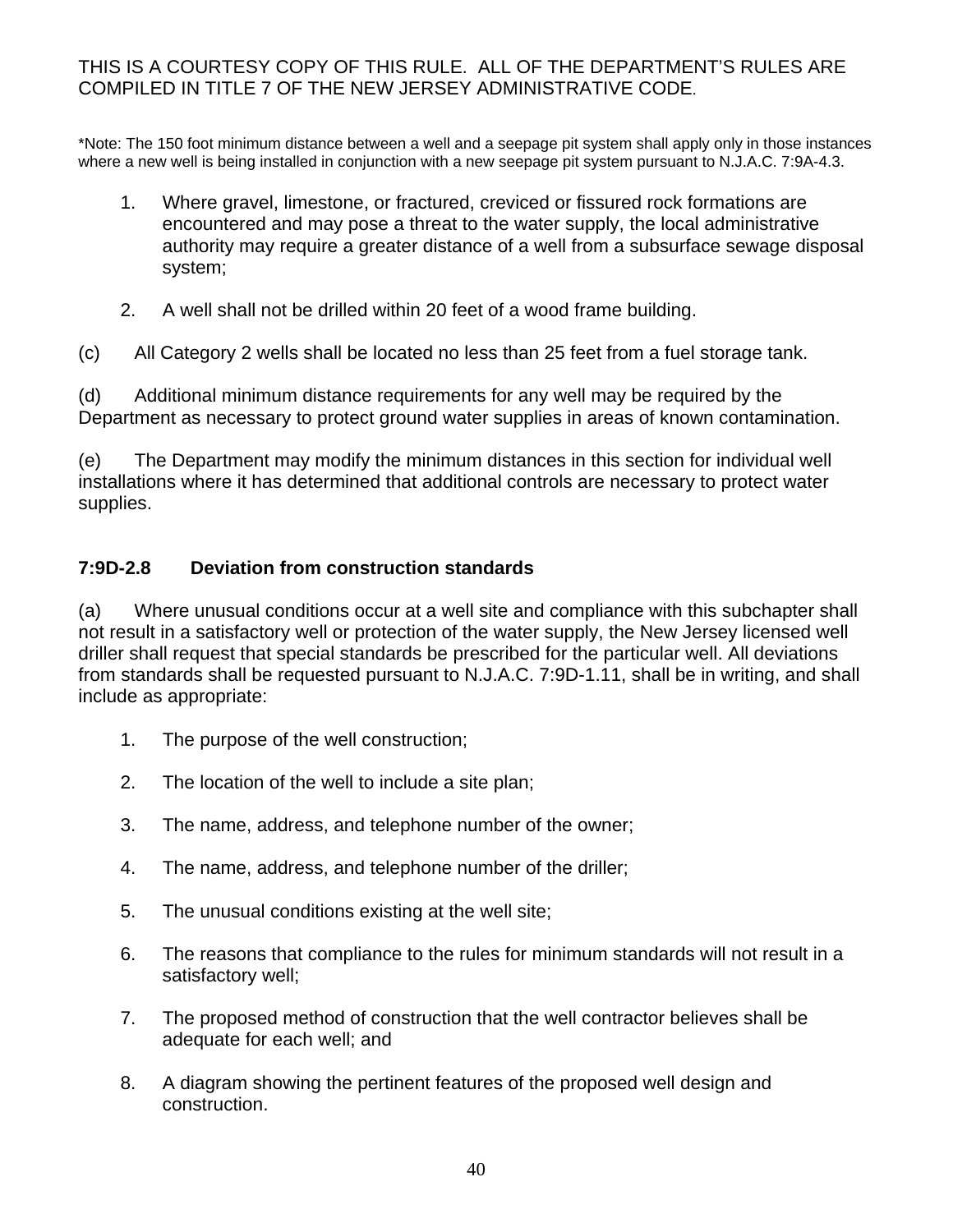THIS IS A COURTESY COPY OF THIS RULE. ALL OF THE DEPARTMENT'S RULES ARE COMPILED IN TITLE 7 OF THE NEW JERSEY ADMINISTRATIVE CODE.

*Note: The 150 foot minimum distance between a well and a seepage pit system shall apply only in those instances where a new well is being installed in conjunction with a new seepage pit system pursuant to N.J.A.C. 7:9A-4.3.

1. Where gravel, limestone, or fractured, creviced or fissured rock formations are encountered and may pose a threat to the water supply, the local administrative authority may require a greater distance of a well from a subsurface sewage disposal system;

2. A well shall not be drilled within 20 feet of a wood frame building.

(c) All Category 2 wells shall be located no less than 25 feet from a fuel storage tank.

(d) Additional minimum distance requirements for any well may be required by the Department as necessary to protect ground water supplies in areas of known contamination.

(e) The Department may modify the minimum distances in this section for individual well installations where it has determined that additional controls are necessary to protect water supplies.

### 7:9D-2.8 Deviation from construction standards

(a) Where unusual conditions occur at a well site and compliance with this subchapter shall not result in a satisfactory well or protection of the water supply, the New Jersey licensed well driller shall request that special standards be prescribed for the particular well. All deviations from standards shall be requested pursuant to N.J.A.C. 7:9D-1.11, shall be in writing, and shall include as appropriate:

1. The purpose of the well construction;

2. The location of the well to include a site plan;

3. The name, address, and telephone number of the owner;

4. The name, address, and telephone number of the driller;

5. The unusual conditions existing at the well site;

6. The reasons that compliance to the rules for minimum standards will not result in a satisfactory well;

7. The proposed method of construction that the well contractor believes shall be adequate for each well; and

8. A diagram showing the pertinent features of the proposed well design and construction.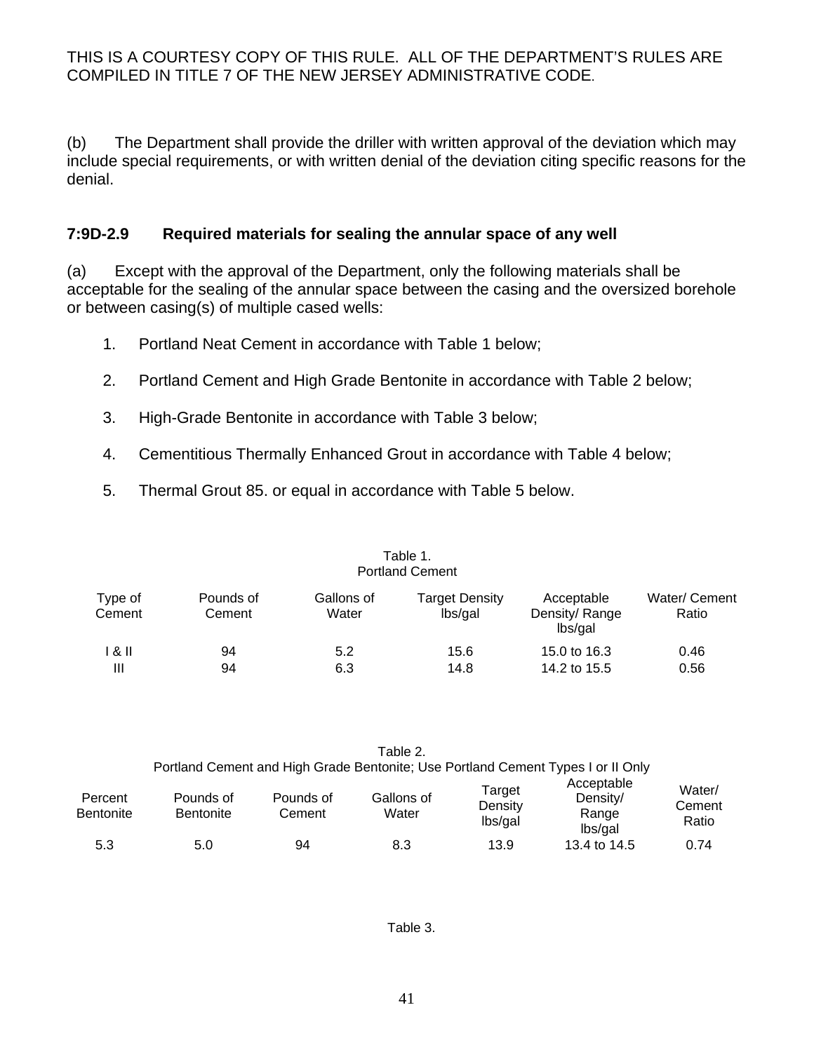THIS IS A COURTESY COPY OF THIS RULE. ALL OF THE DEPARTMENT'S RULES ARE COMPILED IN TITLE 7 OF THE NEW JERSEY ADMINISTRATIVE CODE.

(b) The Department shall provide the driller with written approval of the deviation which may include special requirements, or with written denial of the deviation citing specific reasons for the denial.

### 7:9D-2.9 Required materials for sealing the annular space of any well

(a) Except with the approval of the Department, only the following materials shall be acceptable for the sealing of the annular space between the casing and the oversized borehole or between casing(s) of multiple cased wells:

1. Portland Neat Cement in accordance with Table 1 below;
2. Portland Cement and High Grade Bentonite in accordance with Table 2 below;
3. High-Grade Bentonite in accordance with Table 3 below;
4. Cementitious Thermally Enhanced Grout in accordance with Table 4 below;
5. Thermal Grout 85. or equal in accordance with Table 5 below.

Table 1.
Portland Cement

| Type of Cement | Pounds of Cement | Gallons of Water | Target Density lbs/gal | Acceptable Density/ Range lbs/gal | Water/ Cement Ratio |
|---|---|---|---|---|---|
| I & II | 94 | 5.2 | 15.6 | 15.0 to 16.3 | 0.46 |
| III | 94 | 6.3 | 14.8 | 14.2 to 15.5 | 0.56 |

Table 2.
Portland Cement and High Grade Bentonite; Use Portland Cement Types I or II Only

| Percent Bentonite | Pounds of Bentonite | Pounds of Cement | Gallons of Water | Target Density lbs/gal | Acceptable Density/ Range lbs/gal | Water/ Cement Ratio |
|---|---|---|---|---|---|---|
| 5.3 | 5.0 | 94 | 8.3 | 13.9 | 13.4 to 14.5 | 0.74 |

Table 3.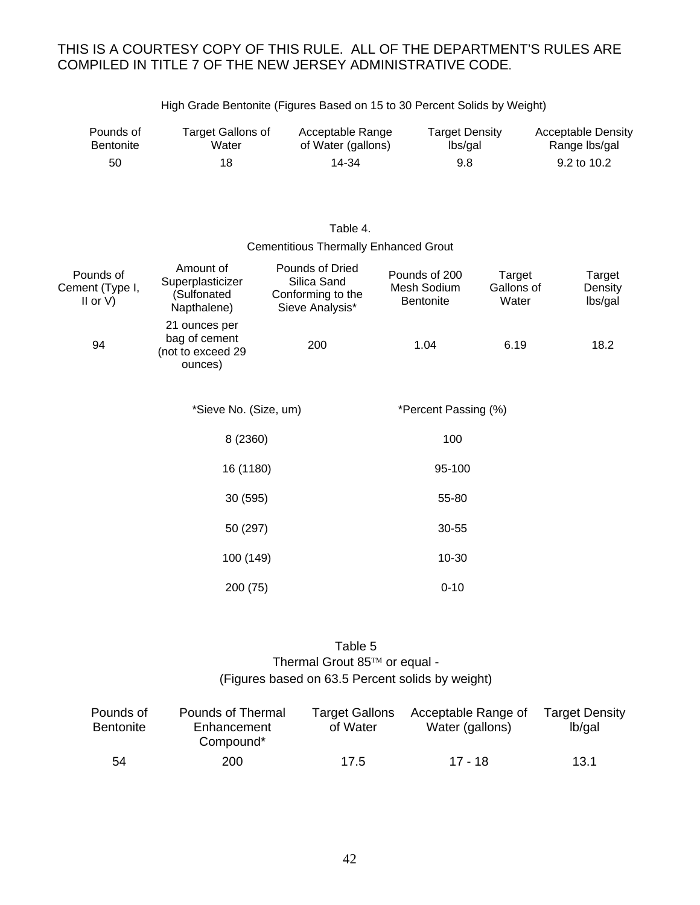THIS IS A COURTESY COPY OF THIS RULE. ALL OF THE DEPARTMENT'S RULES ARE COMPILED IN TITLE 7 OF THE NEW JERSEY ADMINISTRATIVE CODE.

High Grade Bentonite (Figures Based on 15 to 30 Percent Solids by Weight)

| Pounds of Bentonite | Target Gallons of Water | Acceptable Range of Water (gallons) | Target Density lbs/gal | Acceptable Density Range lbs/gal |
|---|---|---|---|---|
| 50 | 18 | 14-34 | 9.8 | 9.2 to 10.2 |

Table 4.

Cementitious Thermally Enhanced Grout

| Pounds of Cement (Type I, II or V) | Amount of Superplasticizer (Sulfonated Napthalene) | Pounds of Dried Silica Sand Conforming to the Sieve Analysis* | Pounds of 200 Mesh Sodium Bentonite | Target Gallons of Water | Target Density lbs/gal |
|---|---|---|---|---|---|
| 94 | 21 ounces per bag of cement (not to exceed 29 ounces) | 200 | 1.04 | 6.19 | 18.2 |

| *Sieve No. (Size, um) | *Percent Passing (%) |
|---|---|
| 8 (2360) | 100 |
| 16 (1180) | 95-100 |
| 30 (595) | 55-80 |
| 50 (297) | 30-55 |
| 100 (149) | 10-30 |
| 200 (75) | 0-10 |

Table 5

Thermal Grout 85™ or equal -

(Figures based on 63.5 Percent solids by weight)

| Pounds of Bentonite | Pounds of Thermal Enhancement Compound* | Target Gallons of Water | Acceptable Range of Water (gallons) | Target Density lb/gal |
|---|---|---|---|---|
| 54 | 200 | 17.5 | 17 - 18 | 13.1 |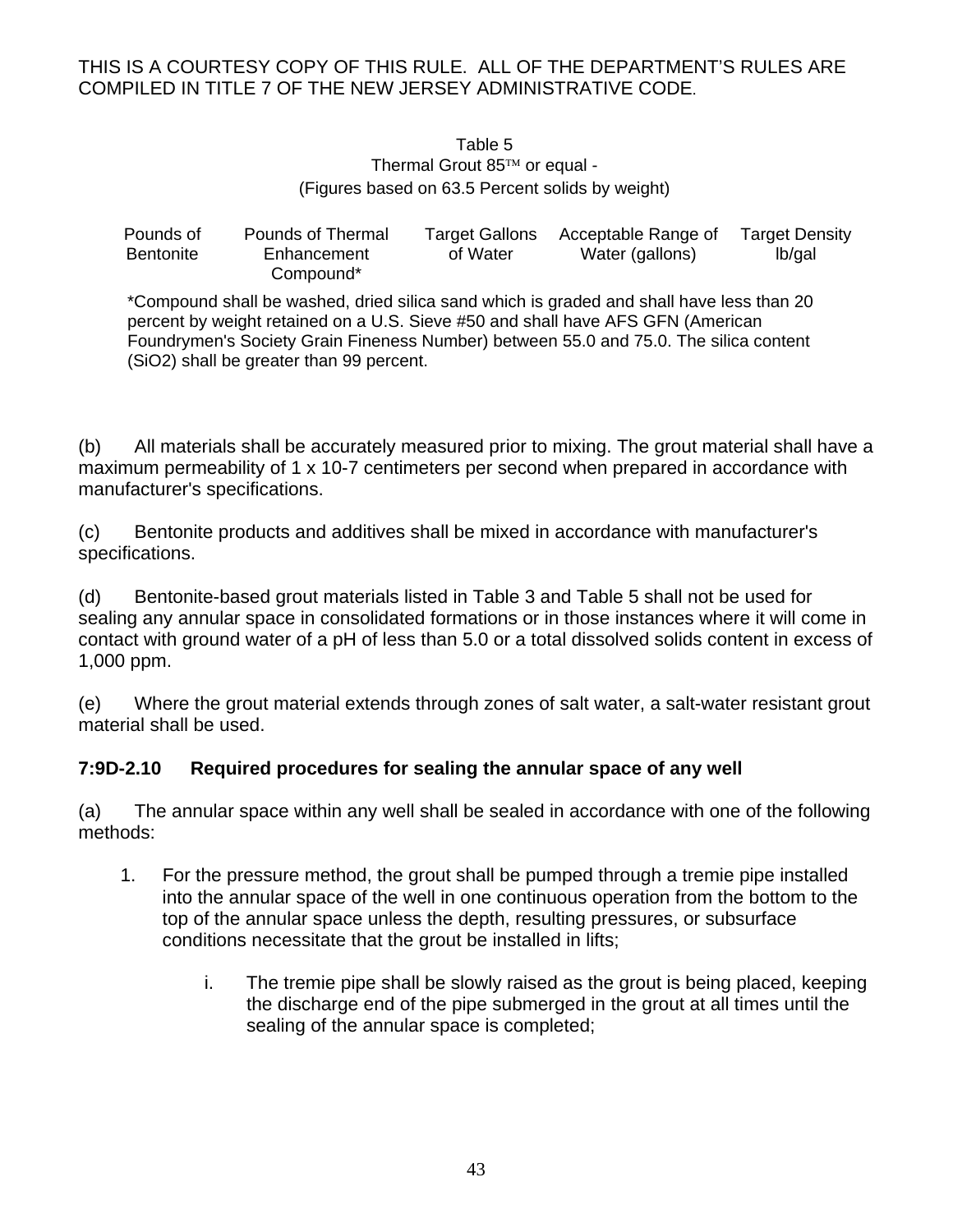THIS IS A COURTESY COPY OF THIS RULE. ALL OF THE DEPARTMENT'S RULES ARE COMPILED IN TITLE 7 OF THE NEW JERSEY ADMINISTRATIVE CODE.

Table 5
Thermal Grout 85™ or equal -
(Figures based on 63.5 Percent solids by weight)

| Pounds of Bentonite | Pounds of Thermal Enhancement Compound* | Target Gallons of Water | Acceptable Range of Water (gallons) | Target Density lb/gal |
|---|---|---|---|---|

*Compound shall be washed, dried silica sand which is graded and shall have less than 20 percent by weight retained on a U.S. Sieve #50 and shall have AFS GFN (American Foundrymen's Society Grain Fineness Number) between 55.0 and 75.0. The silica content ($SiO_2$) shall be greater than 99 percent.

(b) All materials shall be accurately measured prior to mixing. The grout material shall have a maximum permeability of 1 x 10-7 centimeters per second when prepared in accordance with manufacturer's specifications.

(c) Bentonite products and additives shall be mixed in accordance with manufacturer's specifications.

(d) Bentonite-based grout materials listed in Table 3 and Table 5 shall not be used for sealing any annular space in consolidated formations or in those instances where it will come in contact with ground water of a pH of less than 5.0 or a total dissolved solids content in excess of 1,000 ppm.

(e) Where the grout material extends through zones of salt water, a salt-water resistant grout material shall be used.

**7:9D-2.10 Required procedures for sealing the annular space of any well**

(a) The annular space within any well shall be sealed in accordance with one of the following methods:

1. For the pressure method, the grout shall be pumped through a tremie pipe installed into the annular space of the well in one continuous operation from the bottom to the top of the annular space unless the depth, resulting pressures, or subsurface conditions necessitate that the grout be installed in lifts;

    i. The tremie pipe shall be slowly raised as the grout is being placed, keeping the discharge end of the pipe submerged in the grout at all times until the sealing of the annular space is completed;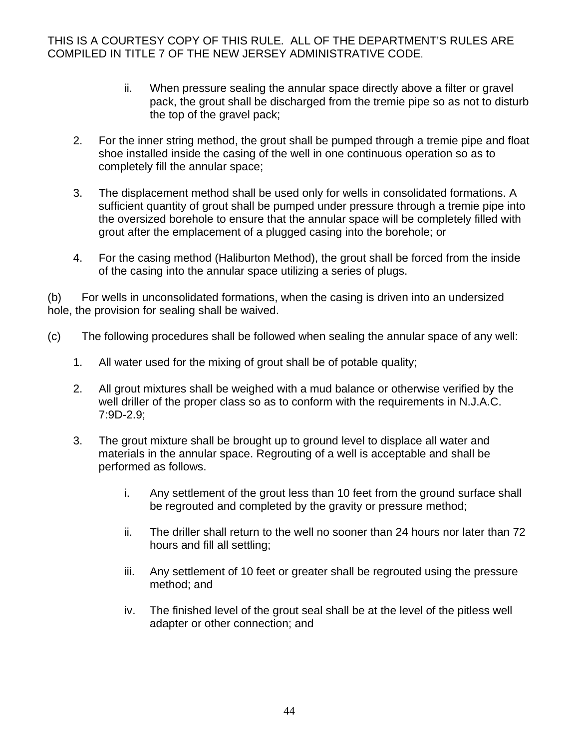THIS IS A COURTESY COPY OF THIS RULE. ALL OF THE DEPARTMENT'S RULES ARE COMPILED IN TITLE 7 OF THE NEW JERSEY ADMINISTRATIVE CODE.

ii. When pressure sealing the annular space directly above a filter or gravel pack, the grout shall be discharged from the tremie pipe so as not to disturb the top of the gravel pack;

2. For the inner string method, the grout shall be pumped through a tremie pipe and float shoe installed inside the casing of the well in one continuous operation so as to completely fill the annular space;

3. The displacement method shall be used only for wells in consolidated formations. A sufficient quantity of grout shall be pumped under pressure through a tremie pipe into the oversized borehole to ensure that the annular space will be completely filled with grout after the emplacement of a plugged casing into the borehole; or

4. For the casing method (Haliburton Method), the grout shall be forced from the inside of the casing into the annular space utilizing a series of plugs.

(b) For wells in unconsolidated formations, when the casing is driven into an undersized hole, the provision for sealing shall be waived.

(c) The following procedures shall be followed when sealing the annular space of any well:

1. All water used for the mixing of grout shall be of potable quality;

2. All grout mixtures shall be weighed with a mud balance or otherwise verified by the well driller of the proper class so as to conform with the requirements in N.J.A.C. 7:9D-2.9;

3. The grout mixture shall be brought up to ground level to displace all water and materials in the annular space. Regrouting of a well is acceptable and shall be performed as follows.

   i. Any settlement of the grout less than 10 feet from the ground surface shall be regrouted and completed by the gravity or pressure method;

   ii. The driller shall return to the well no sooner than 24 hours nor later than 72 hours and fill all settling;

   iii. Any settlement of 10 feet or greater shall be regrouted using the pressure method; and

   iv. The finished level of the grout seal shall be at the level of the pitless well adapter or other connection; and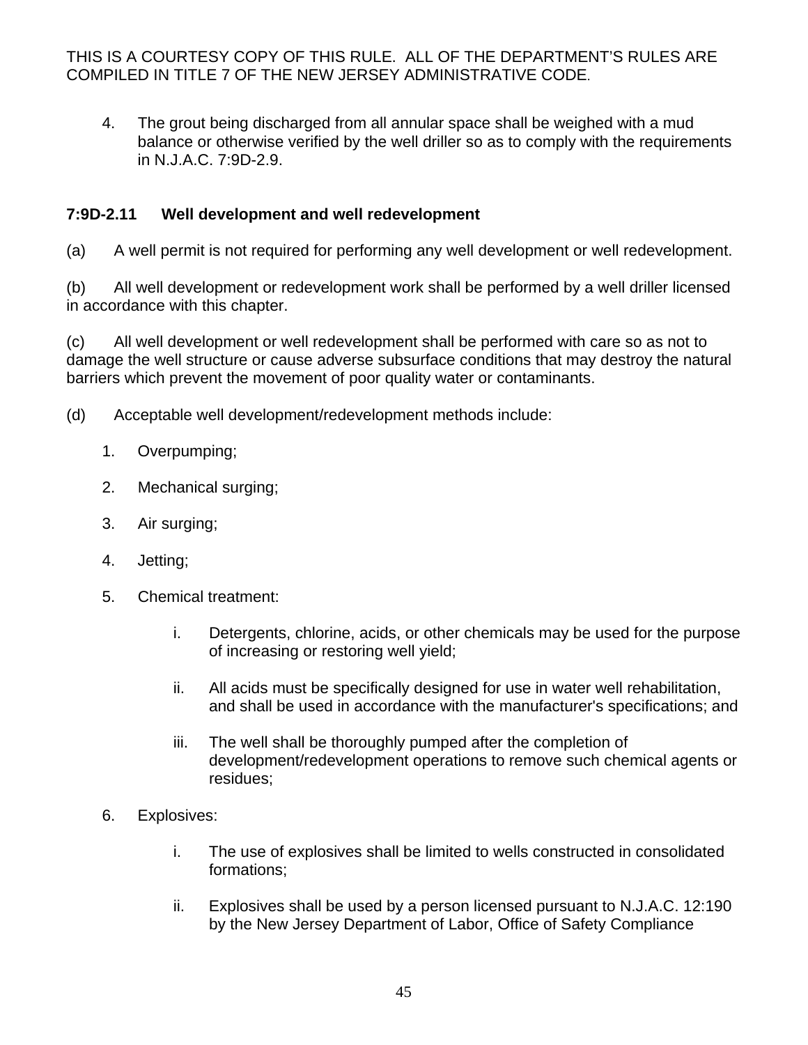4. The grout being discharged from all annular space shall be weighed with a mud balance or otherwise verified by the well driller so as to comply with the requirements in N.J.A.C. 7:9D-2.9.

**7:9D-2.11 Well development and well redevelopment**

(a) A well permit is not required for performing any well development or well redevelopment.

(b) All well development or redevelopment work shall be performed by a well driller licensed in accordance with this chapter.

(c) All well development or well redevelopment shall be performed with care so as not to damage the well structure or cause adverse subsurface conditions that may destroy the natural barriers which prevent the movement of poor quality water or contaminants.

(d) Acceptable well development/redevelopment methods include:

1. Overpumping;

2. Mechanical surging;

3. Air surging;

4. Jetting;

5. Chemical treatment:

   i. Detergents, chlorine, acids, or other chemicals may be used for the purpose of increasing or restoring well yield;

   ii. All acids must be specifically designed for use in water well rehabilitation, and shall be used in accordance with the manufacturer's specifications; and

   iii. The well shall be thoroughly pumped after the completion of development/redevelopment operations to remove such chemical agents or residues;

6. Explosives:

   i. The use of explosives shall be limited to wells constructed in consolidated formations;

   ii. Explosives shall be used by a person licensed pursuant to N.J.A.C. 12:190 by the New Jersey Department of Labor, Office of Safety Compliance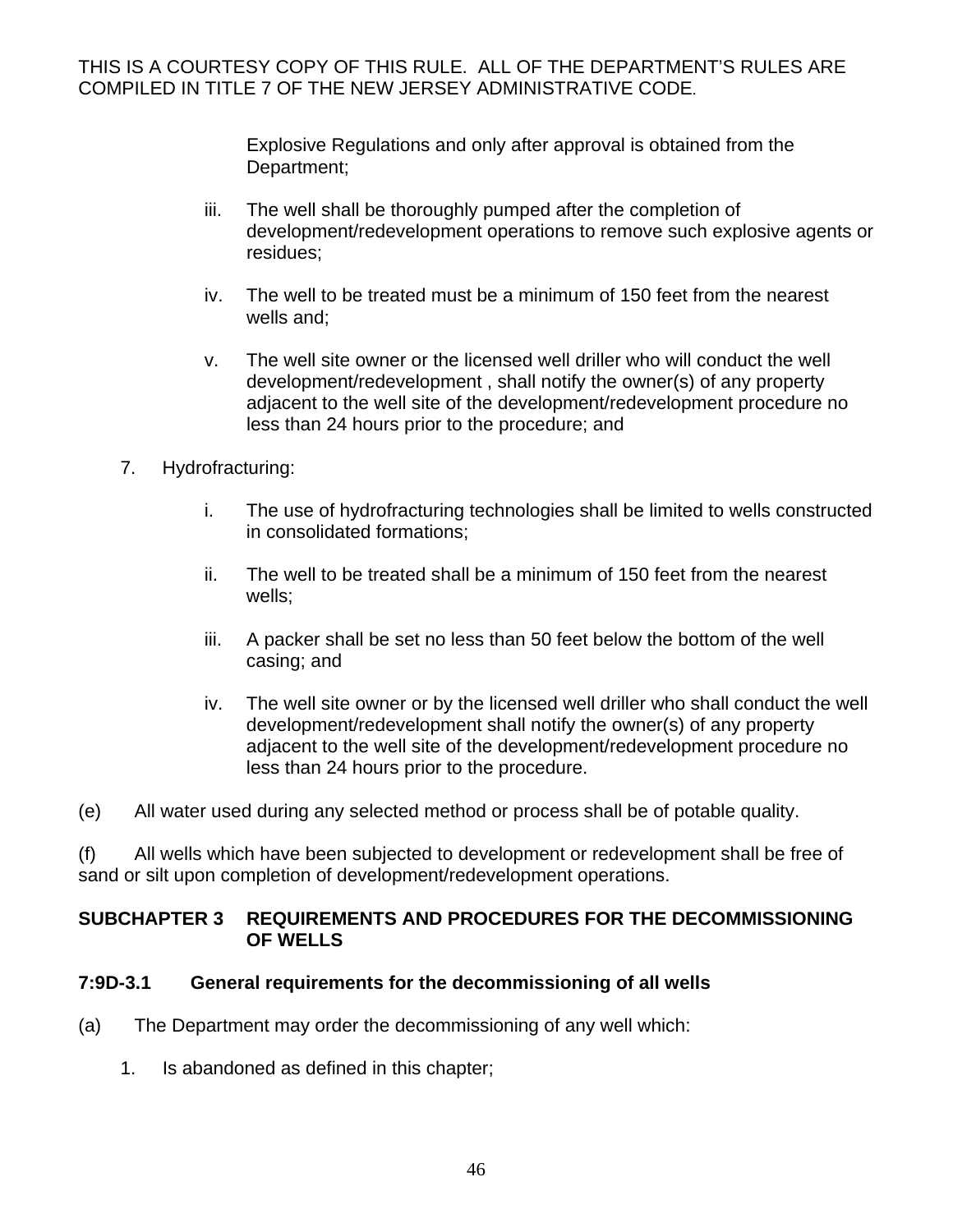Explosive Regulations and only after approval is obtained from the Department;

iii. The well shall be thoroughly pumped after the completion of development/redevelopment operations to remove such explosive agents or residues;

iv. The well to be treated must be a minimum of 150 feet from the nearest wells and;

v. The well site owner or the licensed well driller who will conduct the well development/redevelopment , shall notify the owner(s) of any property adjacent to the well site of the development/redevelopment procedure no less than 24 hours prior to the procedure; and

7. Hydrofracturing:

i. The use of hydrofracturing technologies shall be limited to wells constructed in consolidated formations;

ii. The well to be treated shall be a minimum of 150 feet from the nearest wells;

iii. A packer shall be set no less than 50 feet below the bottom of the well casing; and

iv. The well site owner or by the licensed well driller who shall conduct the well development/redevelopment shall notify the owner(s) of any property adjacent to the well site of the development/redevelopment procedure no less than 24 hours prior to the procedure.

(e) All water used during any selected method or process shall be of potable quality.

(f) All wells which have been subjected to development or redevelopment shall be free of sand or silt upon completion of development/redevelopment operations.

## SUBCHAPTER 3 REQUIREMENTS AND PROCEDURES FOR THE DECOMMISSIONING OF WELLS

### 7:9D-3.1 General requirements for the decommissioning of all wells

(a) The Department may order the decommissioning of any well which:

1. Is abandoned as defined in this chapter;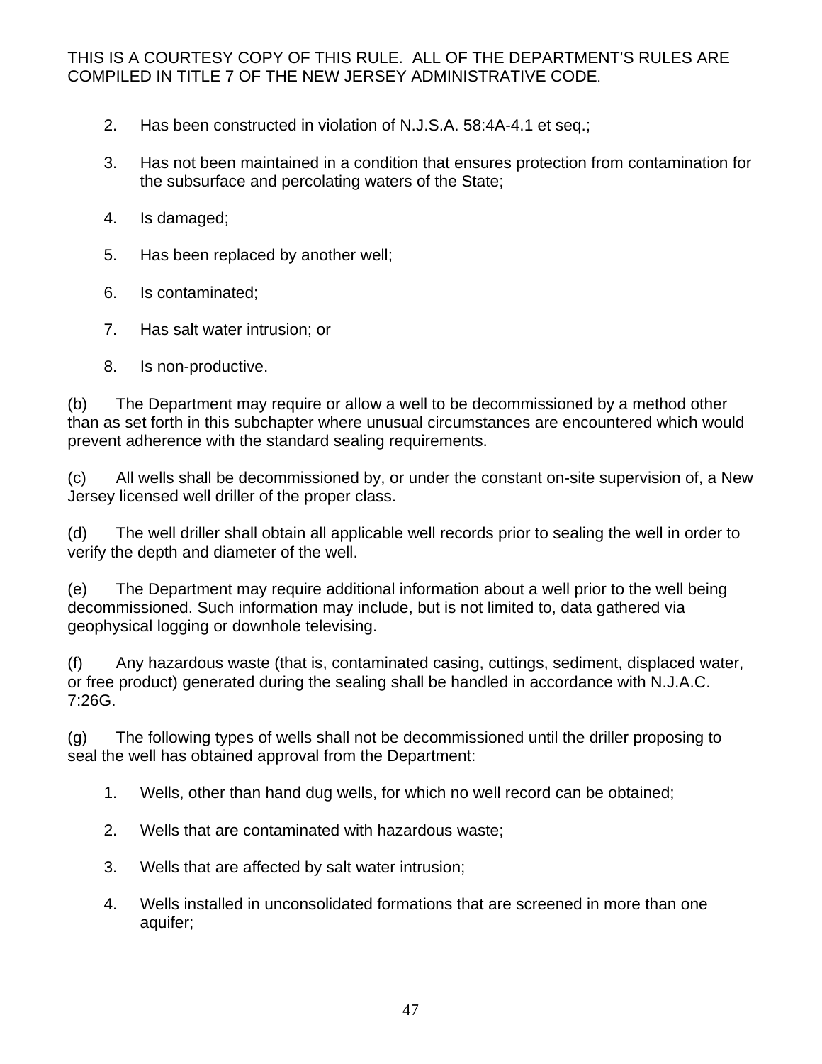2. Has been constructed in violation of N.J.S.A. 58:4A-4.1 et seq.;
3. Has not been maintained in a condition that ensures protection from contamination for the subsurface and percolating waters of the State;
4. Is damaged;
5. Has been replaced by another well;
6. Is contaminated;
7. Has salt water intrusion; or
8. Is non-productive.

(b) The Department may require or allow a well to be decommissioned by a method other than as set forth in this subchapter where unusual circumstances are encountered which would prevent adherence with the standard sealing requirements.

(c) All wells shall be decommissioned by, or under the constant on-site supervision of, a New Jersey licensed well driller of the proper class.

(d) The well driller shall obtain all applicable well records prior to sealing the well in order to verify the depth and diameter of the well.

(e) The Department may require additional information about a well prior to the well being decommissioned. Such information may include, but is not limited to, data gathered via geophysical logging or downhole televising.

(f) Any hazardous waste (that is, contaminated casing, cuttings, sediment, displaced water, or free product) generated during the sealing shall be handled in accordance with N.J.A.C. 7:26G.

(g) The following types of wells shall not be decommissioned until the driller proposing to seal the well has obtained approval from the Department:

1. Wells, other than hand dug wells, for which no well record can be obtained;
2. Wells that are contaminated with hazardous waste;
3. Wells that are affected by salt water intrusion;
4. Wells installed in unconsolidated formations that are screened in more than one aquifer;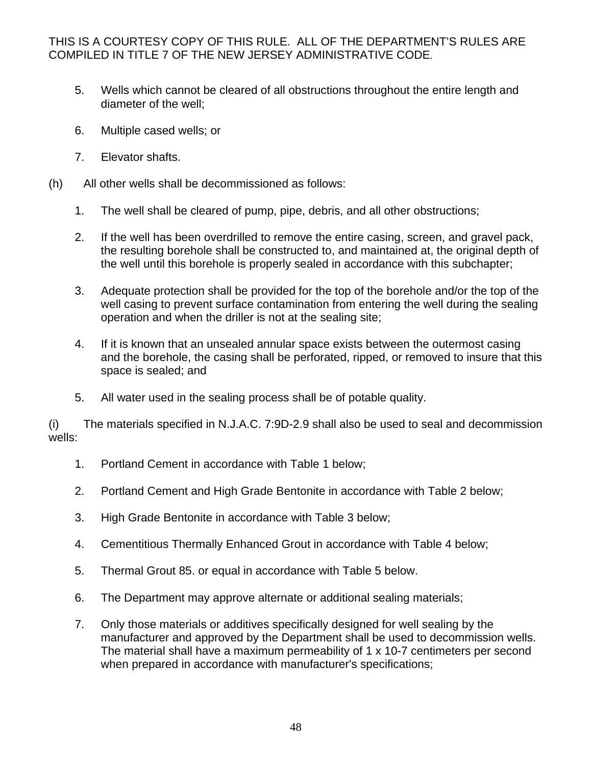5. Wells which cannot be cleared of all obstructions throughout the entire length and diameter of the well;

6. Multiple cased wells; or

7. Elevator shafts.

(h) All other wells shall be decommissioned as follows:

1. The well shall be cleared of pump, pipe, debris, and all other obstructions;

2. If the well has been overdrilled to remove the entire casing, screen, and gravel pack, the resulting borehole shall be constructed to, and maintained at, the original depth of the well until this borehole is properly sealed in accordance with this subchapter;

3. Adequate protection shall be provided for the top of the borehole and/or the top of the well casing to prevent surface contamination from entering the well during the sealing operation and when the driller is not at the sealing site;

4. If it is known that an unsealed annular space exists between the outermost casing and the borehole, the casing shall be perforated, ripped, or removed to insure that this space is sealed; and

5. All water used in the sealing process shall be of potable quality.

(i) The materials specified in N.J.A.C. 7:9D-2.9 shall also be used to seal and decommission wells:

1. Portland Cement in accordance with Table 1 below;

2. Portland Cement and High Grade Bentonite in accordance with Table 2 below;

3. High Grade Bentonite in accordance with Table 3 below;

4. Cementitious Thermally Enhanced Grout in accordance with Table 4 below;

5. Thermal Grout 85. or equal in accordance with Table 5 below.

6. The Department may approve alternate or additional sealing materials;

7. Only those materials or additives specifically designed for well sealing by the manufacturer and approved by the Department shall be used to decommission wells. The material shall have a maximum permeability of $1 \times 10^{-7}$ centimeters per second when prepared in accordance with manufacturer's specifications;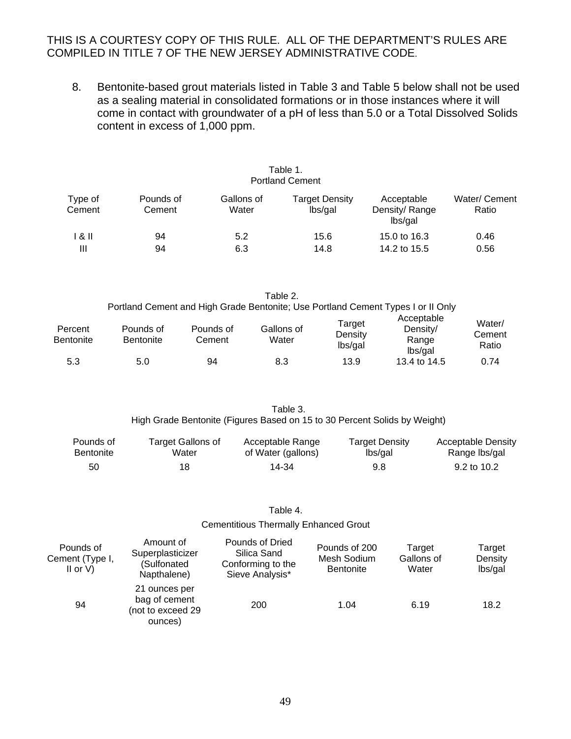THIS IS A COURTESY COPY OF THIS RULE. ALL OF THE DEPARTMENT'S RULES ARE COMPILED IN TITLE 7 OF THE NEW JERSEY ADMINISTRATIVE CODE.

8. Bentonite-based grout materials listed in Table 3 and Table 5 below shall not be used as a sealing material in consolidated formations or in those instances where it will come in contact with groundwater of a pH of less than 5.0 or a Total Dissolved Solids content in excess of 1,000 ppm.

Table 1.
Portland Cement

| Type of Cement | Pounds of Cement | Gallons of Water | Target Density lbs/gal | Acceptable Density/ Range lbs/gal | Water/ Cement Ratio |
|---|---|---|---|---|---|
| I & II | 94 | 5.2 | 15.6 | 15.0 to 16.3 | 0.46 |
| III | 94 | 6.3 | 14.8 | 14.2 to 15.5 | 0.56 |

Table 2.
Portland Cement and High Grade Bentonite; Use Portland Cement Types I or II Only

| Percent Bentonite | Pounds of Bentonite | Pounds of Cement | Gallons of Water | Target Density lbs/gal | Acceptable Density/ Range lbs/gal | Water/ Cement Ratio |
|---|---|---|---|---|---|---|
| 5.3 | 5.0 | 94 | 8.3 | 13.9 | 13.4 to 14.5 | 0.74 |

Table 3.
High Grade Bentonite (Figures Based on 15 to 30 Percent Solids by Weight)

| Pounds of Bentonite | Target Gallons of Water | Acceptable Range of Water (gallons) | Target Density lbs/gal | Acceptable Density Range lbs/gal |
|---|---|---|---|---|
| 50 | 18 | 14-34 | 9.8 | 9.2 to 10.2 |

Table 4.
Cementitious Thermally Enhanced Grout

| Pounds of Cement (Type I, II or V) | Amount of Superplasticizer (Sulfonated Napthalene) | Pounds of Dried Silica Sand Conforming to the Sieve Analysis* | Pounds of 200 Mesh Sodium Bentonite | Target Gallons of Water | Target Density lbs/gal |
|---|---|---|---|---|---|
| 94 | 21 ounces per bag of cement (not to exceed 29 ounces) | 200 | 1.04 | 6.19 | 18.2 |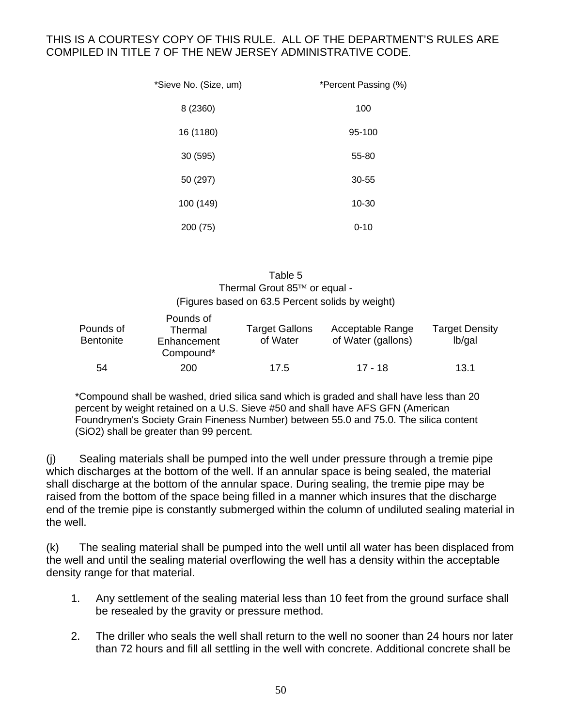THIS IS A COURTESY COPY OF THIS RULE. ALL OF THE DEPARTMENT'S RULES ARE COMPILED IN TITLE 7 OF THE NEW JERSEY ADMINISTRATIVE CODE.

| *Sieve No. (Size, um) | *Percent Passing (%) |
|---|---|
| 8 (2360) | 100 |
| 16 (1180) | 95-100 |
| 30 (595) | 55-80 |
| 50 (297) | 30-55 |
| 100 (149) | 10-30 |
| 200 (75) | 0-10 |

Table 5
Thermal Grout 85™ or equal -
(Figures based on 63.5 Percent solids by weight)

| Pounds of Bentonite | Pounds of Thermal Enhancement Compound* | Target Gallons of Water | Acceptable Range of Water (gallons) | Target Density lb/gal |
|---|---|---|---|---|
| 54 | 200 | 17.5 | 17 - 18 | 13.1 |

*Compound shall be washed, dried silica sand which is graded and shall have less than 20 percent by weight retained on a U.S. Sieve #50 and shall have AFS GFN (American Foundrymen's Society Grain Fineness Number) between 55.0 and 75.0. The silica content ($SiO_2$) shall be greater than 99 percent.

(j) Sealing materials shall be pumped into the well under pressure through a tremie pipe which discharges at the bottom of the well. If an annular space is being sealed, the material shall discharge at the bottom of the annular space. During sealing, the tremie pipe may be raised from the bottom of the space being filled in a manner which insures that the discharge end of the tremie pipe is constantly submerged within the column of undiluted sealing material in the well.

(k) The sealing material shall be pumped into the well until all water has been displaced from the well and until the sealing material overflowing the well has a density within the acceptable density range for that material.

1. Any settlement of the sealing material less than 10 feet from the ground surface shall be resealed by the gravity or pressure method.

2. The driller who seals the well shall return to the well no sooner than 24 hours nor later than 72 hours and fill all settling in the well with concrete. Additional concrete shall be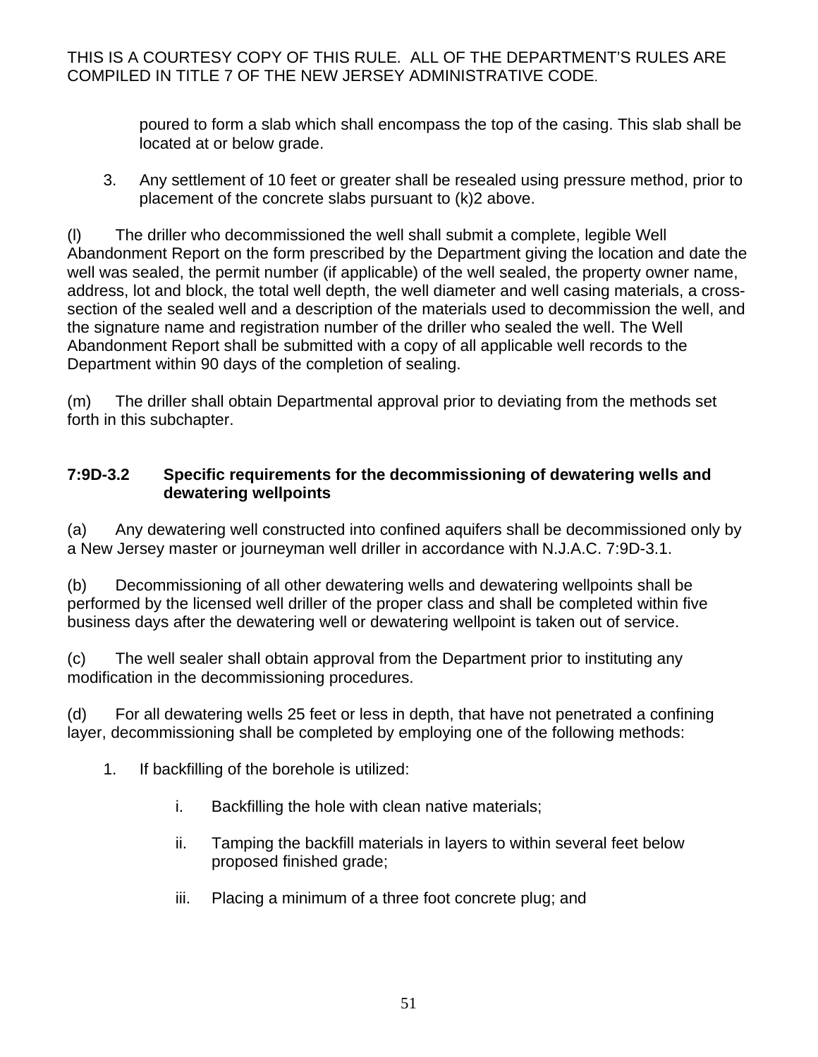poured to form a slab which shall encompass the top of the casing. This slab shall be located at or below grade.

3. Any settlement of 10 feet or greater shall be resealed using pressure method, prior to placement of the concrete slabs pursuant to (k)2 above.

(l) The driller who decommissioned the well shall submit a complete, legible Well Abandonment Report on the form prescribed by the Department giving the location and date the well was sealed, the permit number (if applicable) of the well sealed, the property owner name, address, lot and block, the total well depth, the well diameter and well casing materials, a cross-section of the sealed well and a description of the materials used to decommission the well, and the signature name and registration number of the driller who sealed the well. The Well Abandonment Report shall be submitted with a copy of all applicable well records to the Department within 90 days of the completion of sealing.

(m) The driller shall obtain Departmental approval prior to deviating from the methods set forth in this subchapter.

### 7:9D-3.2 Specific requirements for the decommissioning of dewatering wells and dewatering wellpoints

(a) Any dewatering well constructed into confined aquifers shall be decommissioned only by a New Jersey master or journeyman well driller in accordance with N.J.A.C. 7:9D-3.1.

(b) Decommissioning of all other dewatering wells and dewatering wellpoints shall be performed by the licensed well driller of the proper class and shall be completed within five business days after the dewatering well or dewatering wellpoint is taken out of service.

(c) The well sealer shall obtain approval from the Department prior to instituting any modification in the decommissioning procedures.

(d) For all dewatering wells 25 feet or less in depth, that have not penetrated a confining layer, decommissioning shall be completed by employing one of the following methods:

1. If backfilling of the borehole is utilized:

    i. Backfilling the hole with clean native materials;

    ii. Tamping the backfill materials in layers to within several feet below proposed finished grade;

    iii. Placing a minimum of a three foot concrete plug; and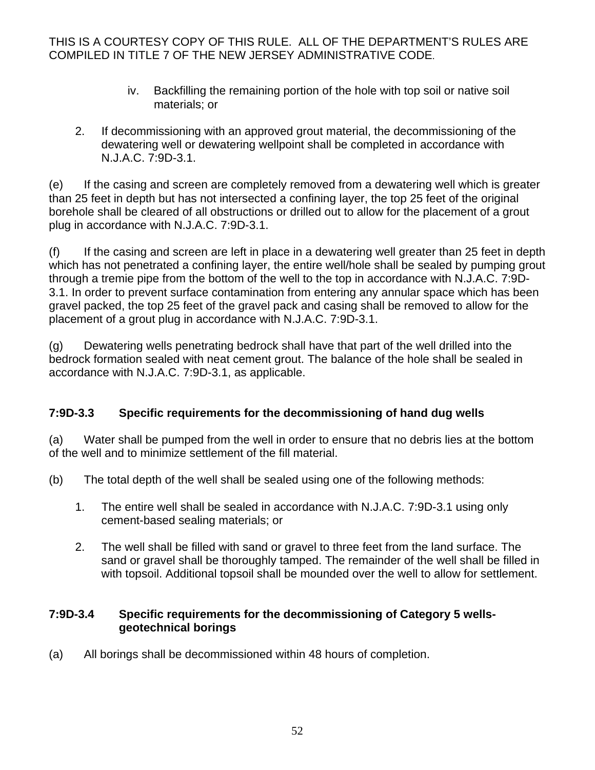iv. Backfilling the remaining portion of the hole with top soil or native soil materials; or

2. If decommissioning with an approved grout material, the decommissioning of the dewatering well or dewatering wellpoint shall be completed in accordance with N.J.A.C. 7:9D-3.1.

(e) If the casing and screen are completely removed from a dewatering well which is greater than 25 feet in depth but has not intersected a confining layer, the top 25 feet of the original borehole shall be cleared of all obstructions or drilled out to allow for the placement of a grout plug in accordance with N.J.A.C. 7:9D-3.1.

(f) If the casing and screen are left in place in a dewatering well greater than 25 feet in depth which has not penetrated a confining layer, the entire well/hole shall be sealed by pumping grout through a tremie pipe from the bottom of the well to the top in accordance with N.J.A.C. 7:9D-3.1. In order to prevent surface contamination from entering any annular space which has been gravel packed, the top 25 feet of the gravel pack and casing shall be removed to allow for the placement of a grout plug in accordance with N.J.A.C. 7:9D-3.1.

(g) Dewatering wells penetrating bedrock shall have that part of the well drilled into the bedrock formation sealed with neat cement grout. The balance of the hole shall be sealed in accordance with N.J.A.C. 7:9D-3.1, as applicable.

### 7:9D-3.3 Specific requirements for the decommissioning of hand dug wells

(a) Water shall be pumped from the well in order to ensure that no debris lies at the bottom of the well and to minimize settlement of the fill material.

(b) The total depth of the well shall be sealed using one of the following methods:

1. The entire well shall be sealed in accordance with N.J.A.C. 7:9D-3.1 using only cement-based sealing materials; or

2. The well shall be filled with sand or gravel to three feet from the land surface. The sand or gravel shall be thoroughly tamped. The remainder of the well shall be filled in with topsoil. Additional topsoil shall be mounded over the well to allow for settlement.

### 7:9D-3.4 Specific requirements for the decommissioning of Category 5 wells-geotechnical borings

(a) All borings shall be decommissioned within 48 hours of completion.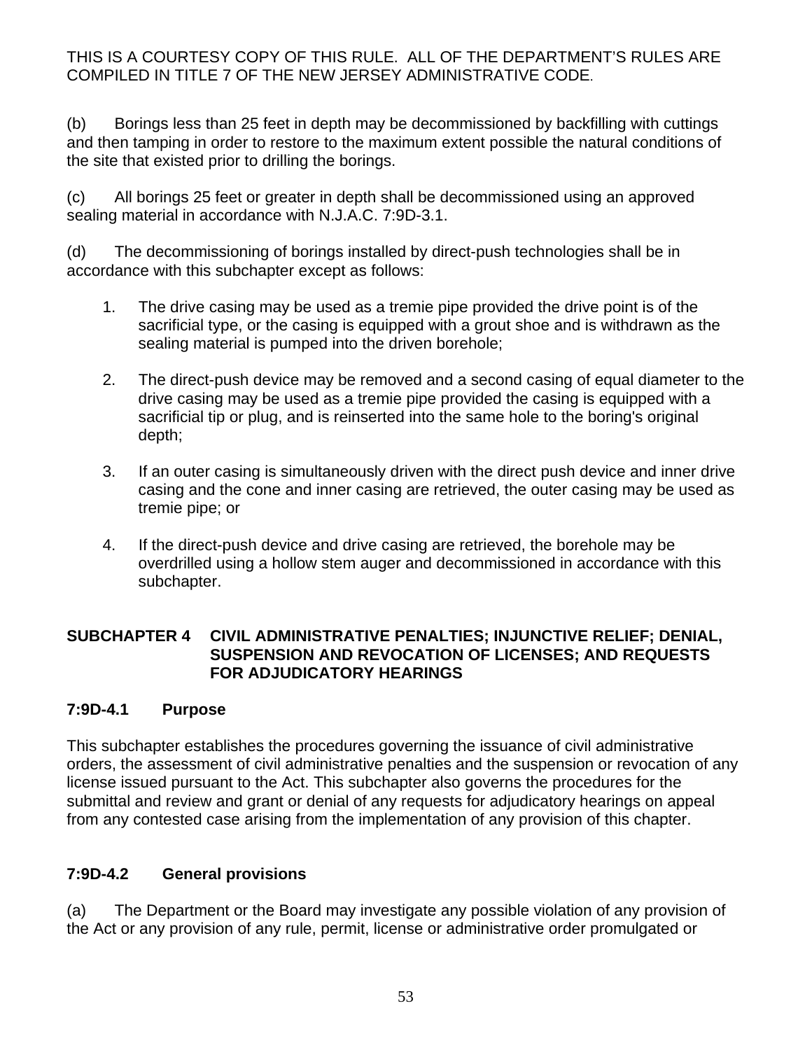THIS IS A COURTESY COPY OF THIS RULE. ALL OF THE DEPARTMENT'S RULES ARE COMPILED IN TITLE 7 OF THE NEW JERSEY ADMINISTRATIVE CODE.

(b) Borings less than 25 feet in depth may be decommissioned by backfilling with cuttings and then tamping in order to restore to the maximum extent possible the natural conditions of the site that existed prior to drilling the borings.

(c) All borings 25 feet or greater in depth shall be decommissioned using an approved sealing material in accordance with N.J.A.C. 7:9D-3.1.

(d) The decommissioning of borings installed by direct-push technologies shall be in accordance with this subchapter except as follows:

1. The drive casing may be used as a tremie pipe provided the drive point is of the sacrificial type, or the casing is equipped with a grout shoe and is withdrawn as the sealing material is pumped into the driven borehole;

2. The direct-push device may be removed and a second casing of equal diameter to the drive casing may be used as a tremie pipe provided the casing is equipped with a sacrificial tip or plug, and is reinserted into the same hole to the boring's original depth;

3. If an outer casing is simultaneously driven with the direct push device and inner drive casing and the cone and inner casing are retrieved, the outer casing may be used as tremie pipe; or

4. If the direct-push device and drive casing are retrieved, the borehole may be overdrilled using a hollow stem auger and decommissioned in accordance with this subchapter.

## SUBCHAPTER 4 CIVIL ADMINISTRATIVE PENALTIES; INJUNCTIVE RELIEF; DENIAL, SUSPENSION AND REVOCATION OF LICENSES; AND REQUESTS FOR ADJUDICATORY HEARINGS

### 7:9D-4.1 Purpose

This subchapter establishes the procedures governing the issuance of civil administrative orders, the assessment of civil administrative penalties and the suspension or revocation of any license issued pursuant to the Act. This subchapter also governs the procedures for the submittal and review and grant or denial of any requests for adjudicatory hearings on appeal from any contested case arising from the implementation of any provision of this chapter.

### 7:9D-4.2 General provisions

(a) The Department or the Board may investigate any possible violation of any provision of the Act or any provision of any rule, permit, license or administrative order promulgated or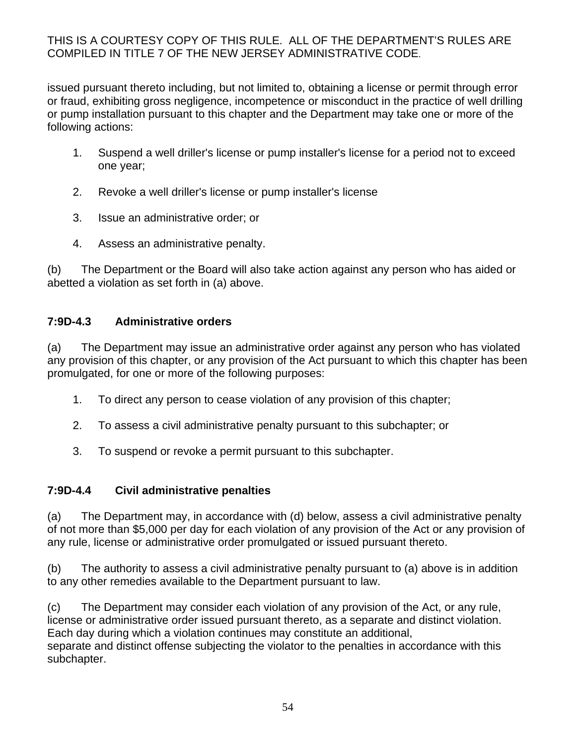issued pursuant thereto including, but not limited to, obtaining a license or permit through error or fraud, exhibiting gross negligence, incompetence or misconduct in the practice of well drilling or pump installation pursuant to this chapter and the Department may take one or more of the following actions:

1. Suspend a well driller's license or pump installer's license for a period not to exceed one year;

2. Revoke a well driller's license or pump installer's license

3. Issue an administrative order; or

4. Assess an administrative penalty.

(b) The Department or the Board will also take action against any person who has aided or abetted a violation as set forth in (a) above.

**7:9D-4.3 Administrative orders**

(a) The Department may issue an administrative order against any person who has violated any provision of this chapter, or any provision of the Act pursuant to which this chapter has been promulgated, for one or more of the following purposes:

1. To direct any person to cease violation of any provision of this chapter;

2. To assess a civil administrative penalty pursuant to this subchapter; or

3. To suspend or revoke a permit pursuant to this subchapter.

**7:9D-4.4 Civil administrative penalties**

(a) The Department may, in accordance with (d) below, assess a civil administrative penalty of not more than $5,000 per day for each violation of any provision of the Act or any provision of any rule, license or administrative order promulgated or issued pursuant thereto.

(b) The authority to assess a civil administrative penalty pursuant to (a) above is in addition to any other remedies available to the Department pursuant to law.

(c) The Department may consider each violation of any provision of the Act, or any rule, license or administrative order issued pursuant thereto, as a separate and distinct violation. Each day during which a violation continues may constitute an additional, separate and distinct offense subjecting the violator to the penalties in accordance with this subchapter.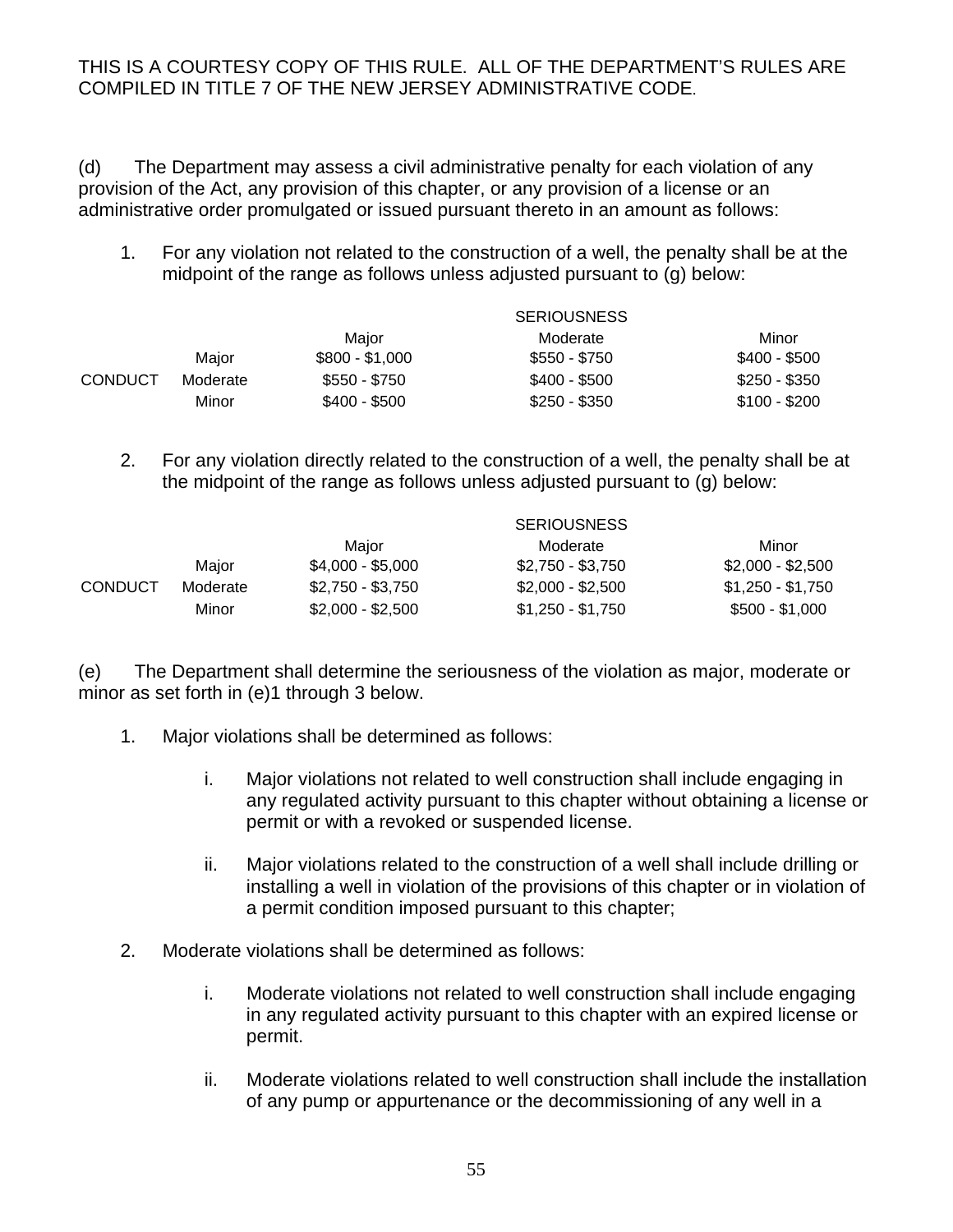THIS IS A COURTESY COPY OF THIS RULE. ALL OF THE DEPARTMENT'S RULES ARE COMPILED IN TITLE 7 OF THE NEW JERSEY ADMINISTRATIVE CODE.

(d) The Department may assess a civil administrative penalty for each violation of any provision of the Act, any provision of this chapter, or any provision of a license or an administrative order promulgated or issued pursuant thereto in an amount as follows:

1. For any violation not related to the construction of a well, the penalty shall be at the midpoint of the range as follows unless adjusted pursuant to (g) below:

| | | SERIOUSNESS | | |
|---|---|---|---|---|
| | | Major | Moderate | Minor |
| CONDUCT | Major | $800 - $1,000 | $550 - $750 | $400 - $500 |
| | Moderate | $550 - $750 | $400 - $500 | $250 - $350 |
| | Minor | $400 - $500 | $250 - $350 | $100 - $200 |

2. For any violation directly related to the construction of a well, the penalty shall be at the midpoint of the range as follows unless adjusted pursuant to (g) below:

| | | SERIOUSNESS | | |
|---|---|---|---|---|
| | | Major | Moderate | Minor |
| CONDUCT | Major | $4,000 - $5,000 | $2,750 - $3,750 | $2,000 - $2,500 |
| | Moderate | $2,750 - $3,750 | $2,000 - $2,500 | $1,250 - $1,750 |
| | Minor | $2,000 - $2,500 | $1,250 - $1,750 | $500 - $1,000 |

(e) The Department shall determine the seriousness of the violation as major, moderate or minor as set forth in (e)1 through 3 below.

1. Major violations shall be determined as follows:

   i. Major violations not related to well construction shall include engaging in any regulated activity pursuant to this chapter without obtaining a license or permit or with a revoked or suspended license.

   ii. Major violations related to the construction of a well shall include drilling or installing a well in violation of the provisions of this chapter or in violation of a permit condition imposed pursuant to this chapter;

2. Moderate violations shall be determined as follows:

   i. Moderate violations not related to well construction shall include engaging in any regulated activity pursuant to this chapter with an expired license or permit.

   ii. Moderate violations related to well construction shall include the installation of any pump or appurtenance or the decommissioning of any well in a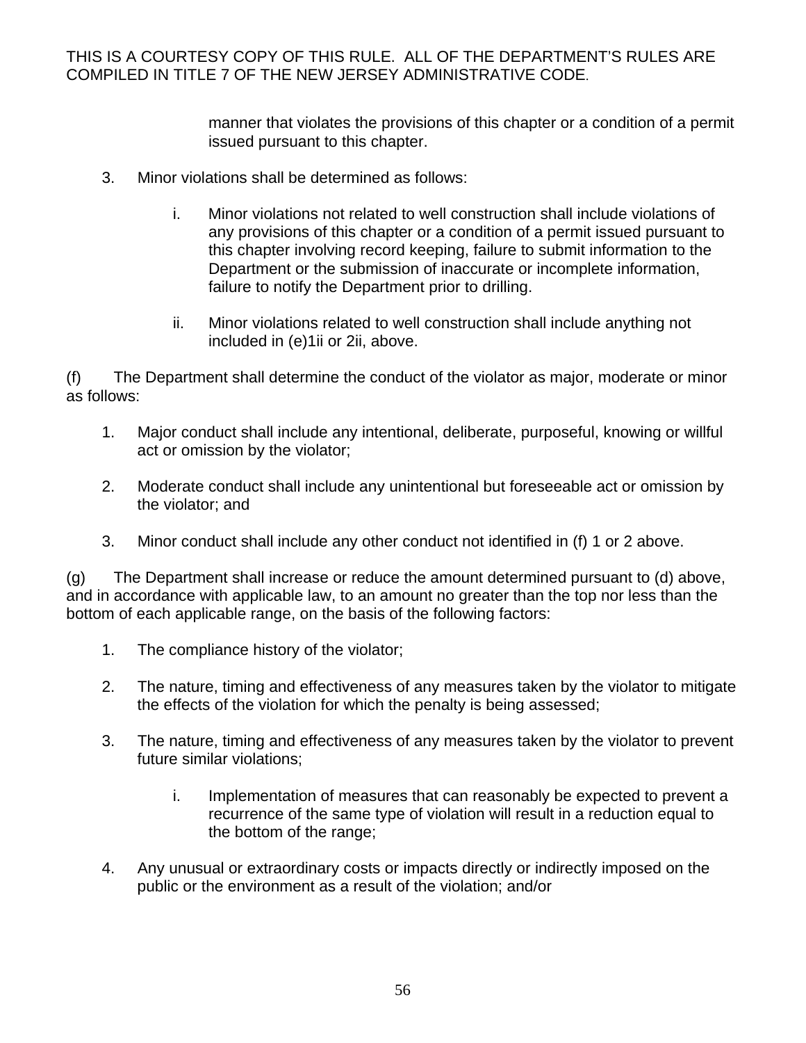manner that violates the provisions of this chapter or a condition of a permit issued pursuant to this chapter.

3. Minor violations shall be determined as follows:

   i. Minor violations not related to well construction shall include violations of any provisions of this chapter or a condition of a permit issued pursuant to this chapter involving record keeping, failure to submit information to the Department or the submission of inaccurate or incomplete information, failure to notify the Department prior to drilling.

   ii. Minor violations related to well construction shall include anything not included in (e)1ii or 2ii, above.

(f) The Department shall determine the conduct of the violator as major, moderate or minor as follows:

1. Major conduct shall include any intentional, deliberate, purposeful, knowing or willful act or omission by the violator;

2. Moderate conduct shall include any unintentional but foreseeable act or omission by the violator; and

3. Minor conduct shall include any other conduct not identified in (f) 1 or 2 above.

(g) The Department shall increase or reduce the amount determined pursuant to (d) above, and in accordance with applicable law, to an amount no greater than the top nor less than the bottom of each applicable range, on the basis of the following factors:

1. The compliance history of the violator;

2. The nature, timing and effectiveness of any measures taken by the violator to mitigate the effects of the violation for which the penalty is being assessed;

3. The nature, timing and effectiveness of any measures taken by the violator to prevent future similar violations;

   i. Implementation of measures that can reasonably be expected to prevent a recurrence of the same type of violation will result in a reduction equal to the bottom of the range;

4. Any unusual or extraordinary costs or impacts directly or indirectly imposed on the public or the environment as a result of the violation; and/or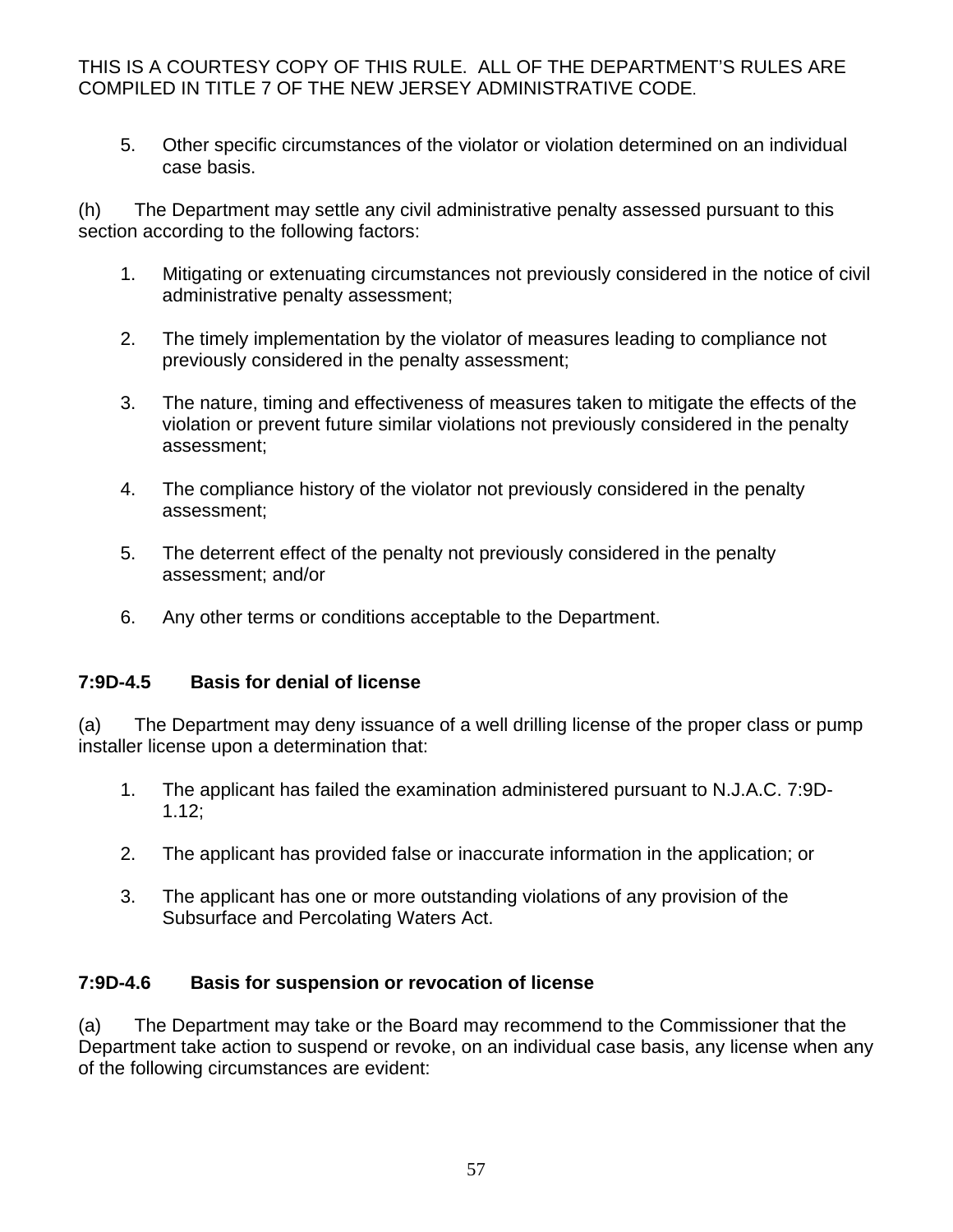5. Other specific circumstances of the violator or violation determined on an individual case basis.

(h) The Department may settle any civil administrative penalty assessed pursuant to this section according to the following factors:

1. Mitigating or extenuating circumstances not previously considered in the notice of civil administrative penalty assessment;

2. The timely implementation by the violator of measures leading to compliance not previously considered in the penalty assessment;

3. The nature, timing and effectiveness of measures taken to mitigate the effects of the violation or prevent future similar violations not previously considered in the penalty assessment;

4. The compliance history of the violator not previously considered in the penalty assessment;

5. The deterrent effect of the penalty not previously considered in the penalty assessment; and/or

6. Any other terms or conditions acceptable to the Department.

### 7:9D-4.5 Basis for denial of license

(a) The Department may deny issuance of a well drilling license of the proper class or pump installer license upon a determination that:

1. The applicant has failed the examination administered pursuant to N.J.A.C. 7:9D-1.12;

2. The applicant has provided false or inaccurate information in the application; or

3. The applicant has one or more outstanding violations of any provision of the Subsurface and Percolating Waters Act.

### 7:9D-4.6 Basis for suspension or revocation of license

(a) The Department may take or the Board may recommend to the Commissioner that the Department take action to suspend or revoke, on an individual case basis, any license when any of the following circumstances are evident: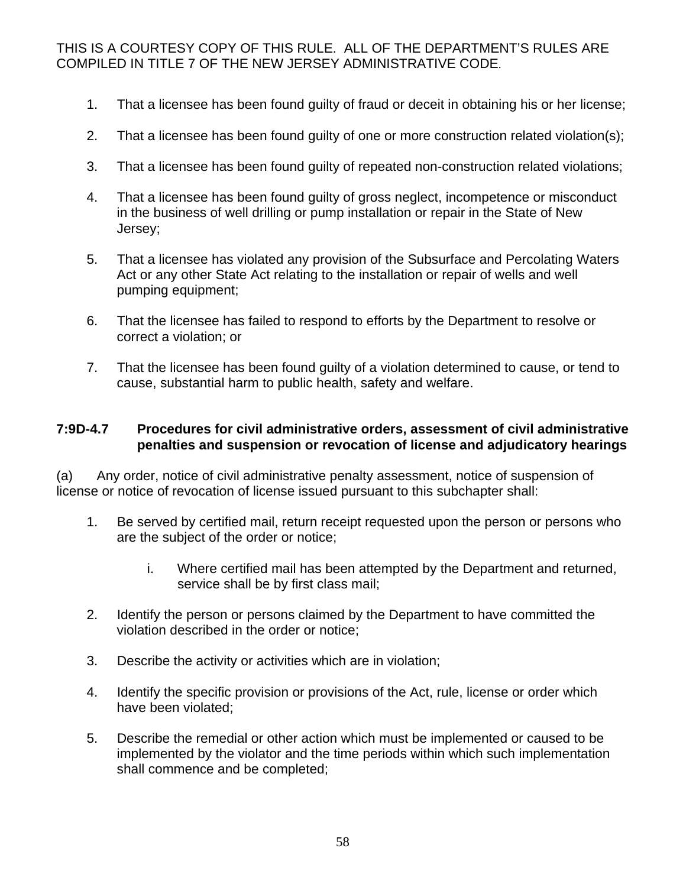THIS IS A COURTESY COPY OF THIS RULE. ALL OF THE DEPARTMENT'S RULES ARE COMPILED IN TITLE 7 OF THE NEW JERSEY ADMINISTRATIVE CODE.

1. That a licensee has been found guilty of fraud or deceit in obtaining his or her license;

2. That a licensee has been found guilty of one or more construction related violation(s);

3. That a licensee has been found guilty of repeated non-construction related violations;

4. That a licensee has been found guilty of gross neglect, incompetence or misconduct in the business of well drilling or pump installation or repair in the State of New Jersey;

5. That a licensee has violated any provision of the Subsurface and Percolating Waters Act or any other State Act relating to the installation or repair of wells and well pumping equipment;

6. That the licensee has failed to respond to efforts by the Department to resolve or correct a violation; or

7. That the licensee has been found guilty of a violation determined to cause, or tend to cause, substantial harm to public health, safety and welfare.

### 7:9D-4.7 Procedures for civil administrative orders, assessment of civil administrative penalties and suspension or revocation of license and adjudicatory hearings

(a) Any order, notice of civil administrative penalty assessment, notice of suspension of license or notice of revocation of license issued pursuant to this subchapter shall:

1. Be served by certified mail, return receipt requested upon the person or persons who are the subject of the order or notice;

   i. Where certified mail has been attempted by the Department and returned, service shall be by first class mail;

2. Identify the person or persons claimed by the Department to have committed the violation described in the order or notice;

3. Describe the activity or activities which are in violation;

4. Identify the specific provision or provisions of the Act, rule, license or order which have been violated;

5. Describe the remedial or other action which must be implemented or caused to be implemented by the violator and the time periods within which such implementation shall commence and be completed;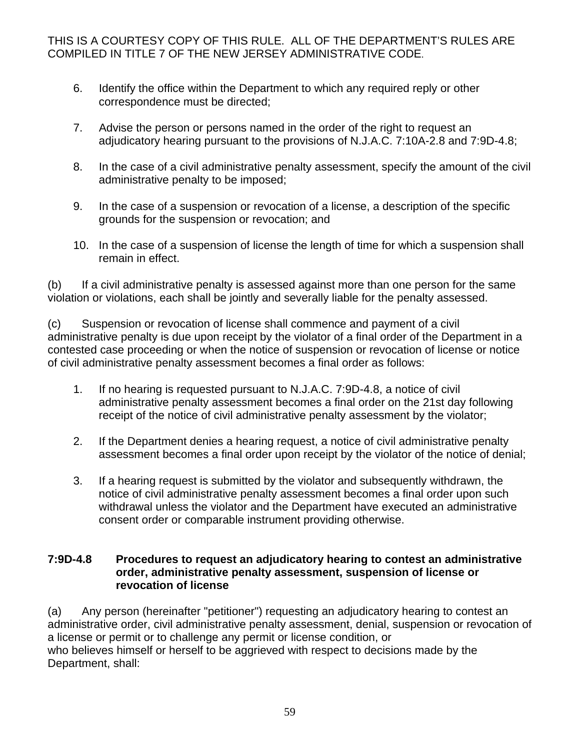THIS IS A COURTESY COPY OF THIS RULE. ALL OF THE DEPARTMENT'S RULES ARE COMPILED IN TITLE 7 OF THE NEW JERSEY ADMINISTRATIVE CODE.

6. Identify the office within the Department to which any required reply or other correspondence must be directed;

7. Advise the person or persons named in the order of the right to request an adjudicatory hearing pursuant to the provisions of N.J.A.C. 7:10A-2.8 and 7:9D-4.8;

8. In the case of a civil administrative penalty assessment, specify the amount of the civil administrative penalty to be imposed;

9. In the case of a suspension or revocation of a license, a description of the specific grounds for the suspension or revocation; and

10. In the case of a suspension of license the length of time for which a suspension shall remain in effect.

(b) If a civil administrative penalty is assessed against more than one person for the same violation or violations, each shall be jointly and severally liable for the penalty assessed.

(c) Suspension or revocation of license shall commence and payment of a civil administrative penalty is due upon receipt by the violator of a final order of the Department in a contested case proceeding or when the notice of suspension or revocation of license or notice of civil administrative penalty assessment becomes a final order as follows:

1. If no hearing is requested pursuant to N.J.A.C. 7:9D-4.8, a notice of civil administrative penalty assessment becomes a final order on the 21st day following receipt of the notice of civil administrative penalty assessment by the violator;

2. If the Department denies a hearing request, a notice of civil administrative penalty assessment becomes a final order upon receipt by the violator of the notice of denial;

3. If a hearing request is submitted by the violator and subsequently withdrawn, the notice of civil administrative penalty assessment becomes a final order upon such withdrawal unless the violator and the Department have executed an administrative consent order or comparable instrument providing otherwise.

**7:9D-4.8 Procedures to request an adjudicatory hearing to contest an administrative order, administrative penalty assessment, suspension of license or revocation of license**

(a) Any person (hereinafter "petitioner") requesting an adjudicatory hearing to contest an administrative order, civil administrative penalty assessment, denial, suspension or revocation of a license or permit or to challenge any permit or license condition, or who believes himself or herself to be aggrieved with respect to decisions made by the Department, shall: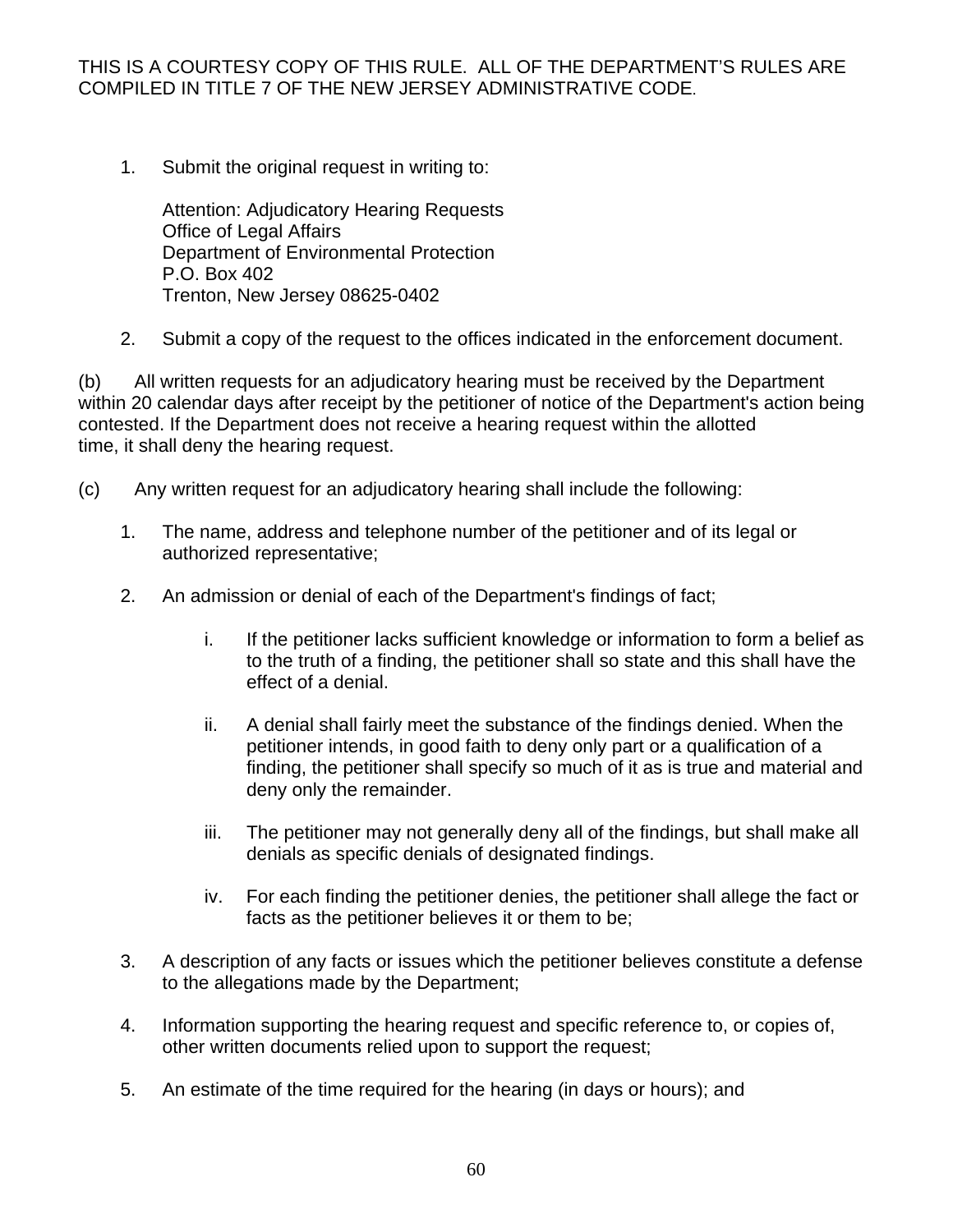THIS IS A COURTESY COPY OF THIS RULE. ALL OF THE DEPARTMENT'S RULES ARE COMPILED IN TITLE 7 OF THE NEW JERSEY ADMINISTRATIVE CODE.

1. Submit the original request in writing to:

   Attention: Adjudicatory Hearing Requests
   Office of Legal Affairs
   Department of Environmental Protection
   P.O. Box 402
   Trenton, New Jersey 08625-0402

2. Submit a copy of the request to the offices indicated in the enforcement document.

(b) All written requests for an adjudicatory hearing must be received by the Department within 20 calendar days after receipt by the petitioner of notice of the Department's action being contested. If the Department does not receive a hearing request within the allotted time, it shall deny the hearing request.

(c) Any written request for an adjudicatory hearing shall include the following:

1. The name, address and telephone number of the petitioner and of its legal or authorized representative;

2. An admission or denial of each of the Department's findings of fact;

   i. If the petitioner lacks sufficient knowledge or information to form a belief as to the truth of a finding, the petitioner shall so state and this shall have the effect of a denial.

   ii. A denial shall fairly meet the substance of the findings denied. When the petitioner intends, in good faith to deny only part or a qualification of a finding, the petitioner shall specify so much of it as is true and material and deny only the remainder.

   iii. The petitioner may not generally deny all of the findings, but shall make all denials as specific denials of designated findings.

   iv. For each finding the petitioner denies, the petitioner shall allege the fact or facts as the petitioner believes it or them to be;

3. A description of any facts or issues which the petitioner believes constitute a defense to the allegations made by the Department;

4. Information supporting the hearing request and specific reference to, or copies of, other written documents relied upon to support the request;

5. An estimate of the time required for the hearing (in days or hours); and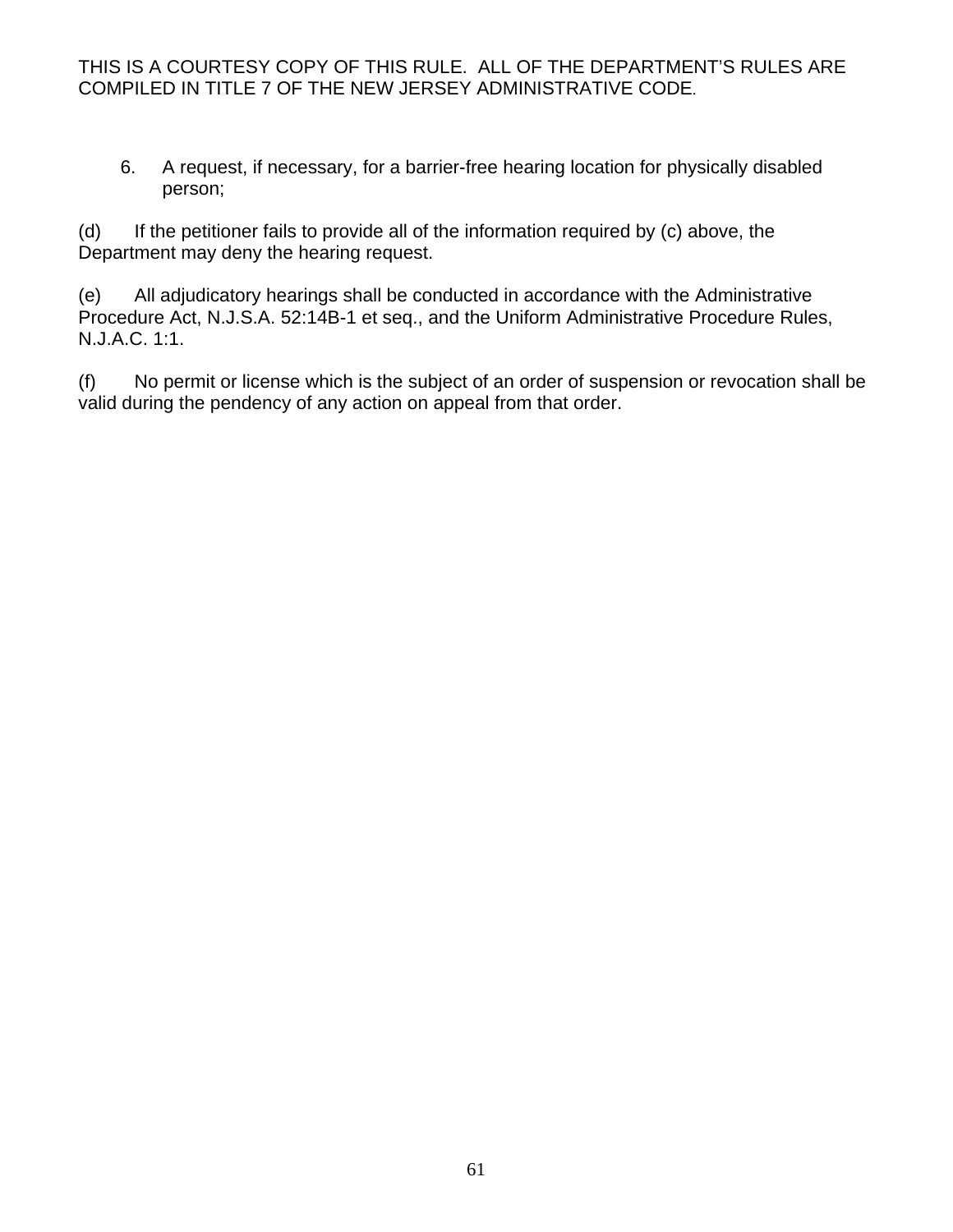THIS IS A COURTESY COPY OF THIS RULE. ALL OF THE DEPARTMENT'S RULES ARE COMPILED IN TITLE 7 OF THE NEW JERSEY ADMINISTRATIVE CODE.

6. A request, if necessary, for a barrier-free hearing location for physically disabled person;

(d) If the petitioner fails to provide all of the information required by (c) above, the Department may deny the hearing request.

(e) All adjudicatory hearings shall be conducted in accordance with the Administrative Procedure Act, N.J.S.A. 52:14B-1 et seq., and the Uniform Administrative Procedure Rules, N.J.A.C. 1:1.

(f) No permit or license which is the subject of an order of suspension or revocation shall be valid during the pendency of any action on appeal from that order.